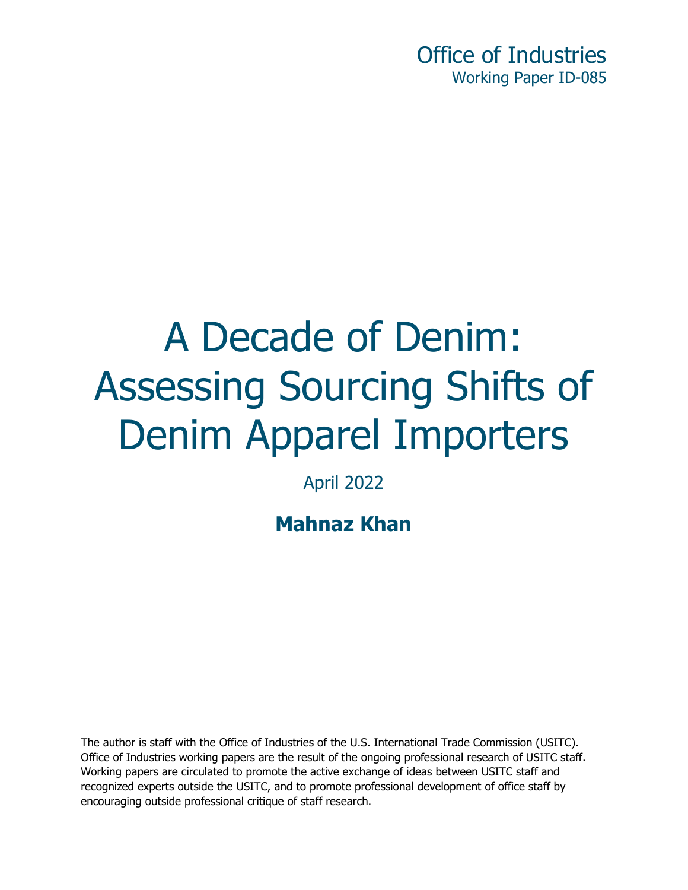Office of Industries
Working Paper ID-085

# A Decade of Denim: Assessing Sourcing Shifts of Denim Apparel Importers

April 2022

**Mahnaz Khan**

The author is staff with the Office of Industries of the U.S. International Trade Commission (USITC). Office of Industries working papers are the result of the ongoing professional research of USITC staff. Working papers are circulated to promote the active exchange of ideas between USITC staff and recognized experts outside the USITC, and to promote professional development of office staff by encouraging outside professional critique of staff research.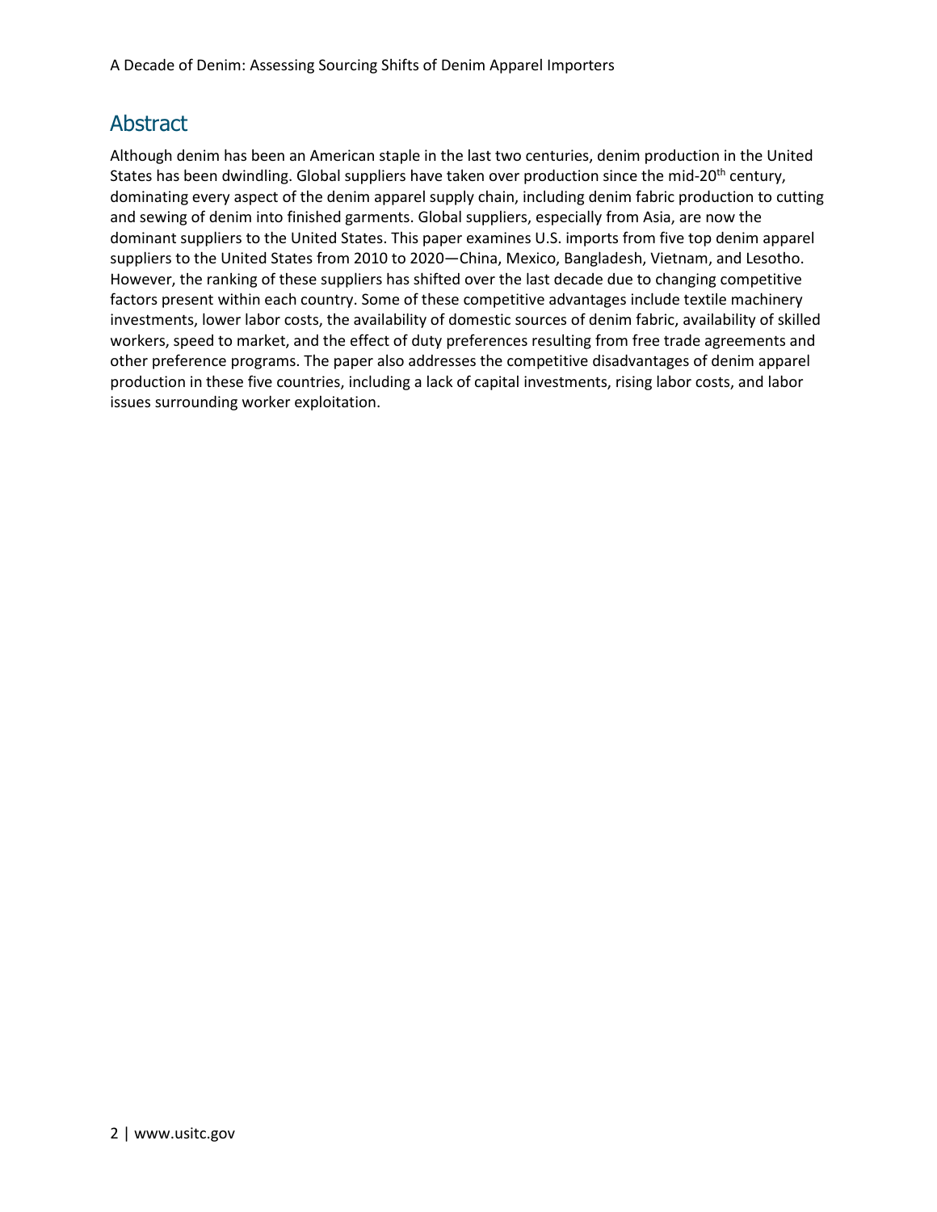## Abstract

Although denim has been an American staple in the last two centuries, denim production in the United States has been dwindling. Global suppliers have taken over production since the mid-20th century, dominating every aspect of the denim apparel supply chain, including denim fabric production to cutting and sewing of denim into finished garments. Global suppliers, especially from Asia, are now the dominant suppliers to the United States. This paper examines U.S. imports from five top denim apparel suppliers to the United States from 2010 to 2020—China, Mexico, Bangladesh, Vietnam, and Lesotho. However, the ranking of these suppliers has shifted over the last decade due to changing competitive factors present within each country. Some of these competitive advantages include textile machinery investments, lower labor costs, the availability of domestic sources of denim fabric, availability of skilled workers, speed to market, and the effect of duty preferences resulting from free trade agreements and other preference programs. The paper also addresses the competitive disadvantages of denim apparel production in these five countries, including a lack of capital investments, rising labor costs, and labor issues surrounding worker exploitation.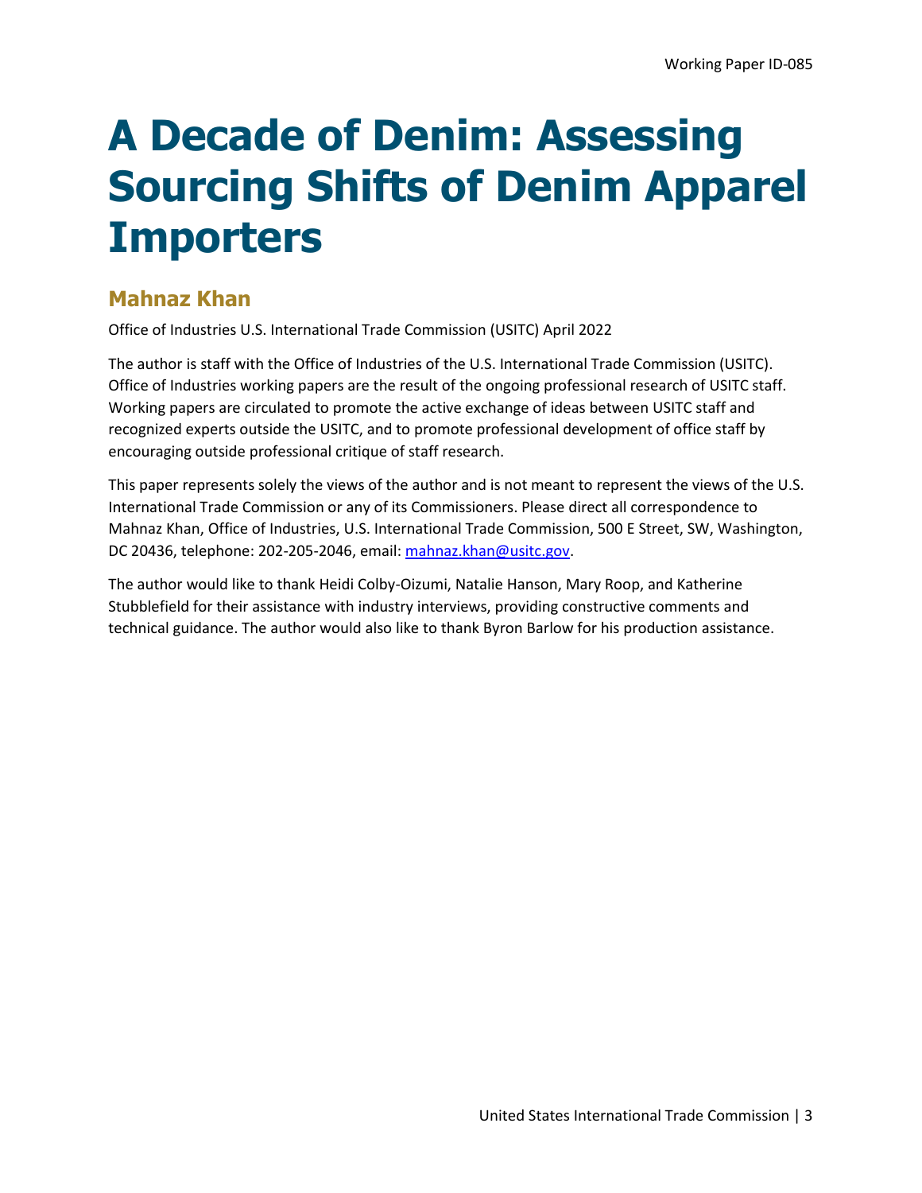Working Paper ID-085

# A Decade of Denim: Assessing Sourcing Shifts of Denim Apparel Importers

## Mahnaz Khan

Office of Industries U.S. International Trade Commission (USITC) April 2022

The author is staff with the Office of Industries of the U.S. International Trade Commission (USITC). Office of Industries working papers are the result of the ongoing professional research of USITC staff. Working papers are circulated to promote the active exchange of ideas between USITC staff and recognized experts outside the USITC, and to promote professional development of office staff by encouraging outside professional critique of staff research.

This paper represents solely the views of the author and is not meant to represent the views of the U.S. International Trade Commission or any of its Commissioners. Please direct all correspondence to Mahnaz Khan, Office of Industries, U.S. International Trade Commission, 500 E Street, SW, Washington, DC 20436, telephone: 202-205-2046, email: mahnaz.khan@usitc.gov.

The author would like to thank Heidi Colby-Oizumi, Natalie Hanson, Mary Roop, and Katherine Stubblefield for their assistance with industry interviews, providing constructive comments and technical guidance. The author would also like to thank Byron Barlow for his production assistance.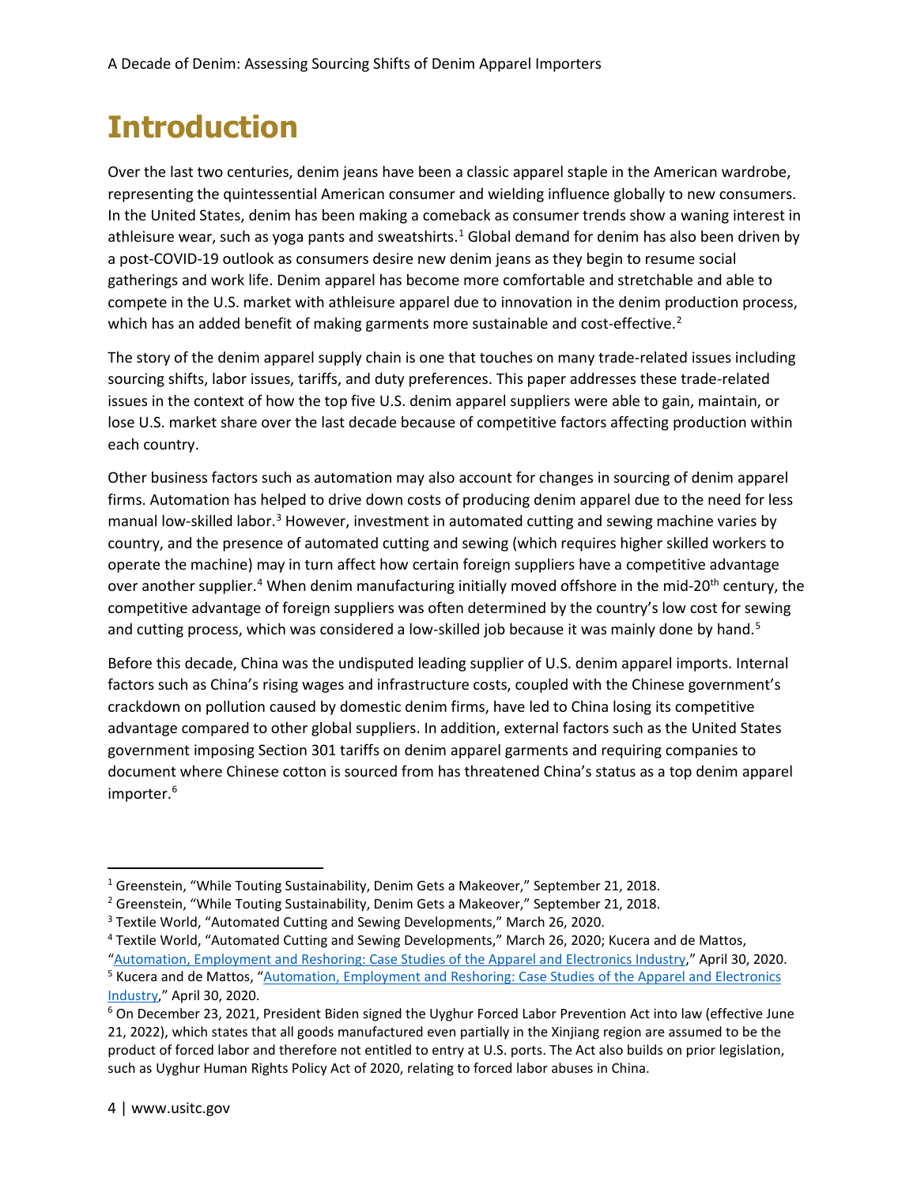# Introduction

Over the last two centuries, denim jeans have been a classic apparel staple in the American wardrobe, representing the quintessential American consumer and wielding influence globally to new consumers. In the United States, denim has been making a comeback as consumer trends show a waning interest in athleisure wear, such as yoga pants and sweatshirts.[1] Global demand for denim has also been driven by a post-COVID-19 outlook as consumers desire new denim jeans as they begin to resume social gatherings and work life. Denim apparel has become more comfortable and stretchable and able to compete in the U.S. market with athleisure apparel due to innovation in the denim production process, which has an added benefit of making garments more sustainable and cost-effective.[2]

The story of the denim apparel supply chain is one that touches on many trade-related issues including sourcing shifts, labor issues, tariffs, and duty preferences. This paper addresses these trade-related issues in the context of how the top five U.S. denim apparel suppliers were able to gain, maintain, or lose U.S. market share over the last decade because of competitive factors affecting production within each country.

Other business factors such as automation may also account for changes in sourcing of denim apparel firms. Automation has helped to drive down costs of producing denim apparel due to the need for less manual low-skilled labor.[3] However, investment in automated cutting and sewing machine varies by country, and the presence of automated cutting and sewing (which requires higher skilled workers to operate the machine) may in turn affect how certain foreign suppliers have a competitive advantage over another supplier.[4] When denim manufacturing initially moved offshore in the mid-20th century, the competitive advantage of foreign suppliers was often determined by the country's low cost for sewing and cutting process, which was considered a low-skilled job because it was mainly done by hand.[5]

Before this decade, China was the undisputed leading supplier of U.S. denim apparel imports. Internal factors such as China's rising wages and infrastructure costs, coupled with the Chinese government's crackdown on pollution caused by domestic denim firms, have led to China losing its competitive advantage compared to other global suppliers. In addition, external factors such as the United States government imposing Section 301 tariffs on denim apparel garments and requiring companies to document where Chinese cotton is sourced from has threatened China's status as a top denim apparel importer.[6]

---

[1] Greenstein, "While Touting Sustainability, Denim Gets a Makeover," September 21, 2018.

[2] Greenstein, "While Touting Sustainability, Denim Gets a Makeover," September 21, 2018.

[3] Textile World, "Automated Cutting and Sewing Developments," March 26, 2020.

[4] Textile World, "Automated Cutting and Sewing Developments," March 26, 2020; Kucera and de Mattos, "Automation, Employment and Reshoring: Case Studies of the Apparel and Electronics Industry," April 30, 2020.

[5] Kucera and de Mattos, "Automation, Employment and Reshoring: Case Studies of the Apparel and Electronics Industry," April 30, 2020.

[6] On December 23, 2021, President Biden signed the Uyghur Forced Labor Prevention Act into law (effective June 21, 2022), which states that all goods manufactured even partially in the Xinjiang region are assumed to be the product of forced labor and therefore not entitled to entry at U.S. ports. The Act also builds on prior legislation, such as Uyghur Human Rights Policy Act of 2020, relating to forced labor abuses in China.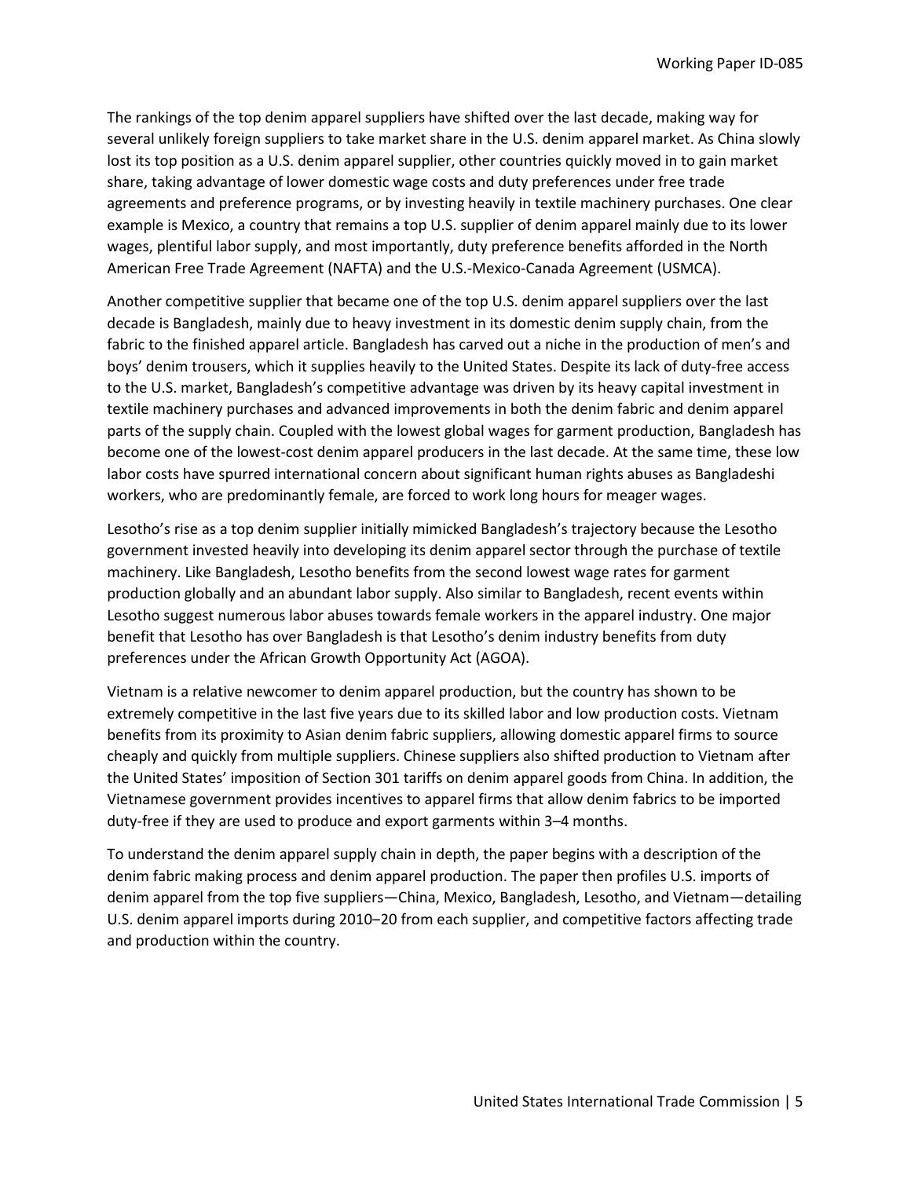The rankings of the top denim apparel suppliers have shifted over the last decade, making way for several unlikely foreign suppliers to take market share in the U.S. denim apparel market. As China slowly lost its top position as a U.S. denim apparel supplier, other countries quickly moved in to gain market share, taking advantage of lower domestic wage costs and duty preferences under free trade agreements and preference programs, or by investing heavily in textile machinery purchases. One clear example is Mexico, a country that remains a top U.S. supplier of denim apparel mainly due to its lower wages, plentiful labor supply, and most importantly, duty preference benefits afforded in the North American Free Trade Agreement (NAFTA) and the U.S.-Mexico-Canada Agreement (USMCA).

Another competitive supplier that became one of the top U.S. denim apparel suppliers over the last decade is Bangladesh, mainly due to heavy investment in its domestic denim supply chain, from the fabric to the finished apparel article. Bangladesh has carved out a niche in the production of men's and boys' denim trousers, which it supplies heavily to the United States. Despite its lack of duty-free access to the U.S. market, Bangladesh's competitive advantage was driven by its heavy capital investment in textile machinery purchases and advanced improvements in both the denim fabric and denim apparel parts of the supply chain. Coupled with the lowest global wages for garment production, Bangladesh has become one of the lowest-cost denim apparel producers in the last decade. At the same time, these low labor costs have spurred international concern about significant human rights abuses as Bangladeshi workers, who are predominantly female, are forced to work long hours for meager wages.

Lesotho's rise as a top denim supplier initially mimicked Bangladesh's trajectory because the Lesotho government invested heavily into developing its denim apparel sector through the purchase of textile machinery. Like Bangladesh, Lesotho benefits from the second lowest wage rates for garment production globally and an abundant labor supply. Also similar to Bangladesh, recent events within Lesotho suggest numerous labor abuses towards female workers in the apparel industry. One major benefit that Lesotho has over Bangladesh is that Lesotho's denim industry benefits from duty preferences under the African Growth Opportunity Act (AGOA).

Vietnam is a relative newcomer to denim apparel production, but the country has shown to be extremely competitive in the last five years due to its skilled labor and low production costs. Vietnam benefits from its proximity to Asian denim fabric suppliers, allowing domestic apparel firms to source cheaply and quickly from multiple suppliers. Chinese suppliers also shifted production to Vietnam after the United States' imposition of Section 301 tariffs on denim apparel goods from China. In addition, the Vietnamese government provides incentives to apparel firms that allow denim fabrics to be imported duty-free if they are used to produce and export garments within 3–4 months.

To understand the denim apparel supply chain in depth, the paper begins with a description of the denim fabric making process and denim apparel production. The paper then profiles U.S. imports of denim apparel from the top five suppliers—China, Mexico, Bangladesh, Lesotho, and Vietnam—detailing U.S. denim apparel imports during 2010–20 from each supplier, and competitive factors affecting trade and production within the country.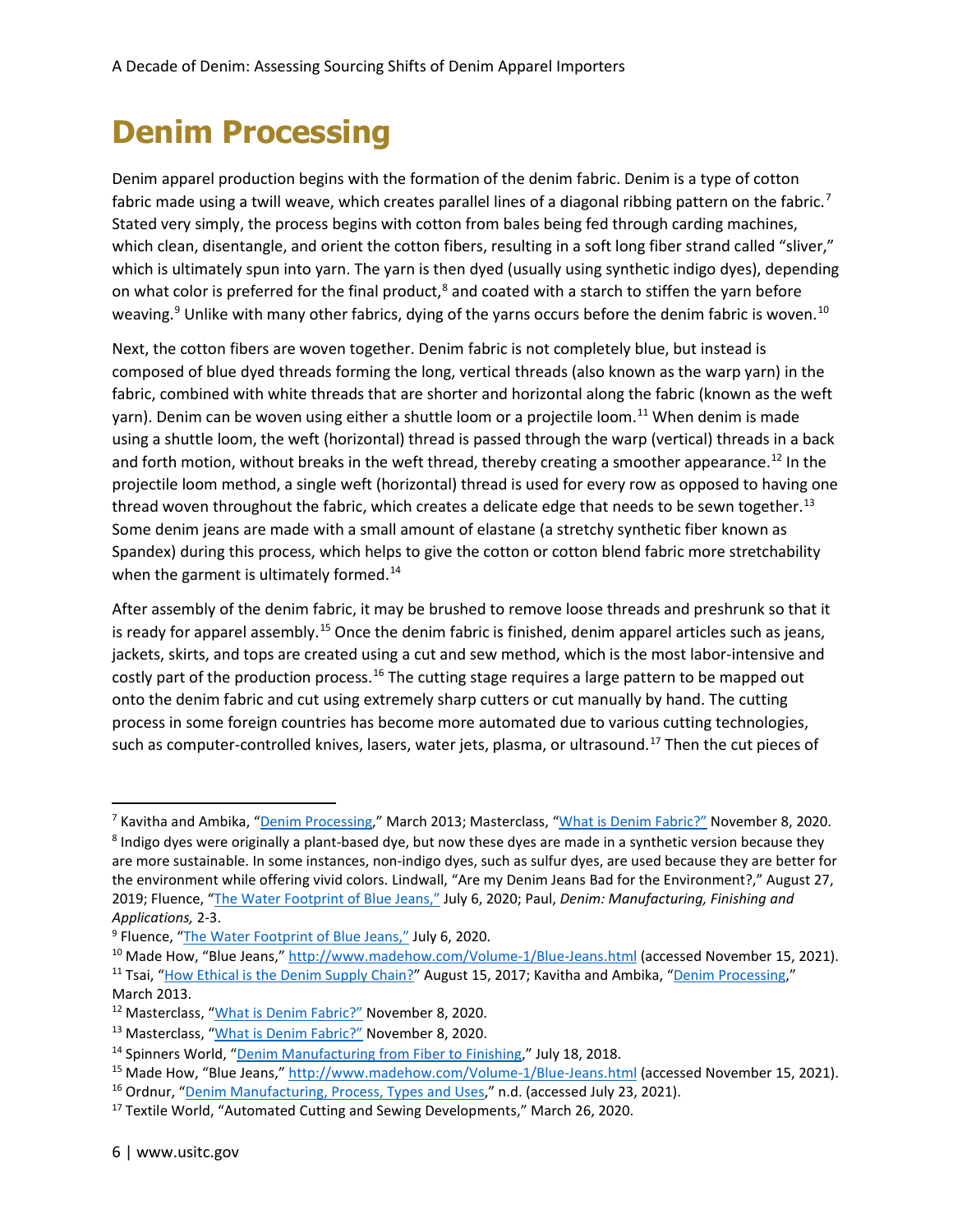# Denim Processing

Denim apparel production begins with the formation of the denim fabric. Denim is a type of cotton fabric made using a twill weave, which creates parallel lines of a diagonal ribbing pattern on the fabric.[7] Stated very simply, the process begins with cotton from bales being fed through carding machines, which clean, disentangle, and orient the cotton fibers, resulting in a soft long fiber strand called "sliver," which is ultimately spun into yarn. The yarn is then dyed (usually using synthetic indigo dyes), depending on what color is preferred for the final product,[8] and coated with a starch to stiffen the yarn before weaving.[9] Unlike with many other fabrics, dying of the yarns occurs before the denim fabric is woven.[10]

Next, the cotton fibers are woven together. Denim fabric is not completely blue, but instead is composed of blue dyed threads forming the long, vertical threads (also known as the warp yarn) in the fabric, combined with white threads that are shorter and horizontal along the fabric (known as the weft yarn). Denim can be woven using either a shuttle loom or a projectile loom.[11] When denim is made using a shuttle loom, the weft (horizontal) thread is passed through the warp (vertical) threads in a back and forth motion, without breaks in the weft thread, thereby creating a smoother appearance.[12] In the projectile loom method, a single weft (horizontal) thread is used for every row as opposed to having one thread woven throughout the fabric, which creates a delicate edge that needs to be sewn together.[13] Some denim jeans are made with a small amount of elastane (a stretchy synthetic fiber known as Spandex) during this process, which helps to give the cotton or cotton blend fabric more stretchability when the garment is ultimately formed.[14]

After assembly of the denim fabric, it may be brushed to remove loose threads and preshrunk so that it is ready for apparel assembly.[15] Once the denim fabric is finished, denim apparel articles such as jeans, jackets, skirts, and tops are created using a cut and sew method, which is the most labor-intensive and costly part of the production process.[16] The cutting stage requires a large pattern to be mapped out onto the denim fabric and cut using extremely sharp cutters or cut manually by hand. The cutting process in some foreign countries has become more automated due to various cutting technologies, such as computer-controlled knives, lasers, water jets, plasma, or ultrasound.[17] Then the cut pieces of

---

[7] Kavitha and Ambika, "Denim Processing," March 2013; Masterclass, "What is Denim Fabric?" November 8, 2020.

[8] Indigo dyes were originally a plant-based dye, but now these dyes are made in a synthetic version because they are more sustainable. In some instances, non-indigo dyes, such as sulfur dyes, are used because they are better for the environment while offering vivid colors. Lindwall, "Are my Denim Jeans Bad for the Environment?," August 27, 2019; Fluence, "The Water Footprint of Blue Jeans," July 6, 2020; Paul, *Denim: Manufacturing, Finishing and Applications,* 2-3.

[9] Fluence, "The Water Footprint of Blue Jeans," July 6, 2020.

[10] Made How, "Blue Jeans," http://www.madehow.com/Volume-1/Blue-Jeans.html (accessed November 15, 2021).

[11] Tsai, "How Ethical is the Denim Supply Chain?" August 15, 2017; Kavitha and Ambika, "Denim Processing," March 2013.

[12] Masterclass, "What is Denim Fabric?" November 8, 2020.

[13] Masterclass, "What is Denim Fabric?" November 8, 2020.

[14] Spinners World, "Denim Manufacturing from Fiber to Finishing," July 18, 2018.

[15] Made How, "Blue Jeans," http://www.madehow.com/Volume-1/Blue-Jeans.html (accessed November 15, 2021).

[16] Ordnur, "Denim Manufacturing, Process, Types and Uses," n.d. (accessed July 23, 2021).

[17] Textile World, "Automated Cutting and Sewing Developments," March 26, 2020.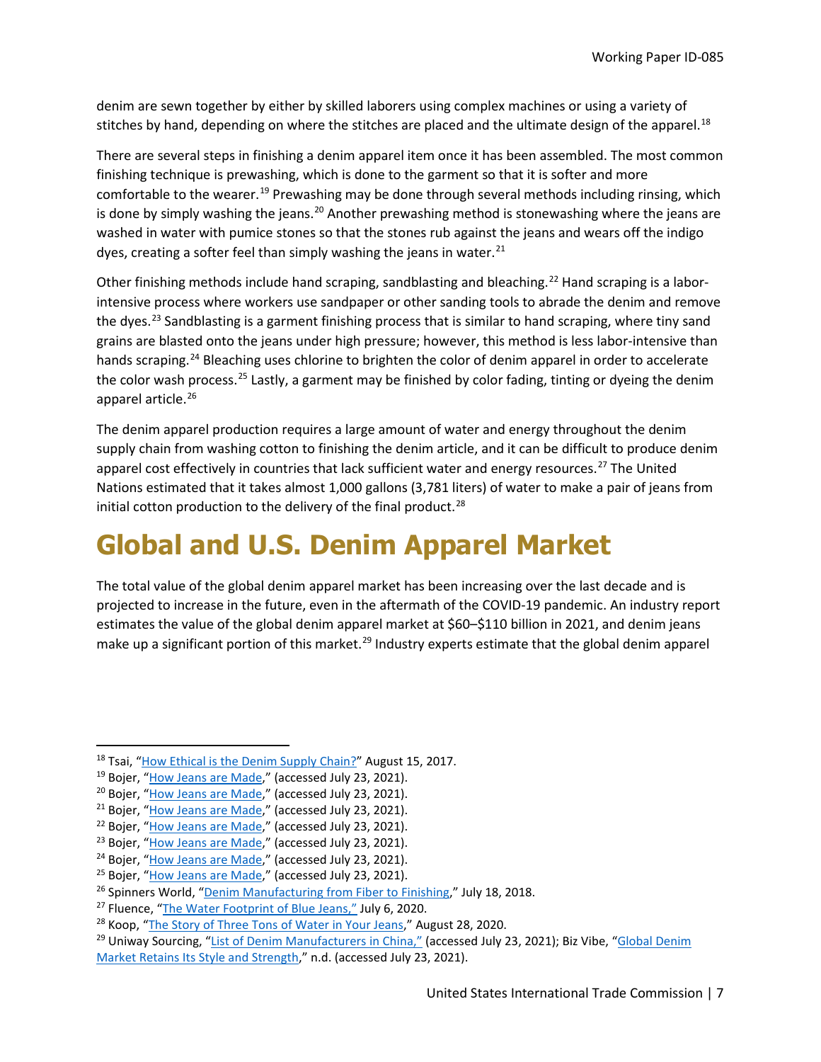denim are sewn together by either by skilled laborers using complex machines or using a variety of stitches by hand, depending on where the stitches are placed and the ultimate design of the apparel.[18]

There are several steps in finishing a denim apparel item once it has been assembled. The most common finishing technique is prewashing, which is done to the garment so that it is softer and more comfortable to the wearer.[19] Prewashing may be done through several methods including rinsing, which is done by simply washing the jeans.[20] Another prewashing method is stonewashing where the jeans are washed in water with pumice stones so that the stones rub against the jeans and wears off the indigo dyes, creating a softer feel than simply washing the jeans in water.[21]

Other finishing methods include hand scraping, sandblasting and bleaching.[22] Hand scraping is a labor-intensive process where workers use sandpaper or other sanding tools to abrade the denim and remove the dyes.[23] Sandblasting is a garment finishing process that is similar to hand scraping, where tiny sand grains are blasted onto the jeans under high pressure; however, this method is less labor-intensive than hands scraping.[24] Bleaching uses chlorine to brighten the color of denim apparel in order to accelerate the color wash process.[25] Lastly, a garment may be finished by color fading, tinting or dyeing the denim apparel article.[26]

The denim apparel production requires a large amount of water and energy throughout the denim supply chain from washing cotton to finishing the denim article, and it can be difficult to produce denim apparel cost effectively in countries that lack sufficient water and energy resources.[27] The United Nations estimated that it takes almost 1,000 gallons (3,781 liters) of water to make a pair of jeans from initial cotton production to the delivery of the final product.[28]

# Global and U.S. Denim Apparel Market

The total value of the global denim apparel market has been increasing over the last decade and is projected to increase in the future, even in the aftermath of the COVID-19 pandemic. An industry report estimates the value of the global denim apparel market at $60–$110 billion in 2021, and denim jeans make up a significant portion of this market.[29] Industry experts estimate that the global denim apparel

---

[18] Tsai, "How Ethical is the Denim Supply Chain?" August 15, 2017.
[19] Bojer, "How Jeans are Made," (accessed July 23, 2021).
[20] Bojer, "How Jeans are Made," (accessed July 23, 2021).
[21] Bojer, "How Jeans are Made," (accessed July 23, 2021).
[22] Bojer, "How Jeans are Made," (accessed July 23, 2021).
[23] Bojer, "How Jeans are Made," (accessed July 23, 2021).
[24] Bojer, "How Jeans are Made," (accessed July 23, 2021).
[25] Bojer, "How Jeans are Made," (accessed July 23, 2021).
[26] Spinners World, "Denim Manufacturing from Fiber to Finishing," July 18, 2018.
[27] Fluence, "The Water Footprint of Blue Jeans," July 6, 2020.
[28] Koop, "The Story of Three Tons of Water in Your Jeans," August 28, 2020.
[29] Uniway Sourcing, "List of Denim Manufacturers in China," (accessed July 23, 2021); Biz Vibe, "Global Denim Market Retains Its Style and Strength," n.d. (accessed July 23, 2021).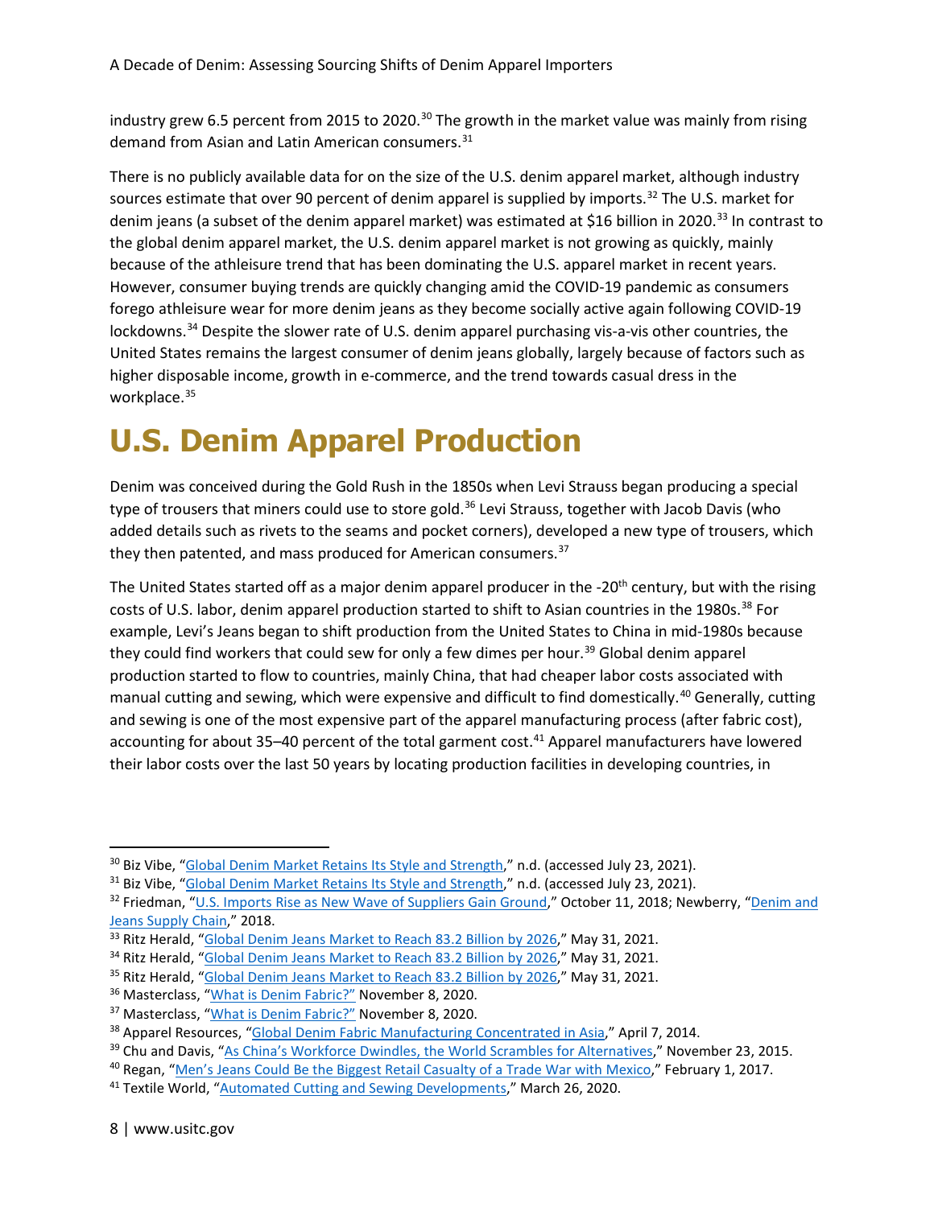industry grew 6.5 percent from 2015 to 2020.[30] The growth in the market value was mainly from rising demand from Asian and Latin American consumers.[31]

There is no publicly available data for on the size of the U.S. denim apparel market, although industry sources estimate that over 90 percent of denim apparel is supplied by imports.[32] The U.S. market for denim jeans (a subset of the denim apparel market) was estimated at $16 billion in 2020.[33] In contrast to the global denim apparel market, the U.S. denim apparel market is not growing as quickly, mainly because of the athleisure trend that has been dominating the U.S. apparel market in recent years. However, consumer buying trends are quickly changing amid the COVID-19 pandemic as consumers forego athleisure wear for more denim jeans as they become socially active again following COVID-19 lockdowns.[34] Despite the slower rate of U.S. denim apparel purchasing vis-a-vis other countries, the United States remains the largest consumer of denim jeans globally, largely because of factors such as higher disposable income, growth in e-commerce, and the trend towards casual dress in the workplace.[35]

# U.S. Denim Apparel Production

Denim was conceived during the Gold Rush in the 1850s when Levi Strauss began producing a special type of trousers that miners could use to store gold.[36] Levi Strauss, together with Jacob Davis (who added details such as rivets to the seams and pocket corners), developed a new type of trousers, which they then patented, and mass produced for American consumers.[37]

The United States started off as a major denim apparel producer in the -20th century, but with the rising costs of U.S. labor, denim apparel production started to shift to Asian countries in the 1980s.[38] For example, Levi's Jeans began to shift production from the United States to China in mid-1980s because they could find workers that could sew for only a few dimes per hour.[39] Global denim apparel production started to flow to countries, mainly China, that had cheaper labor costs associated with manual cutting and sewing, which were expensive and difficult to find domestically.[40] Generally, cutting and sewing is one of the most expensive part of the apparel manufacturing process (after fabric cost), accounting for about 35–40 percent of the total garment cost.[41] Apparel manufacturers have lowered their labor costs over the last 50 years by locating production facilities in developing countries, in

---

[30] Biz Vibe, "Global Denim Market Retains Its Style and Strength," n.d. (accessed July 23, 2021).
[31] Biz Vibe, "Global Denim Market Retains Its Style and Strength," n.d. (accessed July 23, 2021).
[32] Friedman, "U.S. Imports Rise as New Wave of Suppliers Gain Ground," October 11, 2018; Newberry, "Denim and Jeans Supply Chain," 2018.
[33] Ritz Herald, "Global Denim Jeans Market to Reach 83.2 Billion by 2026," May 31, 2021.
[34] Ritz Herald, "Global Denim Jeans Market to Reach 83.2 Billion by 2026," May 31, 2021.
[35] Ritz Herald, "Global Denim Jeans Market to Reach 83.2 Billion by 2026," May 31, 2021.
[36] Masterclass, "What is Denim Fabric?" November 8, 2020.
[37] Masterclass, "What is Denim Fabric?" November 8, 2020.
[38] Apparel Resources, "Global Denim Fabric Manufacturing Concentrated in Asia," April 7, 2014.
[39] Chu and Davis, "As China's Workforce Dwindles, the World Scrambles for Alternatives," November 23, 2015.
[40] Regan, "Men's Jeans Could Be the Biggest Retail Casualty of a Trade War with Mexico," February 1, 2017.
[41] Textile World, "Automated Cutting and Sewing Developments," March 26, 2020.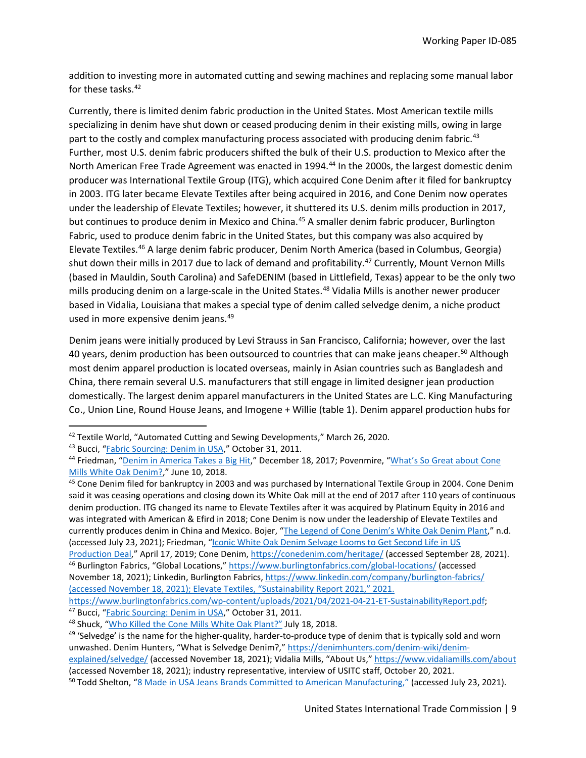addition to investing more in automated cutting and sewing machines and replacing some manual labor for these tasks.[42]

Currently, there is limited denim fabric production in the United States. Most American textile mills specializing in denim have shut down or ceased producing denim in their existing mills, owing in large part to the costly and complex manufacturing process associated with producing denim fabric.[43] Further, most U.S. denim fabric producers shifted the bulk of their U.S. production to Mexico after the North American Free Trade Agreement was enacted in 1994.[44] In the 2000s, the largest domestic denim producer was International Textile Group (ITG), which acquired Cone Denim after it filed for bankruptcy in 2003. ITG later became Elevate Textiles after being acquired in 2016, and Cone Denim now operates under the leadership of Elevate Textiles; however, it shuttered its U.S. denim mills production in 2017, but continues to produce denim in Mexico and China.[45] A smaller denim fabric producer, Burlington Fabric, used to produce denim fabric in the United States, but this company was also acquired by Elevate Textiles.[46] A large denim fabric producer, Denim North America (based in Columbus, Georgia) shut down their mills in 2017 due to lack of demand and profitability.[47] Currently, Mount Vernon Mills (based in Mauldin, South Carolina) and SafeDENIM (based in Littlefield, Texas) appear to be the only two mills producing denim on a large-scale in the United States.[48] Vidalia Mills is another newer producer based in Vidalia, Louisiana that makes a special type of denim called selvedge denim, a niche product used in more expensive denim jeans.[49]

Denim jeans were initially produced by Levi Strauss in San Francisco, California; however, over the last 40 years, denim production has been outsourced to countries that can make jeans cheaper.[50] Although most denim apparel production is located overseas, mainly in Asian countries such as Bangladesh and China, there remain several U.S. manufacturers that still engage in limited designer jean production domestically. The largest denim apparel manufacturers in the United States are L.C. King Manufacturing Co., Union Line, Round House Jeans, and Imogene + Willie (table 1). Denim apparel production hubs for

---

[42] Textile World, "Automated Cutting and Sewing Developments," March 26, 2020.

[43] Bucci, "Fabric Sourcing: Denim in USA," October 31, 2011.

[44] Friedman, "Denim in America Takes a Big Hit," December 18, 2017; Povenmire, "What's So Great about Cone Mills White Oak Denim?," June 10, 2018.

[45] Cone Denim filed for bankruptcy in 2003 and was purchased by International Textile Group in 2004. Cone Denim said it was ceasing operations and closing down its White Oak mill at the end of 2017 after 110 years of continuous denim production. ITG changed its name to Elevate Textiles after it was acquired by Platinum Equity in 2016 and was integrated with American & Efird in 2018; Cone Denim is now under the leadership of Elevate Textiles and currently produces denim in China and Mexico. Bojer, "The Legend of Cone Denim's White Oak Denim Plant," n.d. (accessed July 23, 2021); Friedman, "Iconic White Oak Denim Selvage Looms to Get Second Life in US Production Deal," April 17, 2019; Cone Denim, https://conedenim.com/heritage/ (accessed September 28, 2021).

[46] Burlington Fabrics, "Global Locations," https://www.burlingtonfabrics.com/global-locations/ (accessed November 18, 2021); Linkedin, Burlington Fabrics, https://www.linkedin.com/company/burlington-fabrics/ (accessed November 18, 2021); Elevate Textiles, "Sustainability Report 2021," 2021. https://www.burlingtonfabrics.com/wp-content/uploads/2021/04/2021-04-21-ET-SustainabilityReport.pdf;

[47] Bucci, "Fabric Sourcing: Denim in USA," October 31, 2011.

[48] Shuck, "Who Killed the Cone Mills White Oak Plant?" July 18, 2018.

[49] 'Selvedge' is the name for the higher-quality, harder-to-produce type of denim that is typically sold and worn unwashed. Denim Hunters, "What is Selvedge Denim?," https://denimhunters.com/denim-wiki/denim-explained/selvedge/ (accessed November 18, 2021); Vidalia Mills, "About Us," https://www.vidaliamills.com/about (accessed November 18, 2021); industry representative, interview of USITC staff, October 20, 2021.

[50] Todd Shelton, "8 Made in USA Jeans Brands Committed to American Manufacturing," (accessed July 23, 2021).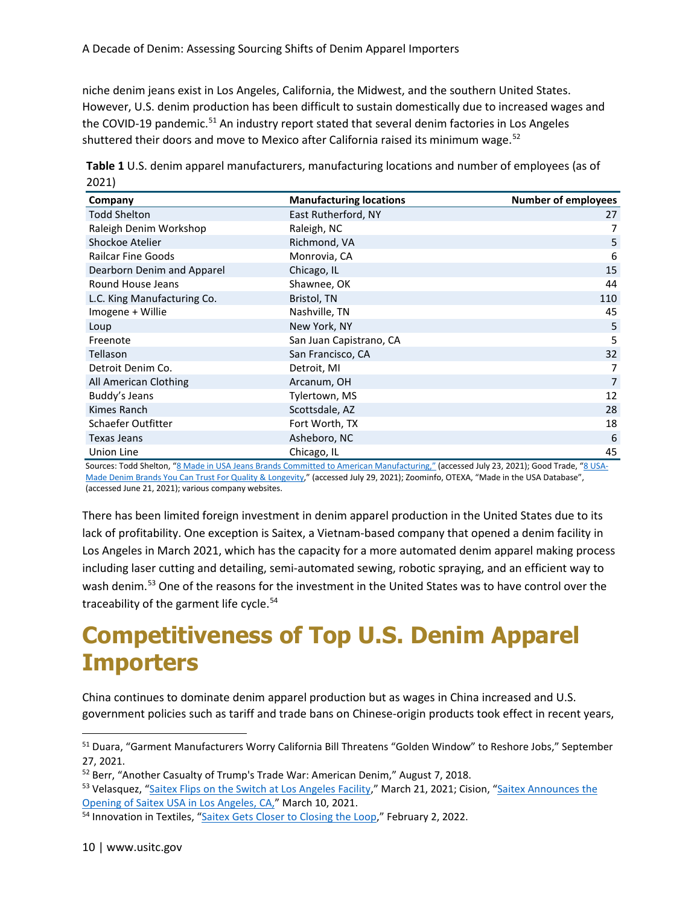niche denim jeans exist in Los Angeles, California, the Midwest, and the southern United States. However, U.S. denim production has been difficult to sustain domestically due to increased wages and the COVID-19 pandemic.[51] An industry report stated that several denim factories in Los Angeles shuttered their doors and move to Mexico after California raised its minimum wage.[52]

**Table 1** U.S. denim apparel manufacturers, manufacturing locations and number of employees (as of 2021)

| Company | Manufacturing locations | Number of employees |
|---|---|---|
| Todd Shelton | East Rutherford, NY | 27 |
| Raleigh Denim Workshop | Raleigh, NC | 7 |
| Shockoe Atelier | Richmond, VA | 5 |
| Railcar Fine Goods | Monrovia, CA | 6 |
| Dearborn Denim and Apparel | Chicago, IL | 15 |
| Round House Jeans | Shawnee, OK | 44 |
| L.C. King Manufacturing Co. | Bristol, TN | 110 |
| Imogene + Willie | Nashville, TN | 45 |
| Loup | New York, NY | 5 |
| Freenote | San Juan Capistrano, CA | 5 |
| Tellason | San Francisco, CA | 32 |
| Detroit Denim Co. | Detroit, MI | 7 |
| All American Clothing | Arcanum, OH | 7 |
| Buddy's Jeans | Tylertown, MS | 12 |
| Kimes Ranch | Scottsdale, AZ | 28 |
| Schaefer Outfitter | Fort Worth, TX | 18 |
| Texas Jeans | Asheboro, NC | 6 |
| Union Line | Chicago, IL | 45 |

Sources: Todd Shelton, "8 Made in USA Jeans Brands Committed to American Manufacturing," (accessed July 23, 2021); Good Trade, "8 USA-Made Denim Brands You Can Trust For Quality & Longevity," (accessed July 29, 2021); Zoominfo, OTEXA, "Made in the USA Database", (accessed June 21, 2021); various company websites.

There has been limited foreign investment in denim apparel production in the United States due to its lack of profitability. One exception is Saitex, a Vietnam-based company that opened a denim facility in Los Angeles in March 2021, which has the capacity for a more automated denim apparel making process including laser cutting and detailing, semi-automated sewing, robotic spraying, and an efficient way to wash denim.[53] One of the reasons for the investment in the United States was to have control over the traceability of the garment life cycle.[54]

# Competitiveness of Top U.S. Denim Apparel Importers

China continues to dominate denim apparel production but as wages in China increased and U.S. government policies such as tariff and trade bans on Chinese-origin products took effect in recent years,

[51] Duara, "Garment Manufacturers Worry California Bill Threatens "Golden Window" to Reshore Jobs," September 27, 2021.

[52] Berr, "Another Casualty of Trump's Trade War: American Denim," August 7, 2018.

[53] Velasquez, "Saitex Flips on the Switch at Los Angeles Facility," March 21, 2021; Cision, "Saitex Announces the Opening of Saitex USA in Los Angeles, CA," March 10, 2021.

[54] Innovation in Textiles, "Saitex Gets Closer to Closing the Loop," February 2, 2022.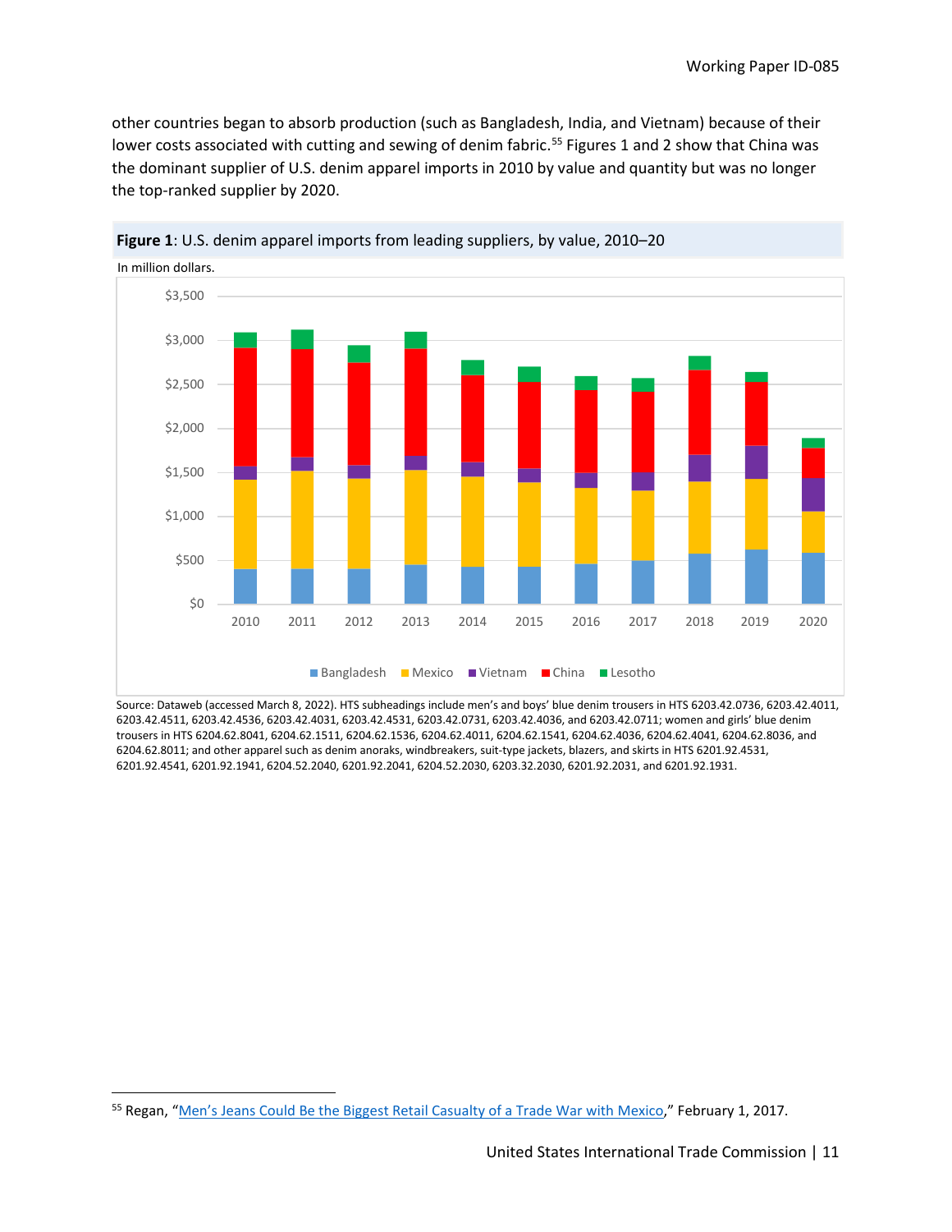other countries began to absorb production (such as Bangladesh, India, and Vietnam) because of their lower costs associated with cutting and sewing of denim fabric.[55] Figures 1 and 2 show that China was the dominant supplier of U.S. denim apparel imports in 2010 by value and quantity but was no longer the top-ranked supplier by 2020.

**Figure 1**: U.S. denim apparel imports from leading suppliers, by value, 2010–20

In million dollars.

Source: Dataweb (accessed March 8, 2022). HTS subheadings include men's and boys' blue denim trousers in HTS 6203.42.0736, 6203.42.4011, 6203.42.4511, 6203.42.4536, 6203.42.4031, 6203.42.4531, 6203.42.0731, 6203.42.4036, and 6203.42.0711; women and girls' blue denim trousers in HTS 6204.62.8041, 6204.62.1511, 6204.62.1536, 6204.62.4011, 6204.62.1541, 6204.62.4036, 6204.62.4041, 6204.62.8036, and 6204.62.8011; and other apparel such as denim anoraks, windbreakers, suit-type jackets, blazers, and skirts in HTS 6201.92.4531, 6201.92.4541, 6201.92.1941, 6204.52.2040, 6201.92.2041, 6204.52.2030, 6203.32.2030, 6201.92.2031, and 6201.92.1931.

---

[55] Regan, "Men's Jeans Could Be the Biggest Retail Casualty of a Trade War with Mexico," February 1, 2017.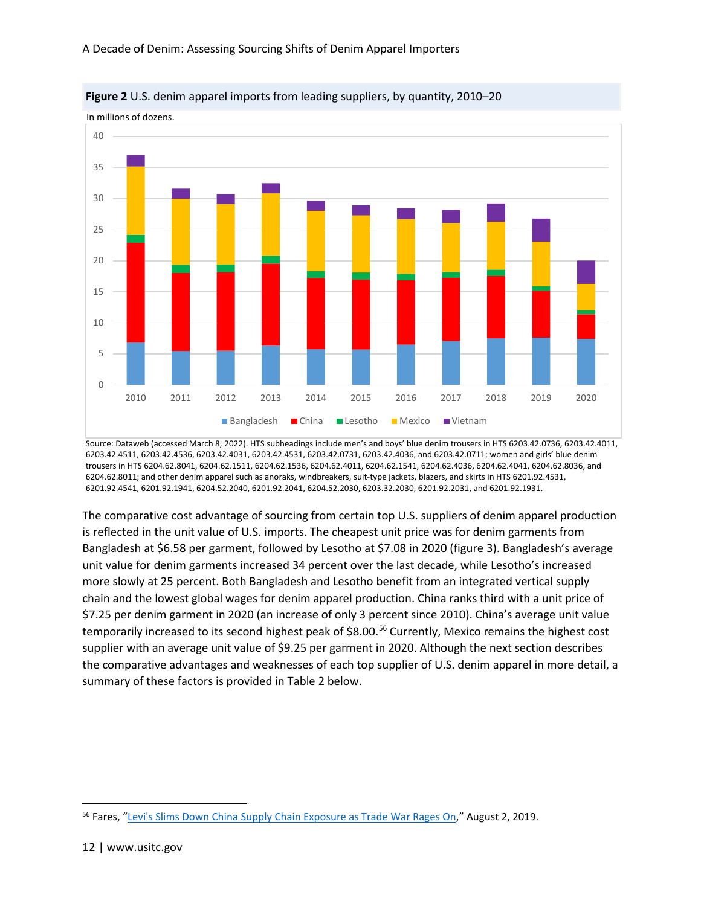**Figure 2** U.S. denim apparel imports from leading suppliers, by quantity, 2010–20

In millions of dozens.

Source: Dataweb (accessed March 8, 2022). HTS subheadings include men's and boys' blue denim trousers in HTS 6203.42.0736, 6203.42.4011, 6203.42.4511, 6203.42.4536, 6203.42.4031, 6203.42.4531, 6203.42.0731, 6203.42.4036, and 6203.42.0711; women and girls' blue denim trousers in HTS 6204.62.8041, 6204.62.1511, 6204.62.1536, 6204.62.4011, 6204.62.1541, 6204.62.4036, 6204.62.4041, 6204.62.8036, and 6204.62.8011; and other denim apparel such as anoraks, windbreakers, suit-type jackets, blazers, and skirts in HTS 6201.92.4531, 6201.92.4541, 6201.92.1941, 6204.52.2040, 6201.92.2041, 6204.52.2030, 6203.32.2030, 6201.92.2031, and 6201.92.1931.

The comparative cost advantage of sourcing from certain top U.S. suppliers of denim apparel production is reflected in the unit value of U.S. imports. The cheapest unit price was for denim garments from Bangladesh at $6.58 per garment, followed by Lesotho at $7.08 in 2020 (figure 3). Bangladesh's average unit value for denim garments increased 34 percent over the last decade, while Lesotho's increased more slowly at 25 percent. Both Bangladesh and Lesotho benefit from an integrated vertical supply chain and the lowest global wages for denim apparel production. China ranks third with a unit price of $7.25 per denim garment in 2020 (an increase of only 3 percent since 2010). China's average unit value temporarily increased to its second highest peak of $8.00.[56] Currently, Mexico remains the highest cost supplier with an average unit value of $9.25 per garment in 2020. Although the next section describes the comparative advantages and weaknesses of each top supplier of U.S. denim apparel in more detail, a summary of these factors is provided in Table 2 below.

[56] Fares, "Levi's Slims Down China Supply Chain Exposure as Trade War Rages On," August 2, 2019.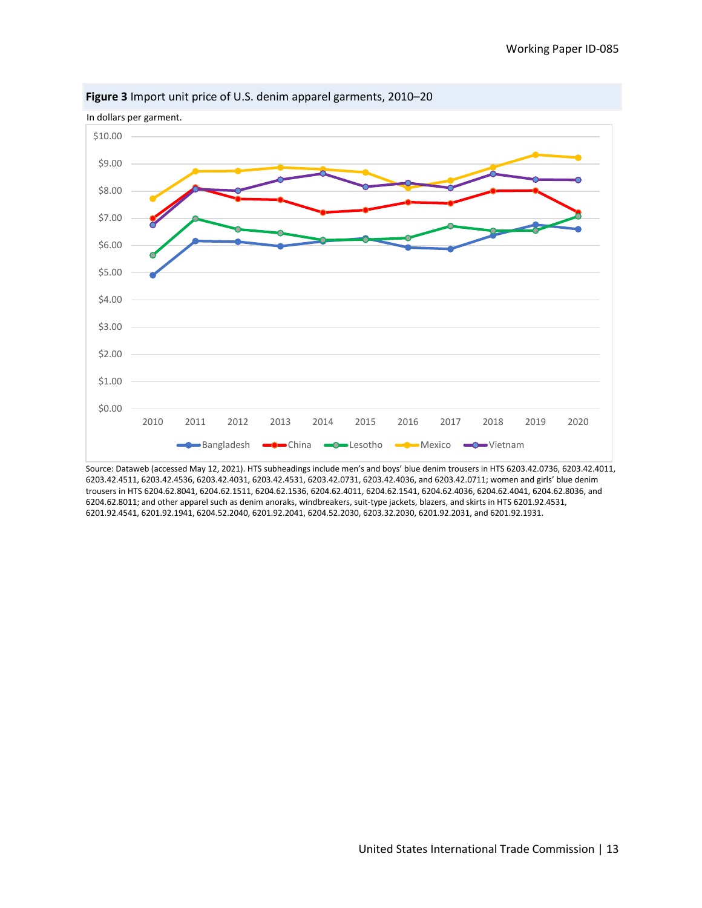**Figure 3** Import unit price of U.S. denim apparel garments, 2010–20

In dollars per garment.

Source: Dataweb (accessed May 12, 2021). HTS subheadings include men's and boys' blue denim trousers in HTS 6203.42.0736, 6203.42.4011, 6203.42.4511, 6203.42.4536, 6203.42.4031, 6203.42.4531, 6203.42.0731, 6203.42.4036, and 6203.42.0711; women and girls' blue denim trousers in HTS 6204.62.8041, 6204.62.1511, 6204.62.1536, 6204.62.4011, 6204.62.1541, 6204.62.4036, 6204.62.4041, 6204.62.8036, and 6204.62.8011; and other apparel such as denim anoraks, windbreakers, suit-type jackets, blazers, and skirts in HTS 6201.92.4531, 6201.92.4541, 6201.92.1941, 6204.52.2040, 6201.92.2041, 6204.52.2030, 6203.32.2030, 6201.92.2031, and 6201.92.1931.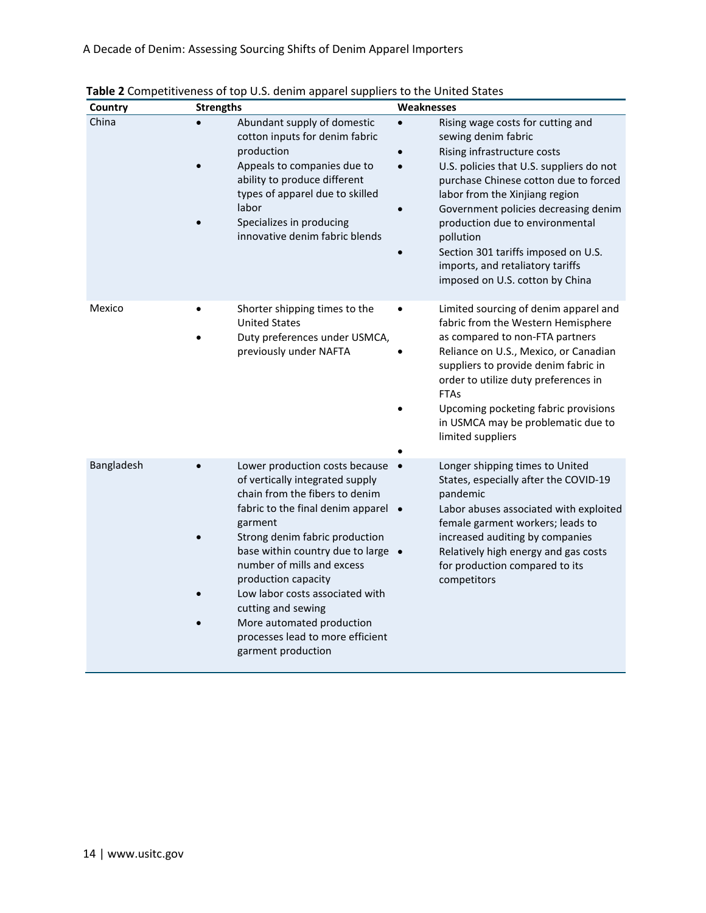**Table 2** Competitiveness of top U.S. denim apparel suppliers to the United States

| Country | Strengths | Weaknesses |
|---|---|---|
| China | • Abundant supply of domestic cotton inputs for denim fabric production<br>• Appeals to companies due to ability to produce different types of apparel due to skilled labor<br>• Specializes in producing innovative denim fabric blends | • Rising wage costs for cutting and sewing denim fabric<br>• Rising infrastructure costs<br>• U.S. policies that U.S. suppliers do not purchase Chinese cotton due to forced labor from the Xinjiang region<br>• Government policies decreasing denim production due to environmental pollution<br>• Section 301 tariffs imposed on U.S. imports, and retaliatory tariffs imposed on U.S. cotton by China |
| Mexico | • Shorter shipping times to the United States<br>• Duty preferences under USMCA, previously under NAFTA | • Limited sourcing of denim apparel and fabric from the Western Hemisphere as compared to non-FTA partners<br>• Reliance on U.S., Mexico, or Canadian suppliers to provide denim fabric in order to utilize duty preferences in FTAs<br>• Upcoming pocketing fabric provisions in USMCA may be problematic due to limited suppliers<br>• |
| Bangladesh | • Lower production costs because of vertically integrated supply chain from the fibers to denim fabric to the final denim apparel garment<br>• Strong denim fabric production base within country due to large number of mills and excess production capacity<br>• Low labor costs associated with cutting and sewing<br>• More automated production processes lead to more efficient garment production | • Longer shipping times to United States, especially after the COVID-19 pandemic<br>• Labor abuses associated with exploited female garment workers; leads to increased auditing by companies<br>• Relatively high energy and gas costs for production compared to its competitors |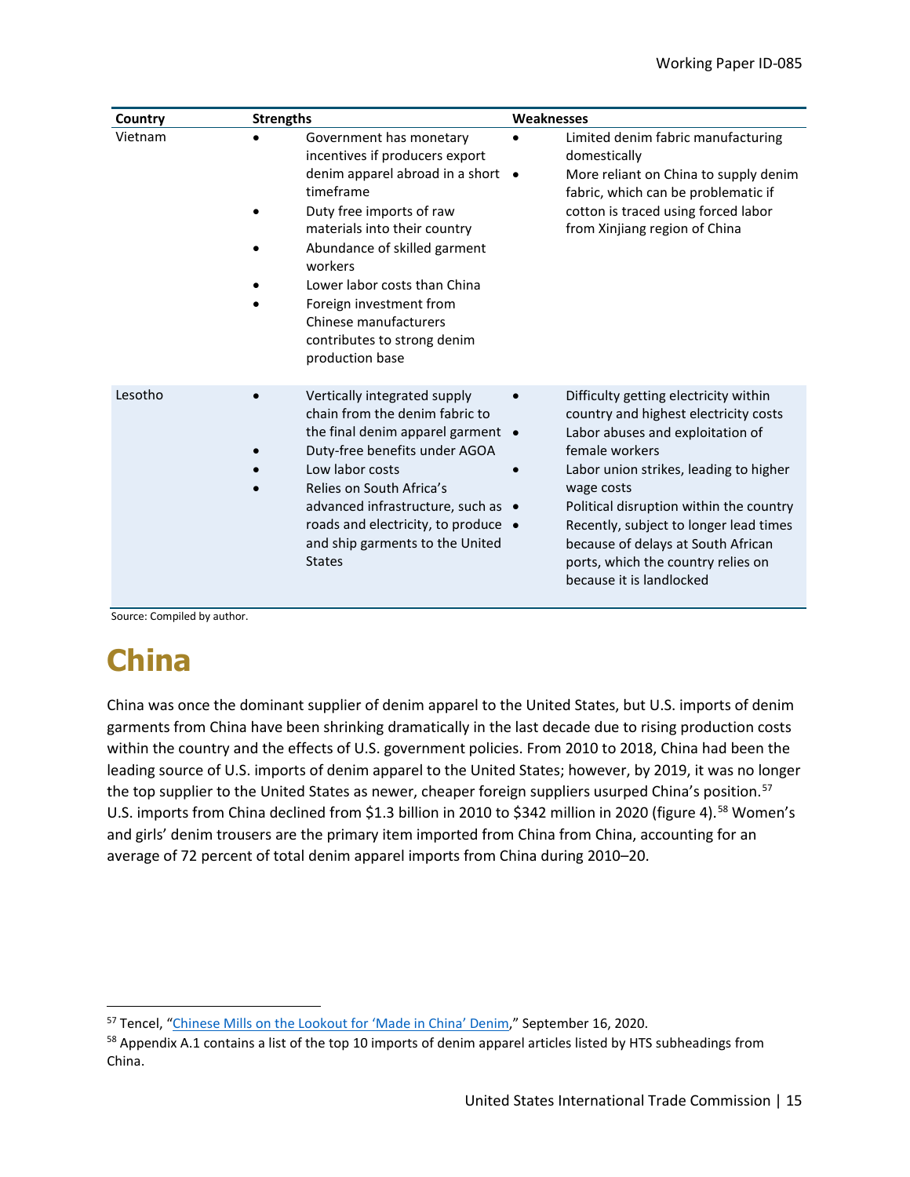| Country | Strengths | Weaknesses |
|---|---|---|
| Vietnam | • Government has monetary incentives if producers export denim apparel abroad in a short timeframe<br>• Duty free imports of raw materials into their country<br>• Abundance of skilled garment workers<br>• Lower labor costs than China<br>• Foreign investment from Chinese manufacturers contributes to strong denim production base | • Limited denim fabric manufacturing domestically<br>• More reliant on China to supply denim fabric, which can be problematic if cotton is traced using forced labor from Xinjiang region of China |
| Lesotho | • Vertically integrated supply chain from the denim fabric to the final denim apparel garment<br>• Duty-free benefits under AGOA<br>• Low labor costs<br>• Relies on South Africa's advanced infrastructure, such as roads and electricity, to produce and ship garments to the United States | • Difficulty getting electricity within country and highest electricity costs<br>• Labor abuses and exploitation of female workers<br>• Labor union strikes, leading to higher wage costs<br>• Political disruption within the country<br>• Recently, subject to longer lead times because of delays at South African ports, which the country relies on because it is landlocked |

Source: Compiled by author.

# China

China was once the dominant supplier of denim apparel to the United States, but U.S. imports of denim garments from China have been shrinking dramatically in the last decade due to rising production costs within the country and the effects of U.S. government policies. From 2010 to 2018, China had been the leading source of U.S. imports of denim apparel to the United States; however, by 2019, it was no longer the top supplier to the United States as newer, cheaper foreign suppliers usurped China's position.[57] U.S. imports from China declined from $1.3 billion in 2010 to $342 million in 2020 (figure 4).[58] Women's and girls' denim trousers are the primary item imported from China from China, accounting for an average of 72 percent of total denim apparel imports from China during 2010–20.

[57] Tencel, "Chinese Mills on the Lookout for 'Made in China' Denim," September 16, 2020.

[58] Appendix A.1 contains a list of the top 10 imports of denim apparel articles listed by HTS subheadings from China.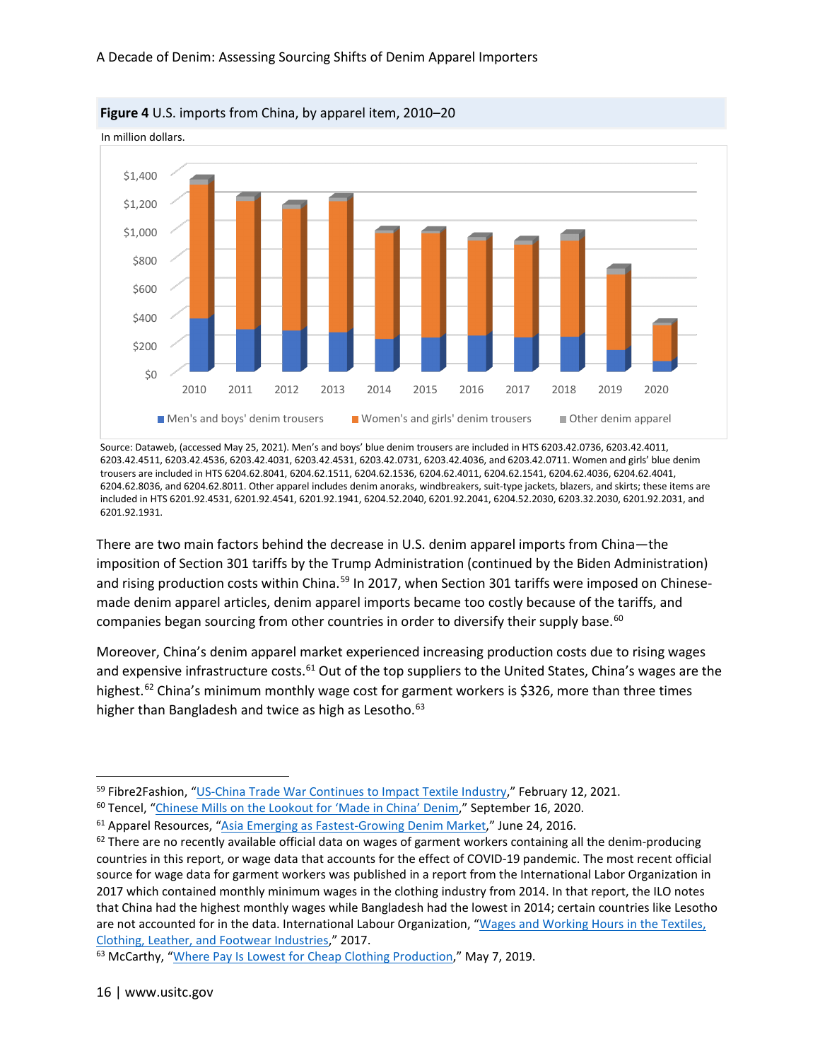**Figure 4** U.S. imports from China, by apparel item, 2010–20

In million dollars.

Source: Dataweb, (accessed May 25, 2021). Men's and boys' blue denim trousers are included in HTS 6203.42.0736, 6203.42.4011, 6203.42.4511, 6203.42.4536, 6203.42.4031, 6203.42.4531, 6203.42.0731, 6203.42.4036, and 6203.42.0711. Women and girls' blue denim trousers are included in HTS 6204.62.8041, 6204.62.1511, 6204.62.1536, 6204.62.4011, 6204.62.1541, 6204.62.4036, 6204.62.4041, 6204.62.8036, and 6204.62.8011. Other apparel includes denim anoraks, windbreakers, suit-type jackets, blazers, and skirts; these items are included in HTS 6201.92.4531, 6201.92.4541, 6201.92.1941, 6204.52.2040, 6201.92.2041, 6204.52.2030, 6203.32.2030, 6201.92.2031, and 6201.92.1931.

There are two main factors behind the decrease in U.S. denim apparel imports from China—the imposition of Section 301 tariffs by the Trump Administration (continued by the Biden Administration) and rising production costs within China.[59] In 2017, when Section 301 tariffs were imposed on Chinese-made denim apparel articles, denim apparel imports became too costly because of the tariffs, and companies began sourcing from other countries in order to diversify their supply base.[60]

Moreover, China's denim apparel market experienced increasing production costs due to rising wages and expensive infrastructure costs.[61] Out of the top suppliers to the United States, China's wages are the highest.[62] China's minimum monthly wage cost for garment workers is $326, more than three times higher than Bangladesh and twice as high as Lesotho.[63]

---

[59] Fibre2Fashion, "US-China Trade War Continues to Impact Textile Industry," February 12, 2021.

[60] Tencel, "Chinese Mills on the Lookout for 'Made in China' Denim," September 16, 2020.

[61] Apparel Resources, "Asia Emerging as Fastest-Growing Denim Market," June 24, 2016.

[62] There are no recently available official data on wages of garment workers containing all the denim-producing countries in this report, or wage data that accounts for the effect of COVID-19 pandemic. The most recent official source for wage data for garment workers was published in a report from the International Labor Organization in 2017 which contained monthly minimum wages in the clothing industry from 2014. In that report, the ILO notes that China had the highest monthly wages while Bangladesh had the lowest in 2014; certain countries like Lesotho are not accounted for in the data. International Labour Organization, "Wages and Working Hours in the Textiles, Clothing, Leather, and Footwear Industries," 2017.

[63] McCarthy, "Where Pay Is Lowest for Cheap Clothing Production," May 7, 2019.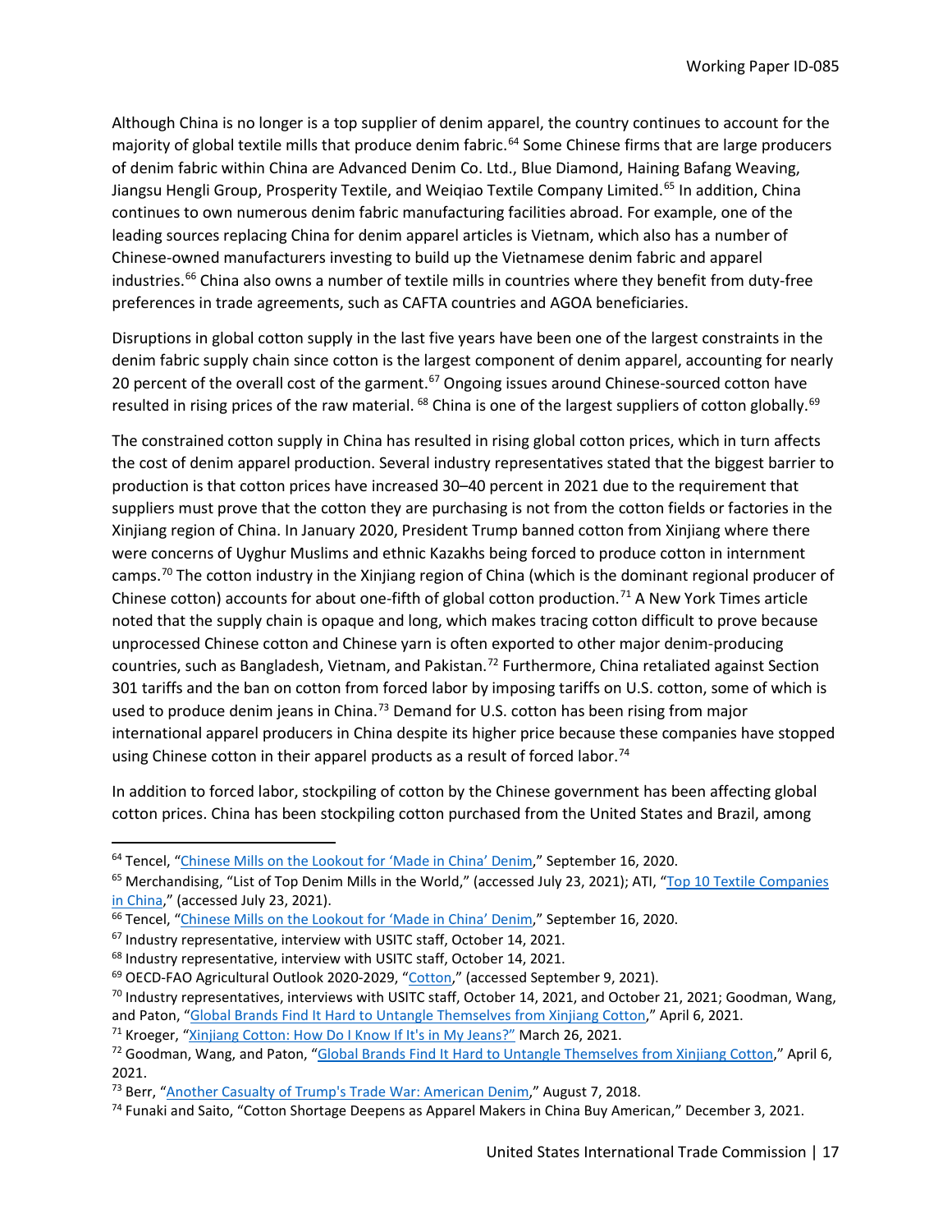Although China is no longer is a top supplier of denim apparel, the country continues to account for the majority of global textile mills that produce denim fabric.[64] Some Chinese firms that are large producers of denim fabric within China are Advanced Denim Co. Ltd., Blue Diamond, Haining Bafang Weaving, Jiangsu Hengli Group, Prosperity Textile, and Weiqiao Textile Company Limited.[65] In addition, China continues to own numerous denim fabric manufacturing facilities abroad. For example, one of the leading sources replacing China for denim apparel articles is Vietnam, which also has a number of Chinese-owned manufacturers investing to build up the Vietnamese denim fabric and apparel industries.[66] China also owns a number of textile mills in countries where they benefit from duty-free preferences in trade agreements, such as CAFTA countries and AGOA beneficiaries.

Disruptions in global cotton supply in the last five years have been one of the largest constraints in the denim fabric supply chain since cotton is the largest component of denim apparel, accounting for nearly 20 percent of the overall cost of the garment.[67] Ongoing issues around Chinese-sourced cotton have resulted in rising prices of the raw material. [68] China is one of the largest suppliers of cotton globally.[69]

The constrained cotton supply in China has resulted in rising global cotton prices, which in turn affects the cost of denim apparel production. Several industry representatives stated that the biggest barrier to production is that cotton prices have increased 30–40 percent in 2021 due to the requirement that suppliers must prove that the cotton they are purchasing is not from the cotton fields or factories in the Xinjiang region of China. In January 2020, President Trump banned cotton from Xinjiang where there were concerns of Uyghur Muslims and ethnic Kazakhs being forced to produce cotton in internment camps.[70] The cotton industry in the Xinjiang region of China (which is the dominant regional producer of Chinese cotton) accounts for about one-fifth of global cotton production.[71] A New York Times article noted that the supply chain is opaque and long, which makes tracing cotton difficult to prove because unprocessed Chinese cotton and Chinese yarn is often exported to other major denim-producing countries, such as Bangladesh, Vietnam, and Pakistan.[72] Furthermore, China retaliated against Section 301 tariffs and the ban on cotton from forced labor by imposing tariffs on U.S. cotton, some of which is used to produce denim jeans in China.[73] Demand for U.S. cotton has been rising from major international apparel producers in China despite its higher price because these companies have stopped using Chinese cotton in their apparel products as a result of forced labor.[74]

In addition to forced labor, stockpiling of cotton by the Chinese government has been affecting global cotton prices. China has been stockpiling cotton purchased from the United States and Brazil, among

---

[64] Tencel, "Chinese Mills on the Lookout for 'Made in China' Denim," September 16, 2020.

[65] Merchandising, "List of Top Denim Mills in the World," (accessed July 23, 2021); ATI, "Top 10 Textile Companies in China," (accessed July 23, 2021).

[66] Tencel, "Chinese Mills on the Lookout for 'Made in China' Denim," September 16, 2020.

[67] Industry representative, interview with USITC staff, October 14, 2021.

[68] Industry representative, interview with USITC staff, October 14, 2021.

[69] OECD-FAO Agricultural Outlook 2020-2029, "Cotton," (accessed September 9, 2021).

[70] Industry representatives, interviews with USITC staff, October 14, 2021, and October 21, 2021; Goodman, Wang, and Paton, "Global Brands Find It Hard to Untangle Themselves from Xinjiang Cotton," April 6, 2021.

[71] Kroeger, "Xinjiang Cotton: How Do I Know If It's in My Jeans?" March 26, 2021.

[72] Goodman, Wang, and Paton, "Global Brands Find It Hard to Untangle Themselves from Xinjiang Cotton," April 6, 2021.

[73] Berr, "Another Casualty of Trump's Trade War: American Denim," August 7, 2018.

[74] Funaki and Saito, "Cotton Shortage Deepens as Apparel Makers in China Buy American," December 3, 2021.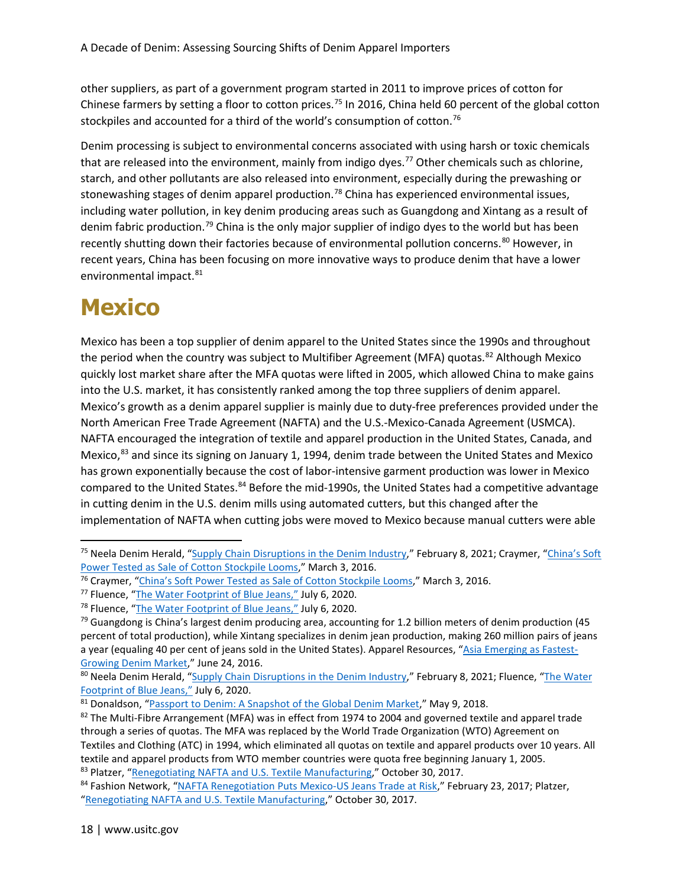other suppliers, as part of a government program started in 2011 to improve prices of cotton for Chinese farmers by setting a floor to cotton prices.[75] In 2016, China held 60 percent of the global cotton stockpiles and accounted for a third of the world's consumption of cotton.[76]

Denim processing is subject to environmental concerns associated with using harsh or toxic chemicals that are released into the environment, mainly from indigo dyes.[77] Other chemicals such as chlorine, starch, and other pollutants are also released into environment, especially during the prewashing or stonewashing stages of denim apparel production.[78] China has experienced environmental issues, including water pollution, in key denim producing areas such as Guangdong and Xintang as a result of denim fabric production.[79] China is the only major supplier of indigo dyes to the world but has been recently shutting down their factories because of environmental pollution concerns.[80] However, in recent years, China has been focusing on more innovative ways to produce denim that have a lower environmental impact.[81]

# Mexico

Mexico has been a top supplier of denim apparel to the United States since the 1990s and throughout the period when the country was subject to Multifiber Agreement (MFA) quotas.[82] Although Mexico quickly lost market share after the MFA quotas were lifted in 2005, which allowed China to make gains into the U.S. market, it has consistently ranked among the top three suppliers of denim apparel. Mexico's growth as a denim apparel supplier is mainly due to duty-free preferences provided under the North American Free Trade Agreement (NAFTA) and the U.S.-Mexico-Canada Agreement (USMCA). NAFTA encouraged the integration of textile and apparel production in the United States, Canada, and Mexico,[83] and since its signing on January 1, 1994, denim trade between the United States and Mexico has grown exponentially because the cost of labor-intensive garment production was lower in Mexico compared to the United States.[84] Before the mid-1990s, the United States had a competitive advantage in cutting denim in the U.S. denim mills using automated cutters, but this changed after the implementation of NAFTA when cutting jobs were moved to Mexico because manual cutters were able

---

[75] Neela Denim Herald, "Supply Chain Disruptions in the Denim Industry," February 8, 2021; Craymer, "China's Soft Power Tested as Sale of Cotton Stockpile Looms," March 3, 2016.

[76] Craymer, "China's Soft Power Tested as Sale of Cotton Stockpile Looms," March 3, 2016.

[77] Fluence, "The Water Footprint of Blue Jeans," July 6, 2020.

[78] Fluence, "The Water Footprint of Blue Jeans," July 6, 2020.

[79] Guangdong is China's largest denim producing area, accounting for 1.2 billion meters of denim production (45 percent of total production), while Xintang specializes in denim jean production, making 260 million pairs of jeans a year (equaling 40 per cent of jeans sold in the United States). Apparel Resources, "Asia Emerging as Fastest-Growing Denim Market," June 24, 2016.

[80] Neela Denim Herald, "Supply Chain Disruptions in the Denim Industry," February 8, 2021; Fluence, "The Water Footprint of Blue Jeans," July 6, 2020.

[81] Donaldson, "Passport to Denim: A Snapshot of the Global Denim Market," May 9, 2018.

[82] The Multi-Fibre Arrangement (MFA) was in effect from 1974 to 2004 and governed textile and apparel trade through a series of quotas. The MFA was replaced by the World Trade Organization (WTO) Agreement on Textiles and Clothing (ATC) in 1994, which eliminated all quotas on textile and apparel products over 10 years. All textile and apparel products from WTO member countries were quota free beginning January 1, 2005.

[83] Platzer, "Renegotiating NAFTA and U.S. Textile Manufacturing," October 30, 2017.

[84] Fashion Network, "NAFTA Renegotiation Puts Mexico-US Jeans Trade at Risk," February 23, 2017; Platzer, "Renegotiating NAFTA and U.S. Textile Manufacturing," October 30, 2017.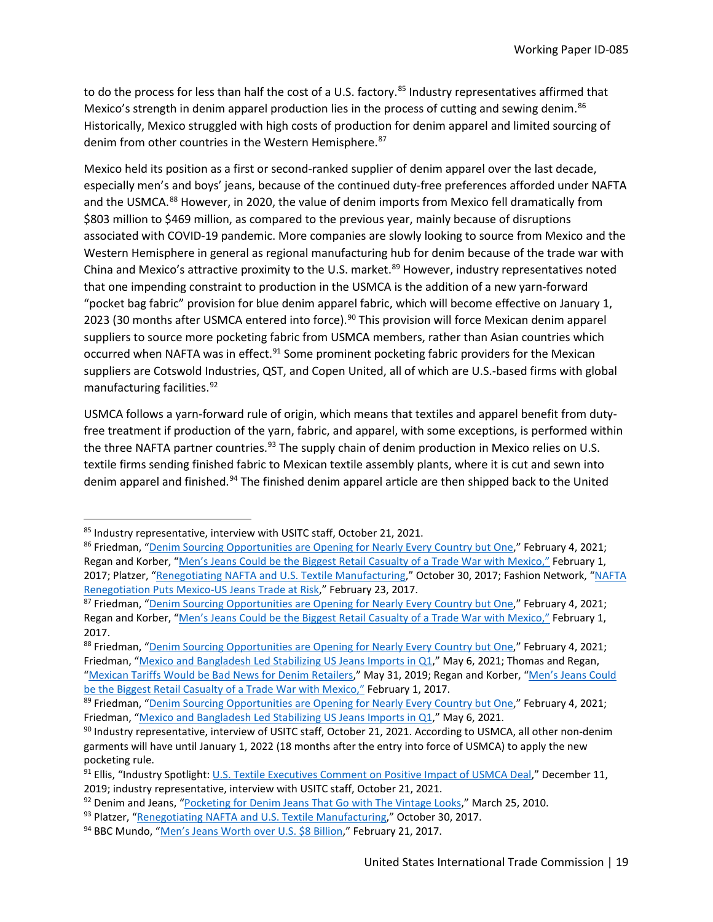to do the process for less than half the cost of a U.S. factory.[85] Industry representatives affirmed that Mexico's strength in denim apparel production lies in the process of cutting and sewing denim.[86] Historically, Mexico struggled with high costs of production for denim apparel and limited sourcing of denim from other countries in the Western Hemisphere.[87]

Mexico held its position as a first or second-ranked supplier of denim apparel over the last decade, especially men's and boys' jeans, because of the continued duty-free preferences afforded under NAFTA and the USMCA.[88] However, in 2020, the value of denim imports from Mexico fell dramatically from $803 million to $469 million, as compared to the previous year, mainly because of disruptions associated with COVID-19 pandemic. More companies are slowly looking to source from Mexico and the Western Hemisphere in general as regional manufacturing hub for denim because of the trade war with China and Mexico's attractive proximity to the U.S. market.[89] However, industry representatives noted that one impending constraint to production in the USMCA is the addition of a new yarn-forward "pocket bag fabric" provision for blue denim apparel fabric, which will become effective on January 1, 2023 (30 months after USMCA entered into force).[90] This provision will force Mexican denim apparel suppliers to source more pocketing fabric from USMCA members, rather than Asian countries which occurred when NAFTA was in effect.[91] Some prominent pocketing fabric providers for the Mexican suppliers are Cotswold Industries, QST, and Copen United, all of which are U.S.-based firms with global manufacturing facilities.[92]

USMCA follows a yarn-forward rule of origin, which means that textiles and apparel benefit from duty-free treatment if production of the yarn, fabric, and apparel, with some exceptions, is performed within the three NAFTA partner countries.[93] The supply chain of denim production in Mexico relies on U.S. textile firms sending finished fabric to Mexican textile assembly plants, where it is cut and sewn into denim apparel and finished.[94] The finished denim apparel article are then shipped back to the United

---

[85] Industry representative, interview with USITC staff, October 21, 2021.

[86] Friedman, "Denim Sourcing Opportunities are Opening for Nearly Every Country but One," February 4, 2021; Regan and Korber, "Men's Jeans Could be the Biggest Retail Casualty of a Trade War with Mexico," February 1, 2017; Platzer, "Renegotiating NAFTA and U.S. Textile Manufacturing," October 30, 2017; Fashion Network, "NAFTA Renegotiation Puts Mexico-US Jeans Trade at Risk," February 23, 2017.

[87] Friedman, "Denim Sourcing Opportunities are Opening for Nearly Every Country but One," February 4, 2021; Regan and Korber, "Men's Jeans Could be the Biggest Retail Casualty of a Trade War with Mexico," February 1, 2017.

[88] Friedman, "Denim Sourcing Opportunities are Opening for Nearly Every Country but One," February 4, 2021; Friedman, "Mexico and Bangladesh Led Stabilizing US Jeans Imports in Q1," May 6, 2021; Thomas and Regan, "Mexican Tariffs Would be Bad News for Denim Retailers," May 31, 2019; Regan and Korber, "Men's Jeans Could be the Biggest Retail Casualty of a Trade War with Mexico," February 1, 2017.

[89] Friedman, "Denim Sourcing Opportunities are Opening for Nearly Every Country but One," February 4, 2021; Friedman, "Mexico and Bangladesh Led Stabilizing US Jeans Imports in Q1," May 6, 2021.

[90] Industry representative, interview of USITC staff, October 21, 2021. According to USMCA, all other non-denim garments will have until January 1, 2022 (18 months after the entry into force of USMCA) to apply the new pocketing rule.

[91] Ellis, "Industry Spotlight: U.S. Textile Executives Comment on Positive Impact of USMCA Deal," December 11, 2019; industry representative, interview with USITC staff, October 21, 2021.

[92] Denim and Jeans, "Pocketing for Denim Jeans That Go with The Vintage Looks," March 25, 2010.

[93] Platzer, "Renegotiating NAFTA and U.S. Textile Manufacturing," October 30, 2017.

[94] BBC Mundo, "Men's Jeans Worth over U.S. $8 Billion," February 21, 2017.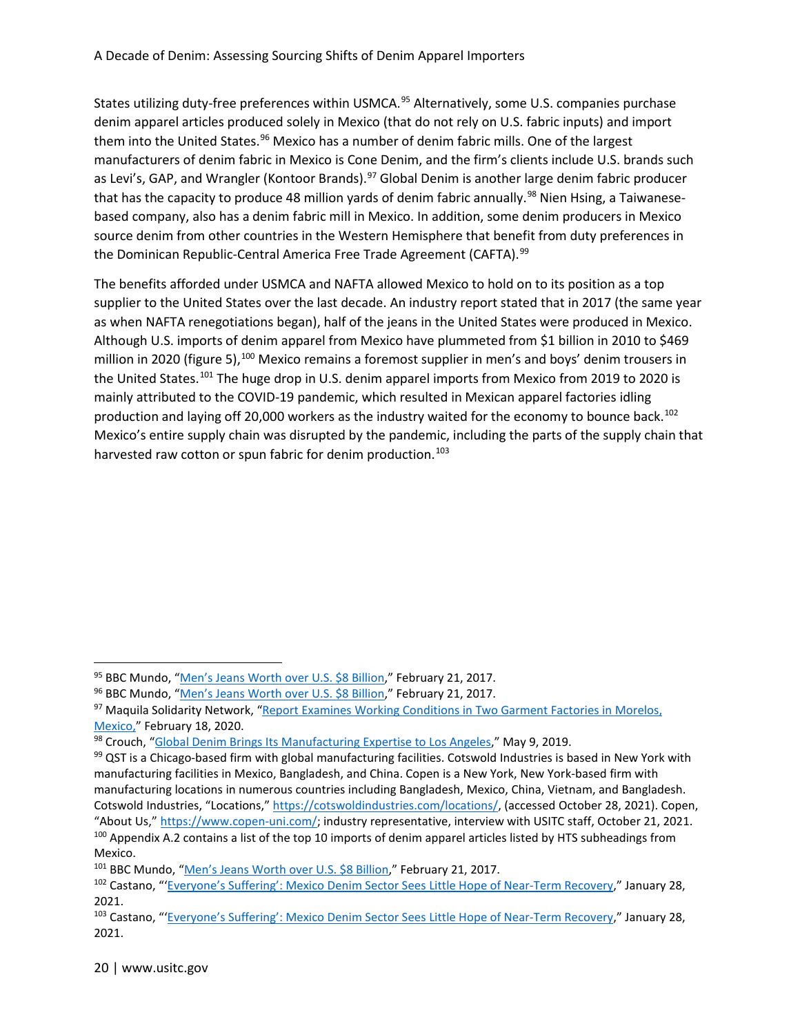States utilizing duty-free preferences within USMCA.[95] Alternatively, some U.S. companies purchase denim apparel articles produced solely in Mexico (that do not rely on U.S. fabric inputs) and import them into the United States.[96] Mexico has a number of denim fabric mills. One of the largest manufacturers of denim fabric in Mexico is Cone Denim, and the firm's clients include U.S. brands such as Levi's, GAP, and Wrangler (Kontoor Brands).[97] Global Denim is another large denim fabric producer that has the capacity to produce 48 million yards of denim fabric annually.[98] Nien Hsing, a Taiwanese-based company, also has a denim fabric mill in Mexico. In addition, some denim producers in Mexico source denim from other countries in the Western Hemisphere that benefit from duty preferences in the Dominican Republic-Central America Free Trade Agreement (CAFTA).[99]

The benefits afforded under USMCA and NAFTA allowed Mexico to hold on to its position as a top supplier to the United States over the last decade. An industry report stated that in 2017 (the same year as when NAFTA renegotiations began), half of the jeans in the United States were produced in Mexico. Although U.S. imports of denim apparel from Mexico have plummeted from $1 billion in 2010 to $469 million in 2020 (figure 5),[100] Mexico remains a foremost supplier in men's and boys' denim trousers in the United States.[101] The huge drop in U.S. denim apparel imports from Mexico from 2019 to 2020 is mainly attributed to the COVID-19 pandemic, which resulted in Mexican apparel factories idling production and laying off 20,000 workers as the industry waited for the economy to bounce back.[102] Mexico's entire supply chain was disrupted by the pandemic, including the parts of the supply chain that harvested raw cotton or spun fabric for denim production.[103]

---

[95] BBC Mundo, "Men's Jeans Worth over U.S. $8 Billion," February 21, 2017.

[96] BBC Mundo, "Men's Jeans Worth over U.S. $8 Billion," February 21, 2017.

[97] Maquila Solidarity Network, "Report Examines Working Conditions in Two Garment Factories in Morelos, Mexico," February 18, 2020.

[98] Crouch, "Global Denim Brings Its Manufacturing Expertise to Los Angeles," May 9, 2019.

[99] QST is a Chicago-based firm with global manufacturing facilities. Cotswold Industries is based in New York with manufacturing facilities in Mexico, Bangladesh, and China. Copen is a New York, New York-based firm with manufacturing locations in numerous countries including Bangladesh, Mexico, China, Vietnam, and Bangladesh. Cotswold Industries, "Locations," https://cotswoldindustries.com/locations/, (accessed October 28, 2021). Copen, "About Us," https://www.copen-uni.com/; industry representative, interview with USITC staff, October 21, 2021.

[100] Appendix A.2 contains a list of the top 10 imports of denim apparel articles listed by HTS subheadings from Mexico.

[101] BBC Mundo, "Men's Jeans Worth over U.S. $8 Billion," February 21, 2017.

[102] Castano, "'Everyone's Suffering': Mexico Denim Sector Sees Little Hope of Near-Term Recovery," January 28, 2021.

[103] Castano, "'Everyone's Suffering': Mexico Denim Sector Sees Little Hope of Near-Term Recovery," January 28, 2021.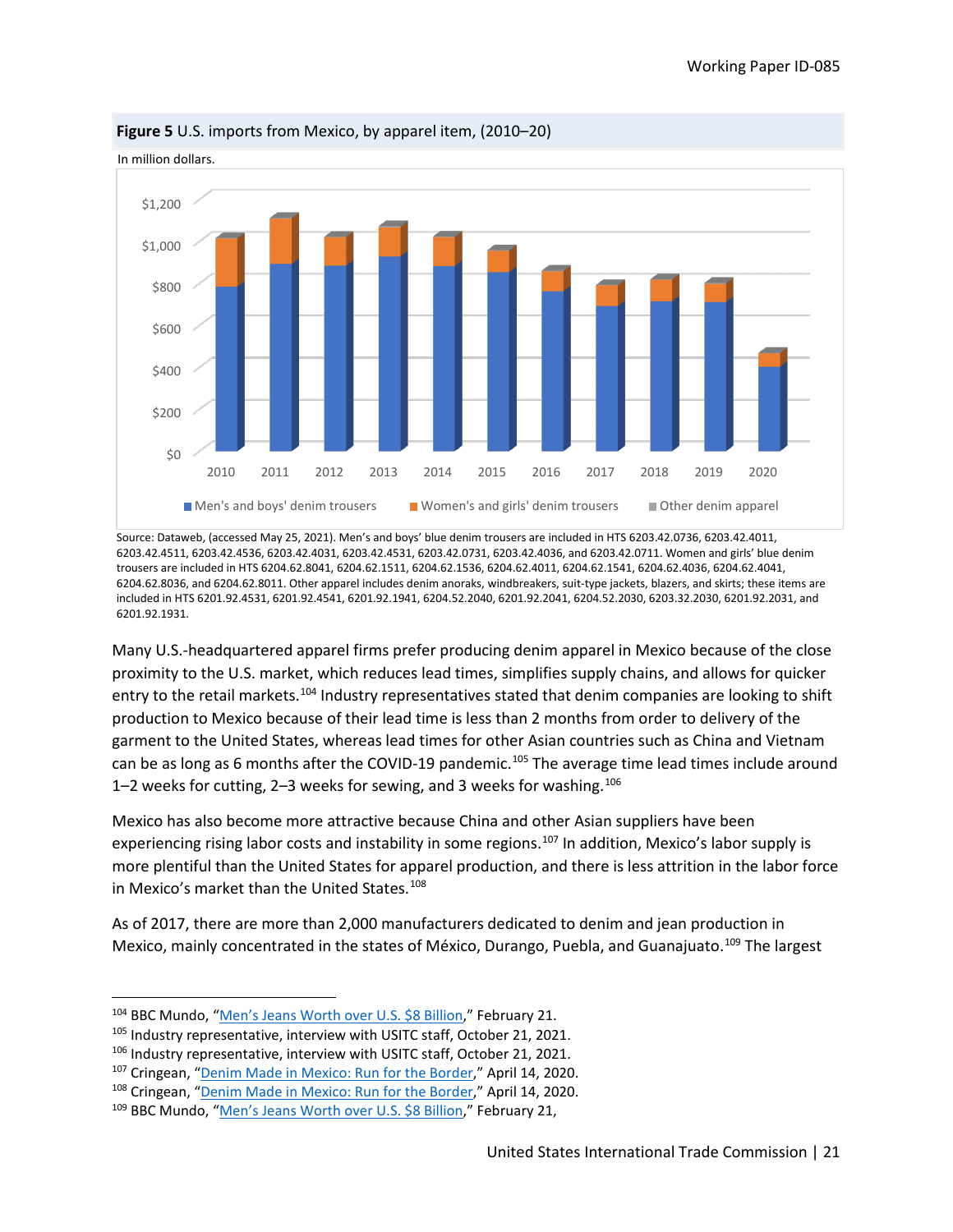**Figure 5** U.S. imports from Mexico, by apparel item, (2010–20)

In million dollars.

Source: Dataweb, (accessed May 25, 2021). Men's and boys' blue denim trousers are included in HTS 6203.42.0736, 6203.42.4011, 6203.42.4511, 6203.42.4536, 6203.42.4031, 6203.42.4531, 6203.42.0731, 6203.42.4036, and 6203.42.0711. Women and girls' blue denim trousers are included in HTS 6204.62.8041, 6204.62.1511, 6204.62.1536, 6204.62.4011, 6204.62.1541, 6204.62.4036, 6204.62.4041, 6204.62.8036, and 6204.62.8011. Other apparel includes denim anoraks, windbreakers, suit-type jackets, blazers, and skirts; these items are included in HTS 6201.92.4531, 6201.92.4541, 6201.92.1941, 6204.52.2040, 6201.92.2041, 6204.52.2030, 6203.32.2030, 6201.92.2031, and 6201.92.1931.

Many U.S.-headquartered apparel firms prefer producing denim apparel in Mexico because of the close proximity to the U.S. market, which reduces lead times, simplifies supply chains, and allows for quicker entry to the retail markets.[104] Industry representatives stated that denim companies are looking to shift production to Mexico because of their lead time is less than 2 months from order to delivery of the garment to the United States, whereas lead times for other Asian countries such as China and Vietnam can be as long as 6 months after the COVID-19 pandemic.[105] The average time lead times include around 1–2 weeks for cutting, 2–3 weeks for sewing, and 3 weeks for washing.[106]

Mexico has also become more attractive because China and other Asian suppliers have been experiencing rising labor costs and instability in some regions.[107] In addition, Mexico's labor supply is more plentiful than the United States for apparel production, and there is less attrition in the labor force in Mexico's market than the United States.[108]

As of 2017, there are more than 2,000 manufacturers dedicated to denim and jean production in Mexico, mainly concentrated in the states of México, Durango, Puebla, and Guanajuato.[109] The largest

---

[104] BBC Mundo, "Men's Jeans Worth over U.S. $8 Billion," February 21.
[105] Industry representative, interview with USITC staff, October 21, 2021.
[106] Industry representative, interview with USITC staff, October 21, 2021.
[107] Cringean, "Denim Made in Mexico: Run for the Border," April 14, 2020.
[108] Cringean, "Denim Made in Mexico: Run for the Border," April 14, 2020.
[109] BBC Mundo, "Men's Jeans Worth over U.S. $8 Billion," February 21,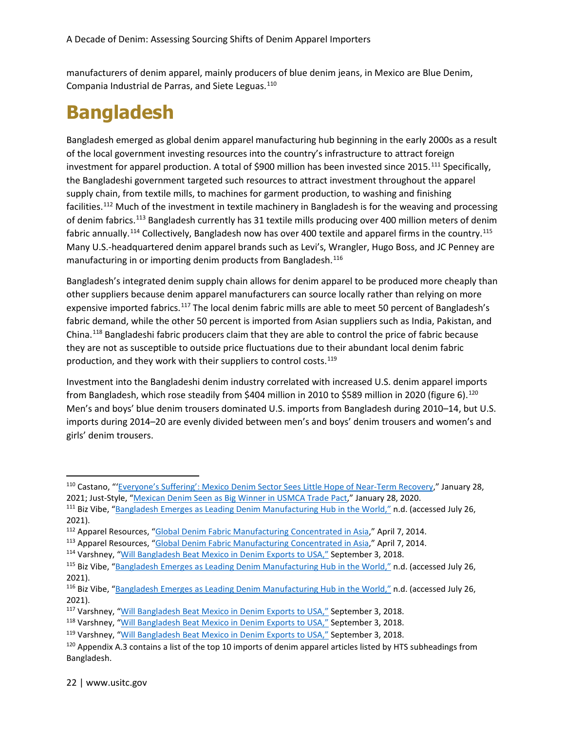manufacturers of denim apparel, mainly producers of blue denim jeans, in Mexico are Blue Denim, Compania Industrial de Parras, and Siete Leguas.[110]

# Bangladesh

Bangladesh emerged as global denim apparel manufacturing hub beginning in the early 2000s as a result of the local government investing resources into the country's infrastructure to attract foreign investment for apparel production. A total of $900 million has been invested since 2015.[111] Specifically, the Bangladeshi government targeted such resources to attract investment throughout the apparel supply chain, from textile mills, to machines for garment production, to washing and finishing facilities.[112] Much of the investment in textile machinery in Bangladesh is for the weaving and processing of denim fabrics.[113] Bangladesh currently has 31 textile mills producing over 400 million meters of denim fabric annually.[114] Collectively, Bangladesh now has over 400 textile and apparel firms in the country.[115] Many U.S.-headquartered denim apparel brands such as Levi's, Wrangler, Hugo Boss, and JC Penney are manufacturing in or importing denim products from Bangladesh.[116]

Bangladesh's integrated denim supply chain allows for denim apparel to be produced more cheaply than other suppliers because denim apparel manufacturers can source locally rather than relying on more expensive imported fabrics.[117] The local denim fabric mills are able to meet 50 percent of Bangladesh's fabric demand, while the other 50 percent is imported from Asian suppliers such as India, Pakistan, and China.[118] Bangladeshi fabric producers claim that they are able to control the price of fabric because they are not as susceptible to outside price fluctuations due to their abundant local denim fabric production, and they work with their suppliers to control costs.[119]

Investment into the Bangladeshi denim industry correlated with increased U.S. denim apparel imports from Bangladesh, which rose steadily from $404 million in 2010 to $589 million in 2020 (figure 6).[120] Men's and boys' blue denim trousers dominated U.S. imports from Bangladesh during 2010–14, but U.S. imports during 2014–20 are evenly divided between men's and boys' denim trousers and women's and girls' denim trousers.

---

[110] Castano, "'Everyone's Suffering': Mexico Denim Sector Sees Little Hope of Near-Term Recovery," January 28, 2021; Just-Style, "Mexican Denim Seen as Big Winner in USMCA Trade Pact," January 28, 2020.

[111] Biz Vibe, "Bangladesh Emerges as Leading Denim Manufacturing Hub in the World," n.d. (accessed July 26, 2021).

[112] Apparel Resources, "Global Denim Fabric Manufacturing Concentrated in Asia," April 7, 2014.

[113] Apparel Resources, "Global Denim Fabric Manufacturing Concentrated in Asia," April 7, 2014.

[114] Varshney, "Will Bangladesh Beat Mexico in Denim Exports to USA," September 3, 2018.

[115] Biz Vibe, "Bangladesh Emerges as Leading Denim Manufacturing Hub in the World," n.d. (accessed July 26, 2021).

[116] Biz Vibe, "Bangladesh Emerges as Leading Denim Manufacturing Hub in the World," n.d. (accessed July 26, 2021).

[117] Varshney, "Will Bangladesh Beat Mexico in Denim Exports to USA," September 3, 2018.

[118] Varshney, "Will Bangladesh Beat Mexico in Denim Exports to USA," September 3, 2018.

[119] Varshney, "Will Bangladesh Beat Mexico in Denim Exports to USA," September 3, 2018.

[120] Appendix A.3 contains a list of the top 10 imports of denim apparel articles listed by HTS subheadings from Bangladesh.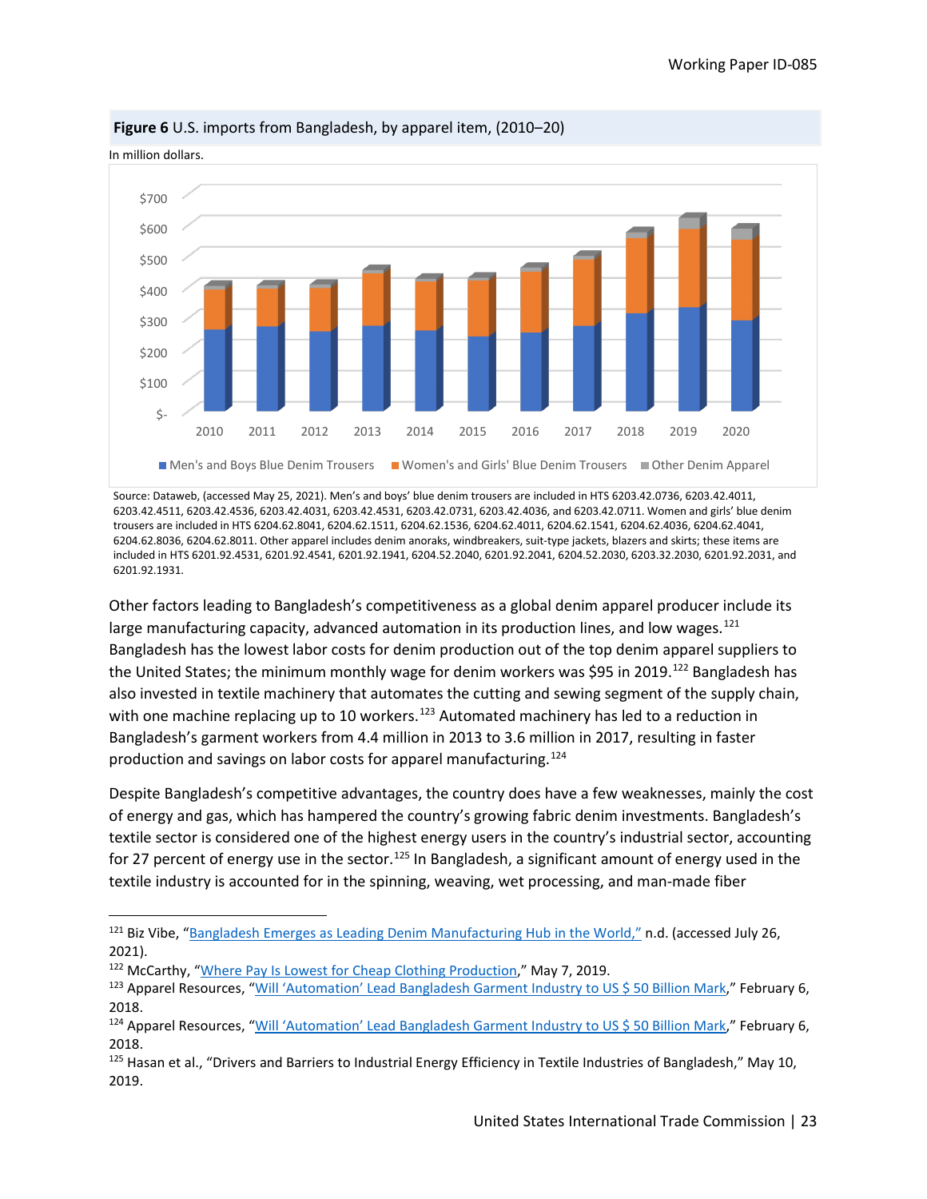**Figure 6** U.S. imports from Bangladesh, by apparel item, (2010–20)

In million dollars.

Source: Dataweb, (accessed May 25, 2021). Men's and boys' blue denim trousers are included in HTS 6203.42.0736, 6203.42.4011, 6203.42.4511, 6203.42.4536, 6203.42.4031, 6203.42.4531, 6203.42.0731, 6203.42.4036, and 6203.42.0711. Women and girls' blue denim trousers are included in HTS 6204.62.8041, 6204.62.1511, 6204.62.1536, 6204.62.4011, 6204.62.1541, 6204.62.4036, 6204.62.4041, 6204.62.8036, 6204.62.8011. Other apparel includes denim anoraks, windbreakers, suit-type jackets, blazers and skirts; these items are included in HTS 6201.92.4531, 6201.92.4541, 6201.92.1941, 6204.52.2040, 6201.92.2041, 6204.52.2030, 6203.32.2030, 6201.92.2031, and 6201.92.1931.

Other factors leading to Bangladesh's competitiveness as a global denim apparel producer include its large manufacturing capacity, advanced automation in its production lines, and low wages.[121] Bangladesh has the lowest labor costs for denim production out of the top denim apparel suppliers to the United States; the minimum monthly wage for denim workers was $95 in 2019.[122] Bangladesh has also invested in textile machinery that automates the cutting and sewing segment of the supply chain, with one machine replacing up to 10 workers.[123] Automated machinery has led to a reduction in Bangladesh's garment workers from 4.4 million in 2013 to 3.6 million in 2017, resulting in faster production and savings on labor costs for apparel manufacturing.[124]

Despite Bangladesh's competitive advantages, the country does have a few weaknesses, mainly the cost of energy and gas, which has hampered the country's growing fabric denim investments. Bangladesh's textile sector is considered one of the highest energy users in the country's industrial sector, accounting for 27 percent of energy use in the sector.[125] In Bangladesh, a significant amount of energy used in the textile industry is accounted for in the spinning, weaving, wet processing, and man-made fiber

---

[121] Biz Vibe, "Bangladesh Emerges as Leading Denim Manufacturing Hub in the World," n.d. (accessed July 26, 2021).

[122] McCarthy, "Where Pay Is Lowest for Cheap Clothing Production," May 7, 2019.

[123] Apparel Resources, "Will 'Automation' Lead Bangladesh Garment Industry to US $ 50 Billion Mark," February 6, 2018.

[124] Apparel Resources, "Will 'Automation' Lead Bangladesh Garment Industry to US $ 50 Billion Mark," February 6, 2018.

[125] Hasan et al., "Drivers and Barriers to Industrial Energy Efficiency in Textile Industries of Bangladesh," May 10, 2019.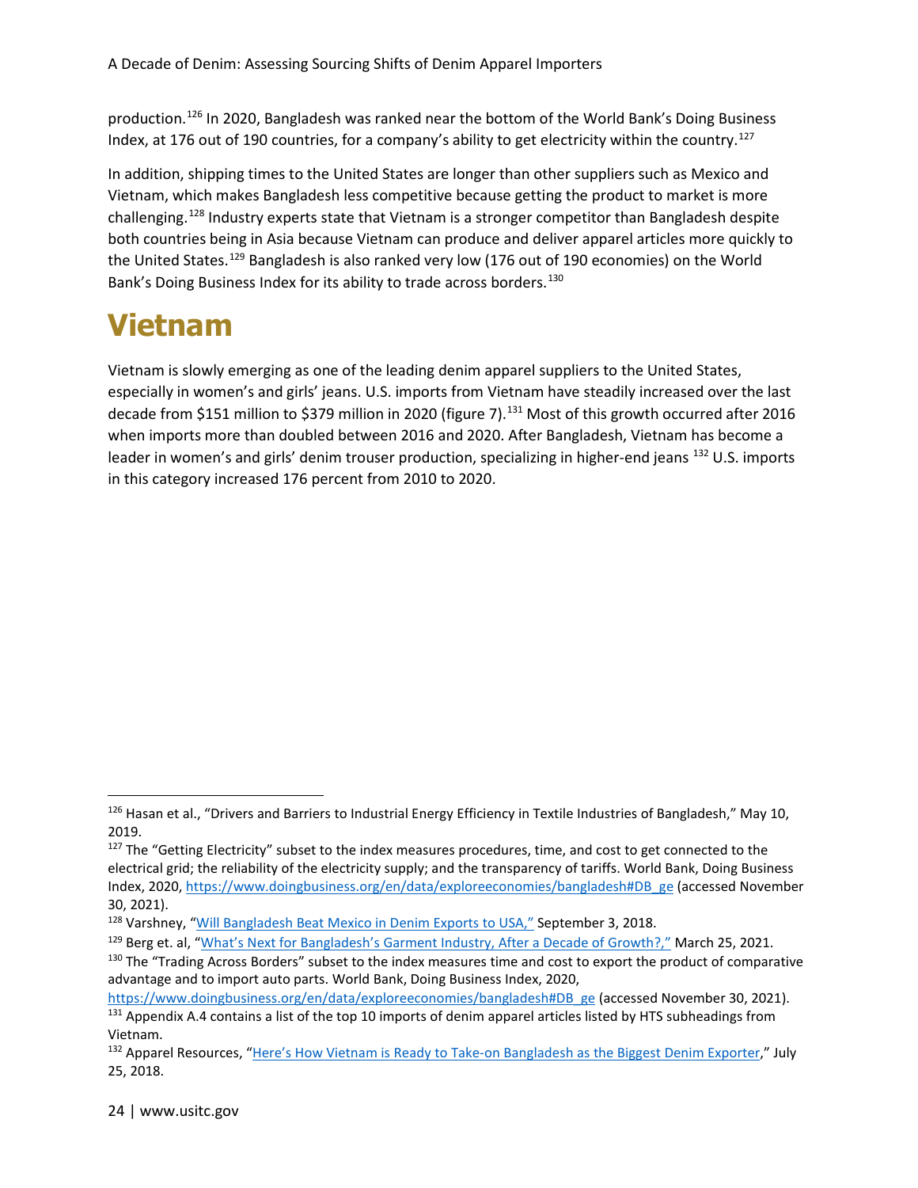production.[126] In 2020, Bangladesh was ranked near the bottom of the World Bank's Doing Business Index, at 176 out of 190 countries, for a company's ability to get electricity within the country.[127]

In addition, shipping times to the United States are longer than other suppliers such as Mexico and Vietnam, which makes Bangladesh less competitive because getting the product to market is more challenging.[128] Industry experts state that Vietnam is a stronger competitor than Bangladesh despite both countries being in Asia because Vietnam can produce and deliver apparel articles more quickly to the United States.[129] Bangladesh is also ranked very low (176 out of 190 economies) on the World Bank's Doing Business Index for its ability to trade across borders.[130]

# Vietnam

Vietnam is slowly emerging as one of the leading denim apparel suppliers to the United States, especially in women's and girls' jeans. U.S. imports from Vietnam have steadily increased over the last decade from $151 million to $379 million in 2020 (figure 7).[131] Most of this growth occurred after 2016 when imports more than doubled between 2016 and 2020. After Bangladesh, Vietnam has become a leader in women's and girls' denim trouser production, specializing in higher-end jeans [132] U.S. imports in this category increased 176 percent from 2010 to 2020.

---

[126] Hasan et al., "Drivers and Barriers to Industrial Energy Efficiency in Textile Industries of Bangladesh," May 10, 2019.

[127] The "Getting Electricity" subset to the index measures procedures, time, and cost to get connected to the electrical grid; the reliability of the electricity supply; and the transparency of tariffs. World Bank, Doing Business Index, 2020, https://www.doingbusiness.org/en/data/exploreeconomies/bangladesh#DB_ge (accessed November 30, 2021).

[128] Varshney, "Will Bangladesh Beat Mexico in Denim Exports to USA," September 3, 2018.

[129] Berg et. al, "What's Next for Bangladesh's Garment Industry, After a Decade of Growth?," March 25, 2021.

[130] The "Trading Across Borders" subset to the index measures time and cost to export the product of comparative advantage and to import auto parts. World Bank, Doing Business Index, 2020, https://www.doingbusiness.org/en/data/exploreeconomies/bangladesh#DB_ge (accessed November 30, 2021).

[131] Appendix A.4 contains a list of the top 10 imports of denim apparel articles listed by HTS subheadings from Vietnam.

[132] Apparel Resources, "Here's How Vietnam is Ready to Take-on Bangladesh as the Biggest Denim Exporter," July 25, 2018.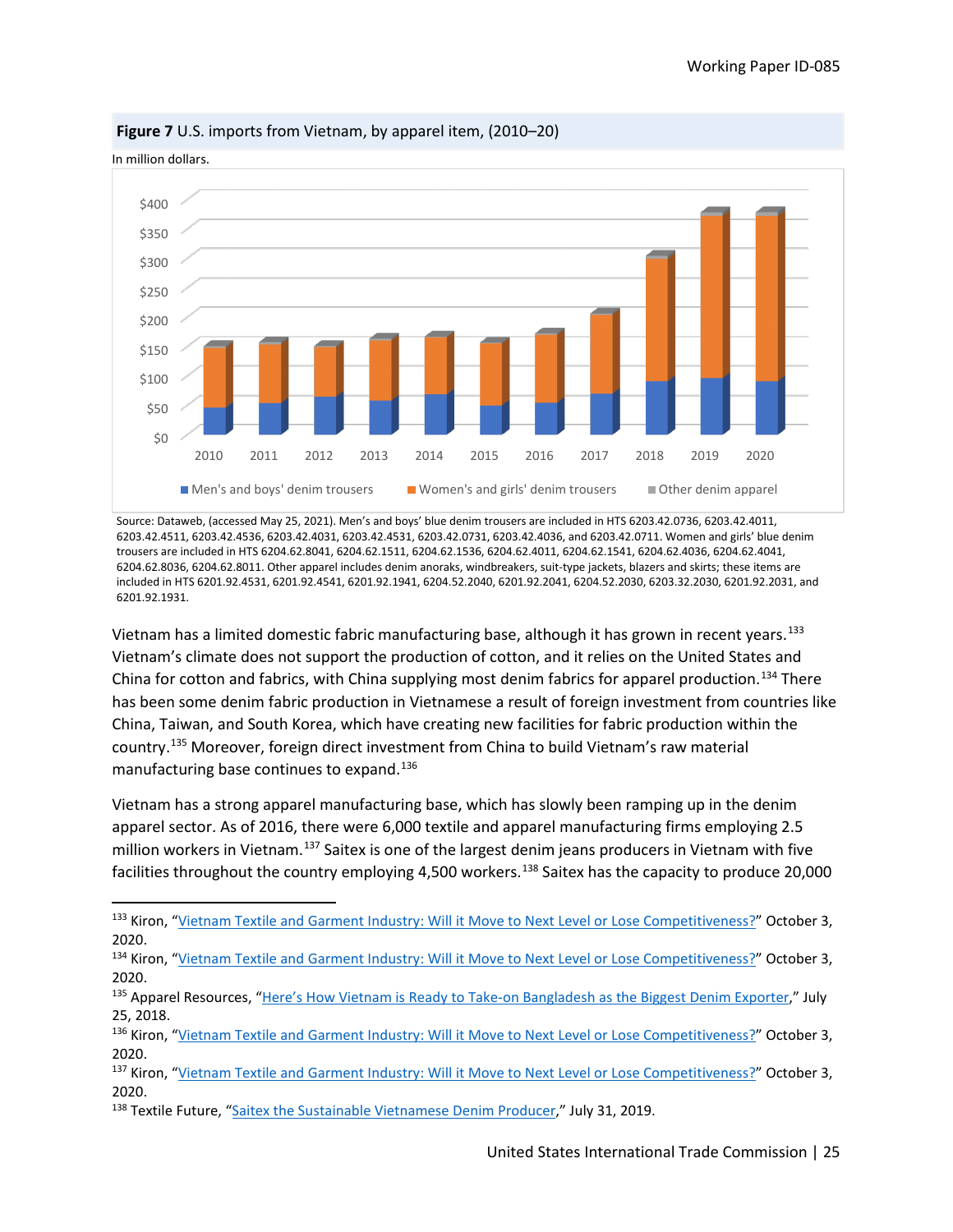**Figure 7** U.S. imports from Vietnam, by apparel item, (2010–20)

In million dollars.

Source: Dataweb, (accessed May 25, 2021). Men's and boys' blue denim trousers are included in HTS 6203.42.0736, 6203.42.4011, 6203.42.4511, 6203.42.4536, 6203.42.4031, 6203.42.4531, 6203.42.0731, 6203.42.4036, and 6203.42.0711. Women and girls' blue denim trousers are included in HTS 6204.62.8041, 6204.62.1511, 6204.62.1536, 6204.62.4011, 6204.62.1541, 6204.62.4036, 6204.62.4041, 6204.62.8036, 6204.62.8011. Other apparel includes denim anoraks, windbreakers, suit-type jackets, blazers and skirts; these items are included in HTS 6201.92.4531, 6201.92.4541, 6201.92.1941, 6204.52.2040, 6201.92.2041, 6204.52.2030, 6203.32.2030, 6201.92.2031, and 6201.92.1931.

Vietnam has a limited domestic fabric manufacturing base, although it has grown in recent years.[133] Vietnam's climate does not support the production of cotton, and it relies on the United States and China for cotton and fabrics, with China supplying most denim fabrics for apparel production.[134] There has been some denim fabric production in Vietnamese a result of foreign investment from countries like China, Taiwan, and South Korea, which have creating new facilities for fabric production within the country.[135] Moreover, foreign direct investment from China to build Vietnam's raw material manufacturing base continues to expand.[136]

Vietnam has a strong apparel manufacturing base, which has slowly been ramping up in the denim apparel sector. As of 2016, there were 6,000 textile and apparel manufacturing firms employing 2.5 million workers in Vietnam.[137] Saitex is one of the largest denim jeans producers in Vietnam with five facilities throughout the country employing 4,500 workers.[138] Saitex has the capacity to produce 20,000

---

[133] Kiron, "Vietnam Textile and Garment Industry: Will it Move to Next Level or Lose Competitiveness?" October 3, 2020.

[134] Kiron, "Vietnam Textile and Garment Industry: Will it Move to Next Level or Lose Competitiveness?" October 3, 2020.

[135] Apparel Resources, "Here's How Vietnam is Ready to Take-on Bangladesh as the Biggest Denim Exporter," July 25, 2018.

[136] Kiron, "Vietnam Textile and Garment Industry: Will it Move to Next Level or Lose Competitiveness?" October 3, 2020.

[137] Kiron, "Vietnam Textile and Garment Industry: Will it Move to Next Level or Lose Competitiveness?" October 3, 2020.

[138] Textile Future, "Saitex the Sustainable Vietnamese Denim Producer," July 31, 2019.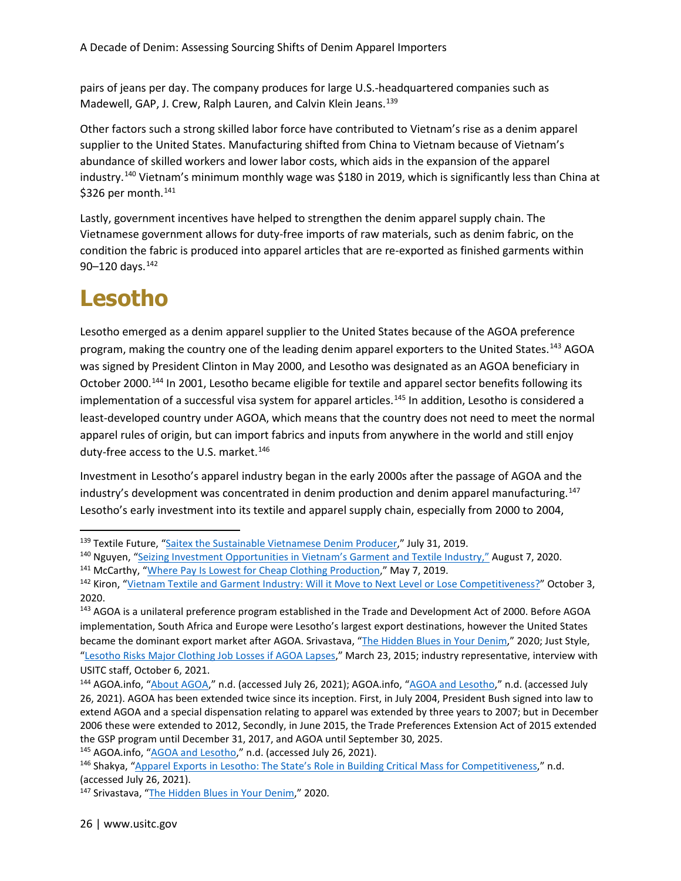pairs of jeans per day. The company produces for large U.S.-headquartered companies such as Madewell, GAP, J. Crew, Ralph Lauren, and Calvin Klein Jeans.[139]

Other factors such a strong skilled labor force have contributed to Vietnam's rise as a denim apparel supplier to the United States. Manufacturing shifted from China to Vietnam because of Vietnam's abundance of skilled workers and lower labor costs, which aids in the expansion of the apparel industry.[140] Vietnam's minimum monthly wage was $180 in 2019, which is significantly less than China at $326 per month.[141]

Lastly, government incentives have helped to strengthen the denim apparel supply chain. The Vietnamese government allows for duty-free imports of raw materials, such as denim fabric, on the condition the fabric is produced into apparel articles that are re-exported as finished garments within 90–120 days.[142]

# Lesotho

Lesotho emerged as a denim apparel supplier to the United States because of the AGOA preference program, making the country one of the leading denim apparel exporters to the United States.[143] AGOA was signed by President Clinton in May 2000, and Lesotho was designated as an AGOA beneficiary in October 2000.[144] In 2001, Lesotho became eligible for textile and apparel sector benefits following its implementation of a successful visa system for apparel articles.[145] In addition, Lesotho is considered a least-developed country under AGOA, which means that the country does not need to meet the normal apparel rules of origin, but can import fabrics and inputs from anywhere in the world and still enjoy duty-free access to the U.S. market.[146]

Investment in Lesotho's apparel industry began in the early 2000s after the passage of AGOA and the industry's development was concentrated in denim production and denim apparel manufacturing.[147] Lesotho's early investment into its textile and apparel supply chain, especially from 2000 to 2004,

---

[139] Textile Future, "Saitex the Sustainable Vietnamese Denim Producer," July 31, 2019.

[140] Nguyen, "Seizing Investment Opportunities in Vietnam's Garment and Textile Industry," August 7, 2020.

[141] McCarthy, "Where Pay Is Lowest for Cheap Clothing Production," May 7, 2019.

[142] Kiron, "Vietnam Textile and Garment Industry: Will it Move to Next Level or Lose Competitiveness?" October 3, 2020.

[143] AGOA is a unilateral preference program established in the Trade and Development Act of 2000. Before AGOA implementation, South Africa and Europe were Lesotho's largest export destinations, however the United States became the dominant export market after AGOA. Srivastava, "The Hidden Blues in Your Denim," 2020; Just Style, "Lesotho Risks Major Clothing Job Losses if AGOA Lapses," March 23, 2015; industry representative, interview with USITC staff, October 6, 2021.

[144] AGOA.info, "About AGOA," n.d. (accessed July 26, 2021); AGOA.info, "AGOA and Lesotho," n.d. (accessed July 26, 2021). AGOA has been extended twice since its inception. First, in July 2004, President Bush signed into law to extend AGOA and a special dispensation relating to apparel was extended by three years to 2007; but in December 2006 these were extended to 2012, Secondly, in June 2015, the Trade Preferences Extension Act of 2015 extended the GSP program until December 31, 2017, and AGOA until September 30, 2025.

[145] AGOA.info, "AGOA and Lesotho," n.d. (accessed July 26, 2021).

[146] Shakya, "Apparel Exports in Lesotho: The State's Role in Building Critical Mass for Competitiveness," n.d. (accessed July 26, 2021).

[147] Srivastava, "The Hidden Blues in Your Denim," 2020.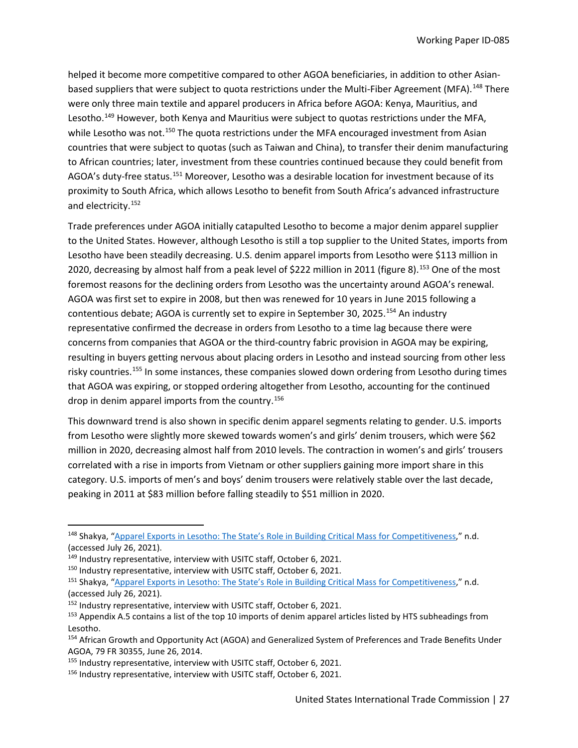helped it become more competitive compared to other AGOA beneficiaries, in addition to other Asian-based suppliers that were subject to quota restrictions under the Multi-Fiber Agreement (MFA).[148] There were only three main textile and apparel producers in Africa before AGOA: Kenya, Mauritius, and Lesotho.[149] However, both Kenya and Mauritius were subject to quotas restrictions under the MFA, while Lesotho was not.[150] The quota restrictions under the MFA encouraged investment from Asian countries that were subject to quotas (such as Taiwan and China), to transfer their denim manufacturing to African countries; later, investment from these countries continued because they could benefit from AGOA's duty-free status.[151] Moreover, Lesotho was a desirable location for investment because of its proximity to South Africa, which allows Lesotho to benefit from South Africa's advanced infrastructure and electricity.[152]

Trade preferences under AGOA initially catapulted Lesotho to become a major denim apparel supplier to the United States. However, although Lesotho is still a top supplier to the United States, imports from Lesotho have been steadily decreasing. U.S. denim apparel imports from Lesotho were $113 million in 2020, decreasing by almost half from a peak level of $222 million in 2011 (figure 8).[153] One of the most foremost reasons for the declining orders from Lesotho was the uncertainty around AGOA's renewal. AGOA was first set to expire in 2008, but then was renewed for 10 years in June 2015 following a contentious debate; AGOA is currently set to expire in September 30, 2025.[154] An industry representative confirmed the decrease in orders from Lesotho to a time lag because there were concerns from companies that AGOA or the third-country fabric provision in AGOA may be expiring, resulting in buyers getting nervous about placing orders in Lesotho and instead sourcing from other less risky countries.[155] In some instances, these companies slowed down ordering from Lesotho during times that AGOA was expiring, or stopped ordering altogether from Lesotho, accounting for the continued drop in denim apparel imports from the country.[156]

This downward trend is also shown in specific denim apparel segments relating to gender. U.S. imports from Lesotho were slightly more skewed towards women's and girls' denim trousers, which were $62 million in 2020, decreasing almost half from 2010 levels. The contraction in women's and girls' trousers correlated with a rise in imports from Vietnam or other suppliers gaining more import share in this category. U.S. imports of men's and boys' denim trousers were relatively stable over the last decade, peaking in 2011 at $83 million before falling steadily to $51 million in 2020.

---

[148] Shakya, "Apparel Exports in Lesotho: The State's Role in Building Critical Mass for Competitiveness," n.d. (accessed July 26, 2021).

[149] Industry representative, interview with USITC staff, October 6, 2021.

[150] Industry representative, interview with USITC staff, October 6, 2021.

[151] Shakya, "Apparel Exports in Lesotho: The State's Role in Building Critical Mass for Competitiveness," n.d. (accessed July 26, 2021).

[152] Industry representative, interview with USITC staff, October 6, 2021.

[153] Appendix A.5 contains a list of the top 10 imports of denim apparel articles listed by HTS subheadings from Lesotho.

[154] African Growth and Opportunity Act (AGOA) and Generalized System of Preferences and Trade Benefits Under AGOA, 79 FR 30355, June 26, 2014.

[155] Industry representative, interview with USITC staff, October 6, 2021.

[156] Industry representative, interview with USITC staff, October 6, 2021.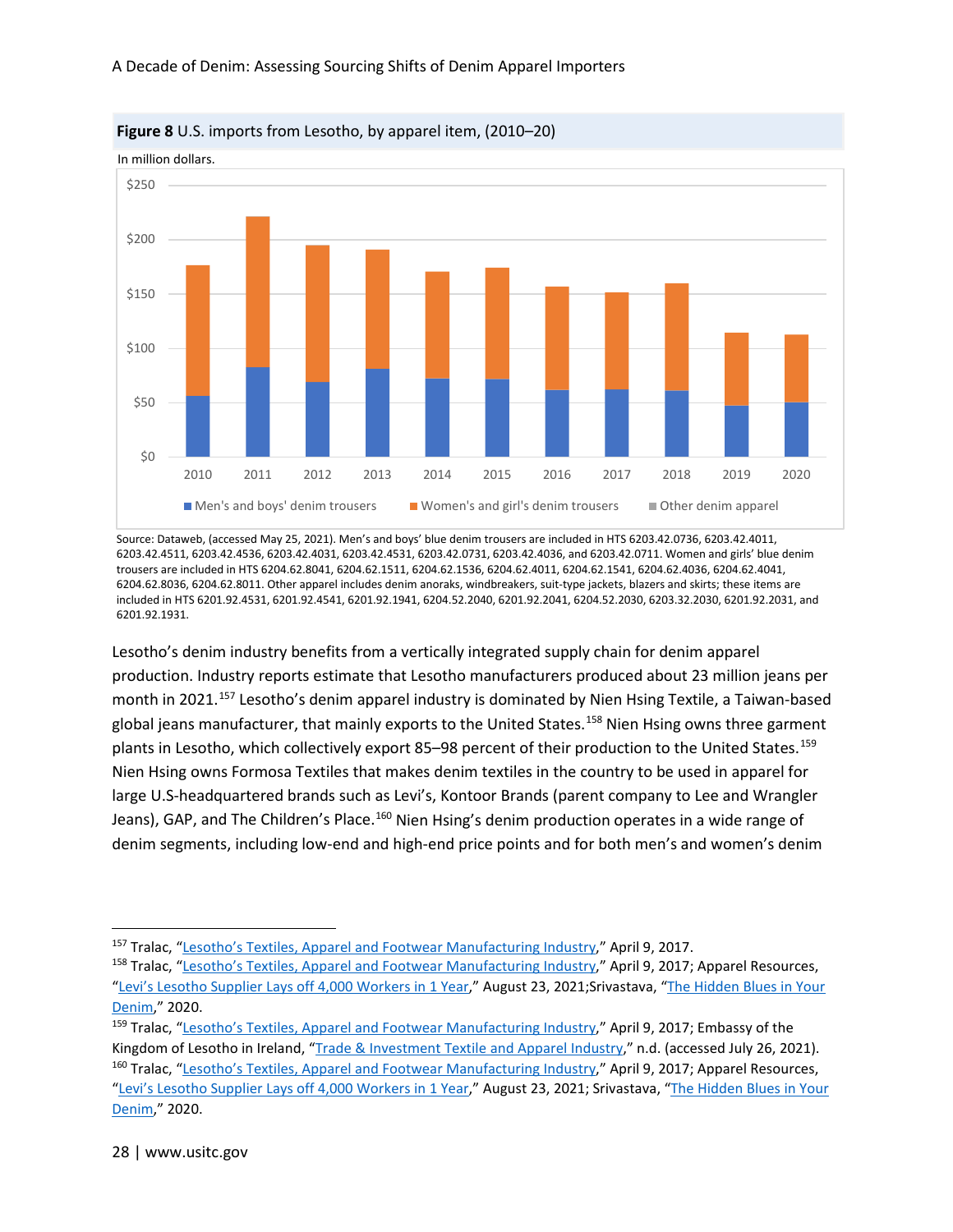**Figure 8** U.S. imports from Lesotho, by apparel item, (2010–20)

In million dollars.

Source: Dataweb, (accessed May 25, 2021). Men's and boys' blue denim trousers are included in HTS 6203.42.0736, 6203.42.4011, 6203.42.4511, 6203.42.4536, 6203.42.4031, 6203.42.4531, 6203.42.0731, 6203.42.4036, and 6203.42.0711. Women and girls' blue denim trousers are included in HTS 6204.62.8041, 6204.62.1511, 6204.62.1536, 6204.62.4011, 6204.62.1541, 6204.62.4036, 6204.62.4041, 6204.62.8036, 6204.62.8011. Other apparel includes denim anoraks, windbreakers, suit-type jackets, blazers and skirts; these items are included in HTS 6201.92.4531, 6201.92.4541, 6201.92.1941, 6204.52.2040, 6201.92.2041, 6204.52.2030, 6203.32.2030, 6201.92.2031, and 6201.92.1931.

Lesotho's denim industry benefits from a vertically integrated supply chain for denim apparel production. Industry reports estimate that Lesotho manufacturers produced about 23 million jeans per month in 2021.[157] Lesotho's denim apparel industry is dominated by Nien Hsing Textile, a Taiwan-based global jeans manufacturer, that mainly exports to the United States.[158] Nien Hsing owns three garment plants in Lesotho, which collectively export 85–98 percent of their production to the United States.[159] Nien Hsing owns Formosa Textiles that makes denim textiles in the country to be used in apparel for large U.S-headquartered brands such as Levi's, Kontoor Brands (parent company to Lee and Wrangler Jeans), GAP, and The Children's Place.[160] Nien Hsing's denim production operates in a wide range of denim segments, including low-end and high-end price points and for both men's and women's denim

---

[157] Tralac, "Lesotho's Textiles, Apparel and Footwear Manufacturing Industry," April 9, 2017.

[158] Tralac, "Lesotho's Textiles, Apparel and Footwear Manufacturing Industry," April 9, 2017; Apparel Resources, "Levi's Lesotho Supplier Lays off 4,000 Workers in 1 Year," August 23, 2021;Srivastava, "The Hidden Blues in Your Denim," 2020.

[159] Tralac, "Lesotho's Textiles, Apparel and Footwear Manufacturing Industry," April 9, 2017; Embassy of the Kingdom of Lesotho in Ireland, "Trade & Investment Textile and Apparel Industry," n.d. (accessed July 26, 2021).

[160] Tralac, "Lesotho's Textiles, Apparel and Footwear Manufacturing Industry," April 9, 2017; Apparel Resources, "Levi's Lesotho Supplier Lays off 4,000 Workers in 1 Year," August 23, 2021; Srivastava, "The Hidden Blues in Your Denim," 2020.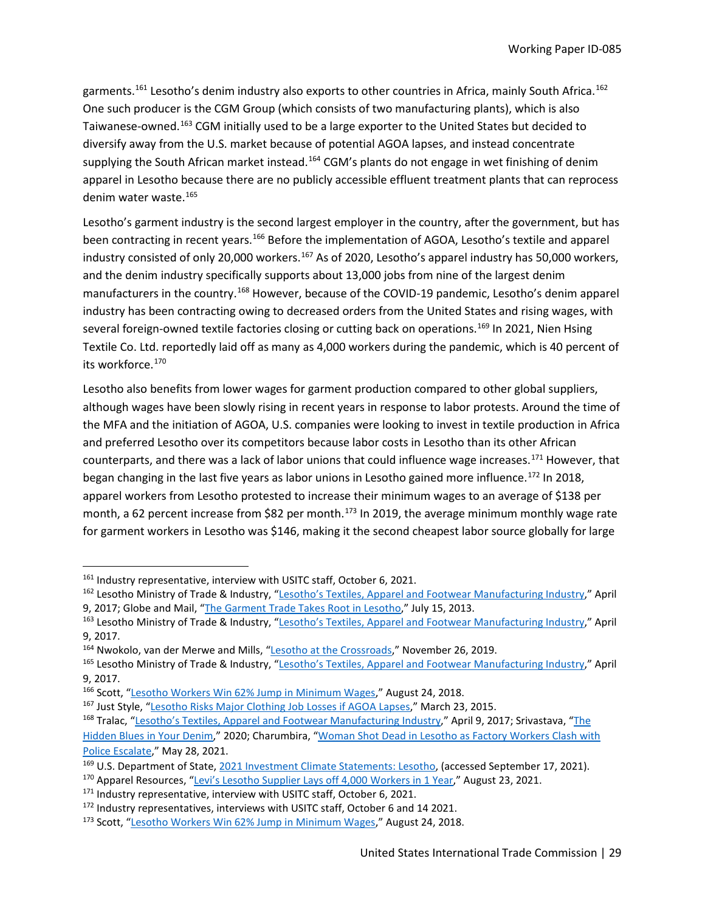garments.[161] Lesotho's denim industry also exports to other countries in Africa, mainly South Africa.[162] One such producer is the CGM Group (which consists of two manufacturing plants), which is also Taiwanese-owned.[163] CGM initially used to be a large exporter to the United States but decided to diversify away from the U.S. market because of potential AGOA lapses, and instead concentrate supplying the South African market instead.[164] CGM's plants do not engage in wet finishing of denim apparel in Lesotho because there are no publicly accessible effluent treatment plants that can reprocess denim water waste.[165]

Lesotho's garment industry is the second largest employer in the country, after the government, but has been contracting in recent years.[166] Before the implementation of AGOA, Lesotho's textile and apparel industry consisted of only 20,000 workers.[167] As of 2020, Lesotho's apparel industry has 50,000 workers, and the denim industry specifically supports about 13,000 jobs from nine of the largest denim manufacturers in the country.[168] However, because of the COVID-19 pandemic, Lesotho's denim apparel industry has been contracting owing to decreased orders from the United States and rising wages, with several foreign-owned textile factories closing or cutting back on operations.[169] In 2021, Nien Hsing Textile Co. Ltd. reportedly laid off as many as 4,000 workers during the pandemic, which is 40 percent of its workforce.[170]

Lesotho also benefits from lower wages for garment production compared to other global suppliers, although wages have been slowly rising in recent years in response to labor protests. Around the time of the MFA and the initiation of AGOA, U.S. companies were looking to invest in textile production in Africa and preferred Lesotho over its competitors because labor costs in Lesotho than its other African counterparts, and there was a lack of labor unions that could influence wage increases.[171] However, that began changing in the last five years as labor unions in Lesotho gained more influence.[172] In 2018, apparel workers from Lesotho protested to increase their minimum wages to an average of $138 per month, a 62 percent increase from $82 per month.[173] In 2019, the average minimum monthly wage rate for garment workers in Lesotho was $146, making it the second cheapest labor source globally for large

---

[161] Industry representative, interview with USITC staff, October 6, 2021.

[162] Lesotho Ministry of Trade & Industry, "Lesotho's Textiles, Apparel and Footwear Manufacturing Industry," April 9, 2017; Globe and Mail, "The Garment Trade Takes Root in Lesotho," July 15, 2013.

[163] Lesotho Ministry of Trade & Industry, "Lesotho's Textiles, Apparel and Footwear Manufacturing Industry," April 9, 2017.

[164] Nwokolo, van der Merwe and Mills, "Lesotho at the Crossroads," November 26, 2019.

[165] Lesotho Ministry of Trade & Industry, "Lesotho's Textiles, Apparel and Footwear Manufacturing Industry," April 9, 2017.

[166] Scott, "Lesotho Workers Win 62% Jump in Minimum Wages," August 24, 2018.

[167] Just Style, "Lesotho Risks Major Clothing Job Losses if AGOA Lapses," March 23, 2015.

[168] Tralac, "Lesotho's Textiles, Apparel and Footwear Manufacturing Industry," April 9, 2017; Srivastava, "The Hidden Blues in Your Denim," 2020; Charumbira, "Woman Shot Dead in Lesotho as Factory Workers Clash with Police Escalate," May 28, 2021.

[169] U.S. Department of State, 2021 Investment Climate Statements: Lesotho, (accessed September 17, 2021).

[170] Apparel Resources, "Levi's Lesotho Supplier Lays off 4,000 Workers in 1 Year," August 23, 2021.

[171] Industry representative, interview with USITC staff, October 6, 2021.

[172] Industry representatives, interviews with USITC staff, October 6 and 14 2021.

[173] Scott, "Lesotho Workers Win 62% Jump in Minimum Wages," August 24, 2018.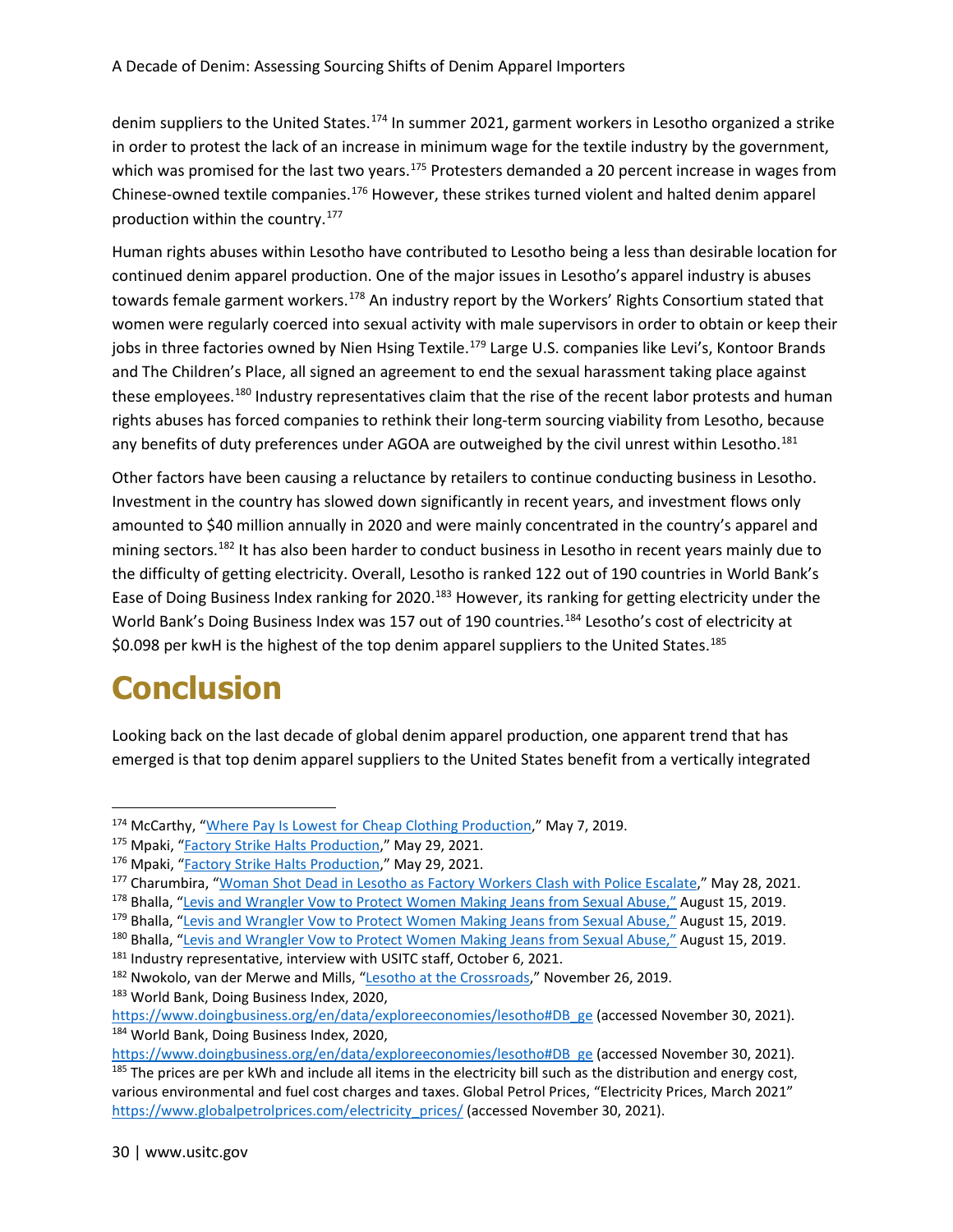denim suppliers to the United States.[174] In summer 2021, garment workers in Lesotho organized a strike in order to protest the lack of an increase in minimum wage for the textile industry by the government, which was promised for the last two years.[175] Protesters demanded a 20 percent increase in wages from Chinese-owned textile companies.[176] However, these strikes turned violent and halted denim apparel production within the country.[177]

Human rights abuses within Lesotho have contributed to Lesotho being a less than desirable location for continued denim apparel production. One of the major issues in Lesotho's apparel industry is abuses towards female garment workers.[178] An industry report by the Workers' Rights Consortium stated that women were regularly coerced into sexual activity with male supervisors in order to obtain or keep their jobs in three factories owned by Nien Hsing Textile.[179] Large U.S. companies like Levi's, Kontoor Brands and The Children's Place, all signed an agreement to end the sexual harassment taking place against these employees.[180] Industry representatives claim that the rise of the recent labor protests and human rights abuses has forced companies to rethink their long-term sourcing viability from Lesotho, because any benefits of duty preferences under AGOA are outweighed by the civil unrest within Lesotho.[181]

Other factors have been causing a reluctance by retailers to continue conducting business in Lesotho. Investment in the country has slowed down significantly in recent years, and investment flows only amounted to $40 million annually in 2020 and were mainly concentrated in the country's apparel and mining sectors.[182] It has also been harder to conduct business in Lesotho in recent years mainly due to the difficulty of getting electricity. Overall, Lesotho is ranked 122 out of 190 countries in World Bank's Ease of Doing Business Index ranking for 2020.[183] However, its ranking for getting electricity under the World Bank's Doing Business Index was 157 out of 190 countries.[184] Lesotho's cost of electricity at $0.098 per kwH is the highest of the top denim apparel suppliers to the United States.[185]

# Conclusion

Looking back on the last decade of global denim apparel production, one apparent trend that has emerged is that top denim apparel suppliers to the United States benefit from a vertically integrated

---

[174] McCarthy, "Where Pay Is Lowest for Cheap Clothing Production," May 7, 2019.
[175] Mpaki, "Factory Strike Halts Production," May 29, 2021.
[176] Mpaki, "Factory Strike Halts Production," May 29, 2021.
[177] Charumbira, "Woman Shot Dead in Lesotho as Factory Workers Clash with Police Escalate," May 28, 2021.
[178] Bhalla, "Levis and Wrangler Vow to Protect Women Making Jeans from Sexual Abuse," August 15, 2019.
[179] Bhalla, "Levis and Wrangler Vow to Protect Women Making Jeans from Sexual Abuse," August 15, 2019.
[180] Bhalla, "Levis and Wrangler Vow to Protect Women Making Jeans from Sexual Abuse," August 15, 2019.
[181] Industry representative, interview with USITC staff, October 6, 2021.
[182] Nwokolo, van der Merwe and Mills, "Lesotho at the Crossroads," November 26, 2019.
[183] World Bank, Doing Business Index, 2020, https://www.doingbusiness.org/en/data/exploreeconomies/lesotho#DB_ge (accessed November 30, 2021).
[184] World Bank, Doing Business Index, 2020, https://www.doingbusiness.org/en/data/exploreeconomies/lesotho#DB_ge (accessed November 30, 2021).
[185] The prices are per kWh and include all items in the electricity bill such as the distribution and energy cost, various environmental and fuel cost charges and taxes. Global Petrol Prices, "Electricity Prices, March 2021" https://www.globalpetrolprices.com/electricity_prices/ (accessed November 30, 2021).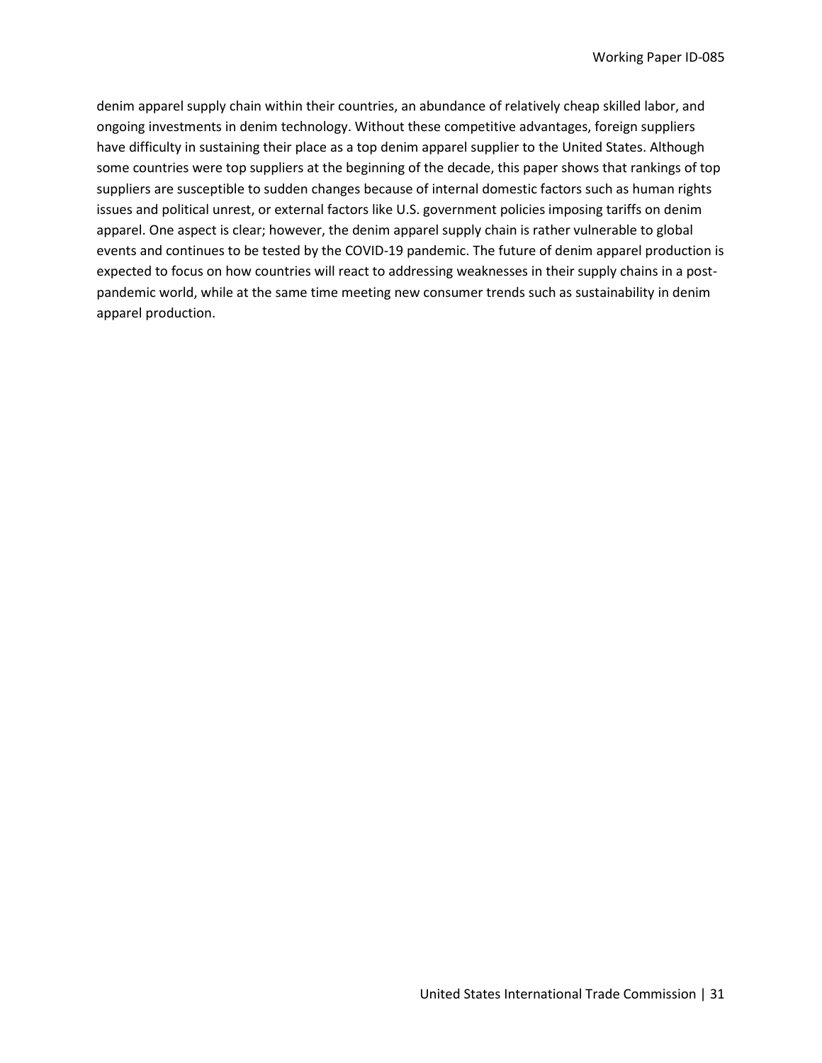denim apparel supply chain within their countries, an abundance of relatively cheap skilled labor, and ongoing investments in denim technology. Without these competitive advantages, foreign suppliers have difficulty in sustaining their place as a top denim apparel supplier to the United States. Although some countries were top suppliers at the beginning of the decade, this paper shows that rankings of top suppliers are susceptible to sudden changes because of internal domestic factors such as human rights issues and political unrest, or external factors like U.S. government policies imposing tariffs on denim apparel. One aspect is clear; however, the denim apparel supply chain is rather vulnerable to global events and continues to be tested by the COVID-19 pandemic. The future of denim apparel production is expected to focus on how countries will react to addressing weaknesses in their supply chains in a post-pandemic world, while at the same time meeting new consumer trends such as sustainability in denim apparel production.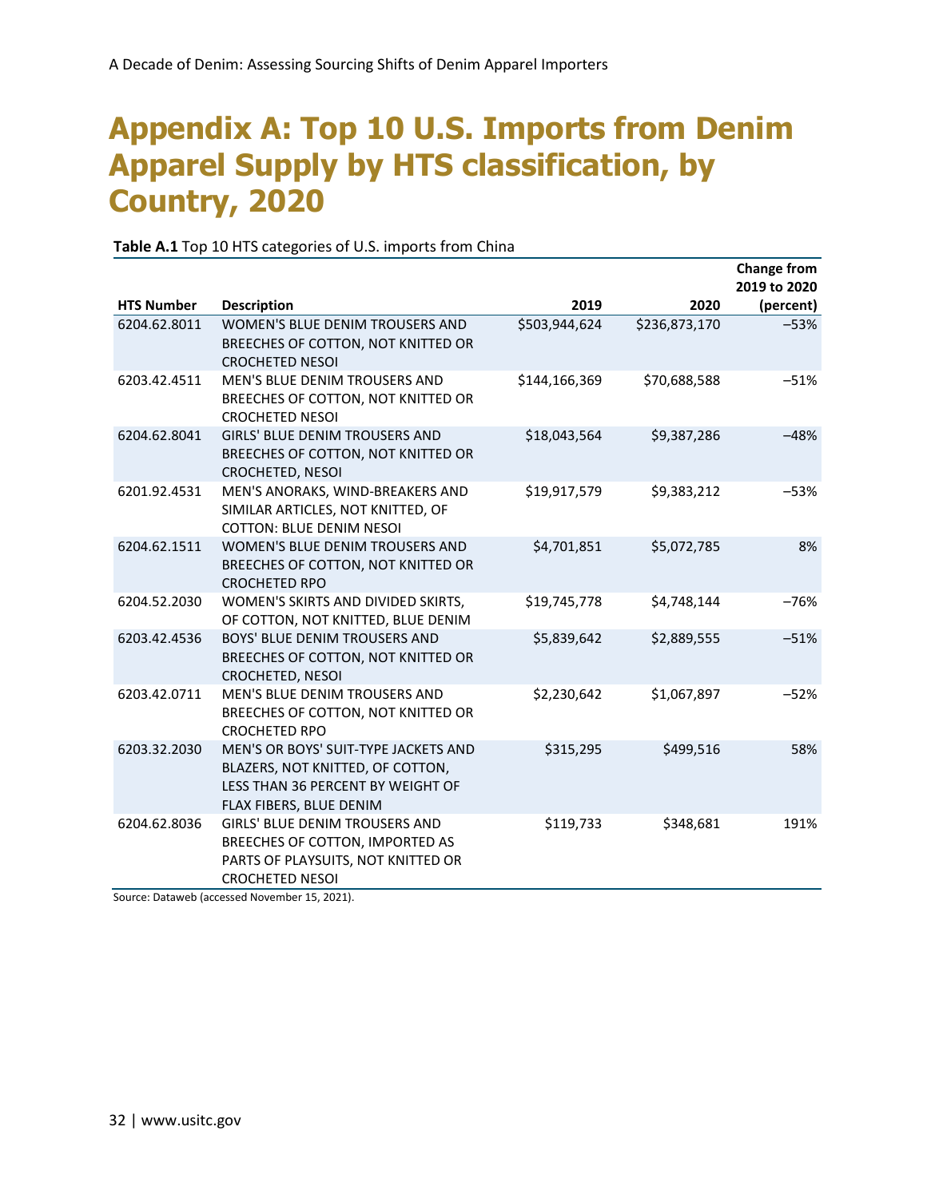# Appendix A: Top 10 U.S. Imports from Denim Apparel Supply by HTS classification, by Country, 2020

**Table A.1** Top 10 HTS categories of U.S. imports from China

| HTS Number | Description | 2019 | 2020 | Change from 2019 to 2020 (percent) |
|---|---|---|---|---|
| 6204.62.8011 | WOMEN'S BLUE DENIM TROUSERS AND BREECHES OF COTTON, NOT KNITTED OR CROCHETED NESOI | $503,944,624 | $236,873,170 | −53% |
| 6203.42.4511 | MEN'S BLUE DENIM TROUSERS AND BREECHES OF COTTON, NOT KNITTED OR CROCHETED NESOI | $144,166,369 | $70,688,588 | −51% |
| 6204.62.8041 | GIRLS' BLUE DENIM TROUSERS AND BREECHES OF COTTON, NOT KNITTED OR CROCHETED, NESOI | $18,043,564 | $9,387,286 | −48% |
| 6201.92.4531 | MEN'S ANORAKS, WIND-BREAKERS AND SIMILAR ARTICLES, NOT KNITTED, OF COTTON: BLUE DENIM NESOI | $19,917,579 | $9,383,212 | −53% |
| 6204.62.1511 | WOMEN'S BLUE DENIM TROUSERS AND BREECHES OF COTTON, NOT KNITTED OR CROCHETED RPO | $4,701,851 | $5,072,785 | 8% |
| 6204.52.2030 | WOMEN'S SKIRTS AND DIVIDED SKIRTS, OF COTTON, NOT KNITTED, BLUE DENIM | $19,745,778 | $4,748,144 | −76% |
| 6203.42.4536 | BOYS' BLUE DENIM TROUSERS AND BREECHES OF COTTON, NOT KNITTED OR CROCHETED, NESOI | $5,839,642 | $2,889,555 | −51% |
| 6203.42.0711 | MEN'S BLUE DENIM TROUSERS AND BREECHES OF COTTON, NOT KNITTED OR CROCHETED RPO | $2,230,642 | $1,067,897 | −52% |
| 6203.32.2030 | MEN'S OR BOYS' SUIT-TYPE JACKETS AND BLAZERS, NOT KNITTED, OF COTTON, LESS THAN 36 PERCENT BY WEIGHT OF FLAX FIBERS, BLUE DENIM | $315,295 | $499,516 | 58% |
| 6204.62.8036 | GIRLS' BLUE DENIM TROUSERS AND BREECHES OF COTTON, IMPORTED AS PARTS OF PLAYSUITS, NOT KNITTED OR CROCHETED NESOI | $119,733 | $348,681 | 191% |

Source: Dataweb (accessed November 15, 2021).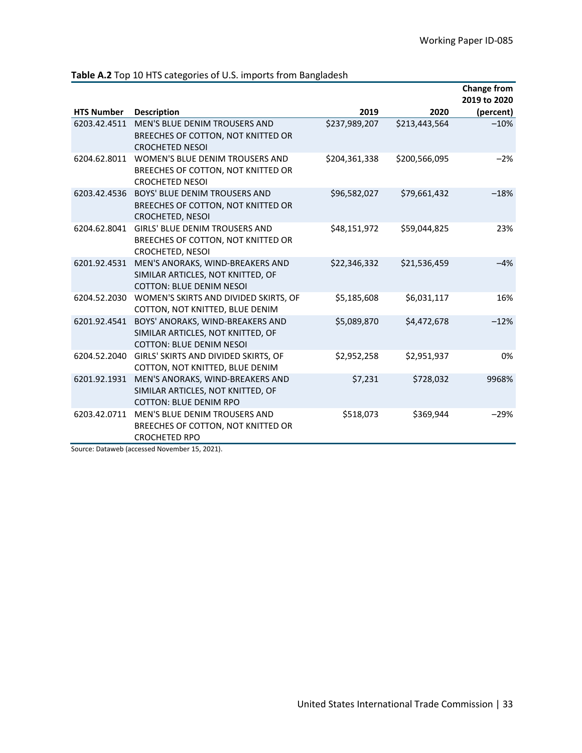**Table A.2** Top 10 HTS categories of U.S. imports from Bangladesh

| HTS Number | Description | 2019 | 2020 | Change from 2019 to 2020 (percent) |
|---|---|---|---|---|
| 6203.42.4511 | MEN'S BLUE DENIM TROUSERS AND BREECHES OF COTTON, NOT KNITTED OR CROCHETED NESOI | $237,989,207 | $213,443,564 | −10% |
| 6204.62.8011 | WOMEN'S BLUE DENIM TROUSERS AND BREECHES OF COTTON, NOT KNITTED OR CROCHETED NESOI | $204,361,338 | $200,566,095 | −2% |
| 6203.42.4536 | BOYS' BLUE DENIM TROUSERS AND BREECHES OF COTTON, NOT KNITTED OR CROCHETED, NESOI | $96,582,027 | $79,661,432 | −18% |
| 6204.62.8041 | GIRLS' BLUE DENIM TROUSERS AND BREECHES OF COTTON, NOT KNITTED OR CROCHETED, NESOI | $48,151,972 | $59,044,825 | 23% |
| 6201.92.4531 | MEN'S ANORAKS, WIND-BREAKERS AND SIMILAR ARTICLES, NOT KNITTED, OF COTTON: BLUE DENIM NESOI | $22,346,332 | $21,536,459 | −4% |
| 6204.52.2030 | WOMEN'S SKIRTS AND DIVIDED SKIRTS, OF COTTON, NOT KNITTED, BLUE DENIM | $5,185,608 | $6,031,117 | 16% |
| 6201.92.4541 | BOYS' ANORAKS, WIND-BREAKERS AND SIMILAR ARTICLES, NOT KNITTED, OF COTTON: BLUE DENIM NESOI | $5,089,870 | $4,472,678 | −12% |
| 6204.52.2040 | GIRLS' SKIRTS AND DIVIDED SKIRTS, OF COTTON, NOT KNITTED, BLUE DENIM | $2,952,258 | $2,951,937 | 0% |
| 6201.92.1931 | MEN'S ANORAKS, WIND-BREAKERS AND SIMILAR ARTICLES, NOT KNITTED, OF COTTON: BLUE DENIM RPO | $7,231 | $728,032 | 9968% |
| 6203.42.0711 | MEN'S BLUE DENIM TROUSERS AND BREECHES OF COTTON, NOT KNITTED OR CROCHETED RPO | $518,073 | $369,944 | −29% |

Source: Dataweb (accessed November 15, 2021).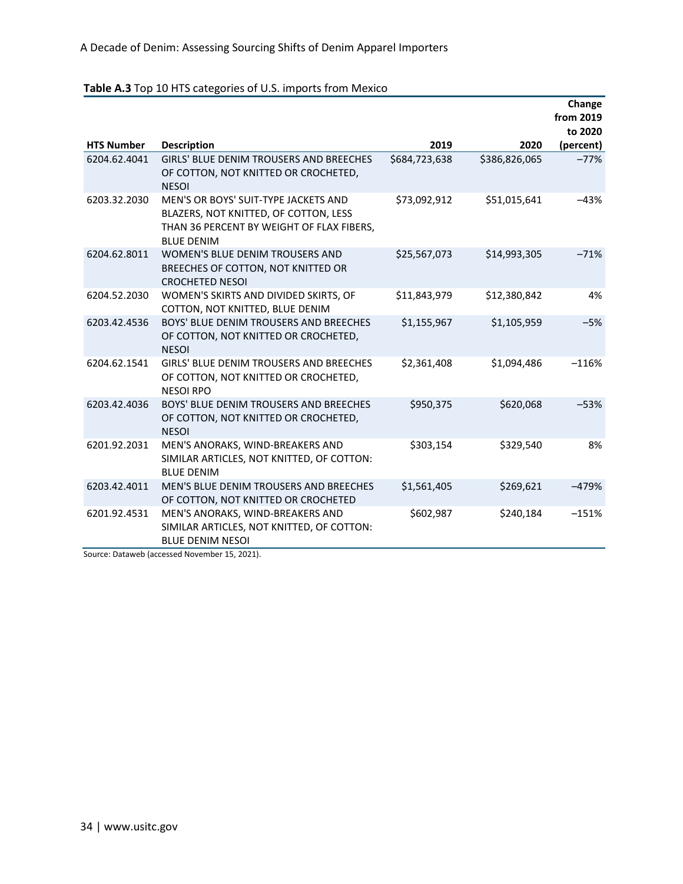**Table A.3** Top 10 HTS categories of U.S. imports from Mexico

| HTS Number | Description | 2019 | 2020 | Change from 2019 to 2020 (percent) |
|---|---|---|---|---|
| 6204.62.4041 | GIRLS' BLUE DENIM TROUSERS AND BREECHES OF COTTON, NOT KNITTED OR CROCHETED, NESOI | $684,723,638 | $386,826,065 | –77% |
| 6203.32.2030 | MEN'S OR BOYS' SUIT-TYPE JACKETS AND BLAZERS, NOT KNITTED, OF COTTON, LESS THAN 36 PERCENT BY WEIGHT OF FLAX FIBERS, BLUE DENIM | $73,092,912 | $51,015,641 | –43% |
| 6204.62.8011 | WOMEN'S BLUE DENIM TROUSERS AND BREECHES OF COTTON, NOT KNITTED OR CROCHETED NESOI | $25,567,073 | $14,993,305 | –71% |
| 6204.52.2030 | WOMEN'S SKIRTS AND DIVIDED SKIRTS, OF COTTON, NOT KNITTED, BLUE DENIM | $11,843,979 | $12,380,842 | 4% |
| 6203.42.4536 | BOYS' BLUE DENIM TROUSERS AND BREECHES OF COTTON, NOT KNITTED OR CROCHETED, NESOI | $1,155,967 | $1,105,959 | –5% |
| 6204.62.1541 | GIRLS' BLUE DENIM TROUSERS AND BREECHES OF COTTON, NOT KNITTED OR CROCHETED, NESOI RPO | $2,361,408 | $1,094,486 | –116% |
| 6203.42.4036 | BOYS' BLUE DENIM TROUSERS AND BREECHES OF COTTON, NOT KNITTED OR CROCHETED, NESOI | $950,375 | $620,068 | –53% |
| 6201.92.2031 | MEN'S ANORAKS, WIND-BREAKERS AND SIMILAR ARTICLES, NOT KNITTED, OF COTTON: BLUE DENIM | $303,154 | $329,540 | 8% |
| 6203.42.4011 | MEN'S BLUE DENIM TROUSERS AND BREECHES OF COTTON, NOT KNITTED OR CROCHETED | $1,561,405 | $269,621 | –479% |
| 6201.92.4531 | MEN'S ANORAKS, WIND-BREAKERS AND SIMILAR ARTICLES, NOT KNITTED, OF COTTON: BLUE DENIM NESOI | $602,987 | $240,184 | –151% |

Source: Dataweb (accessed November 15, 2021).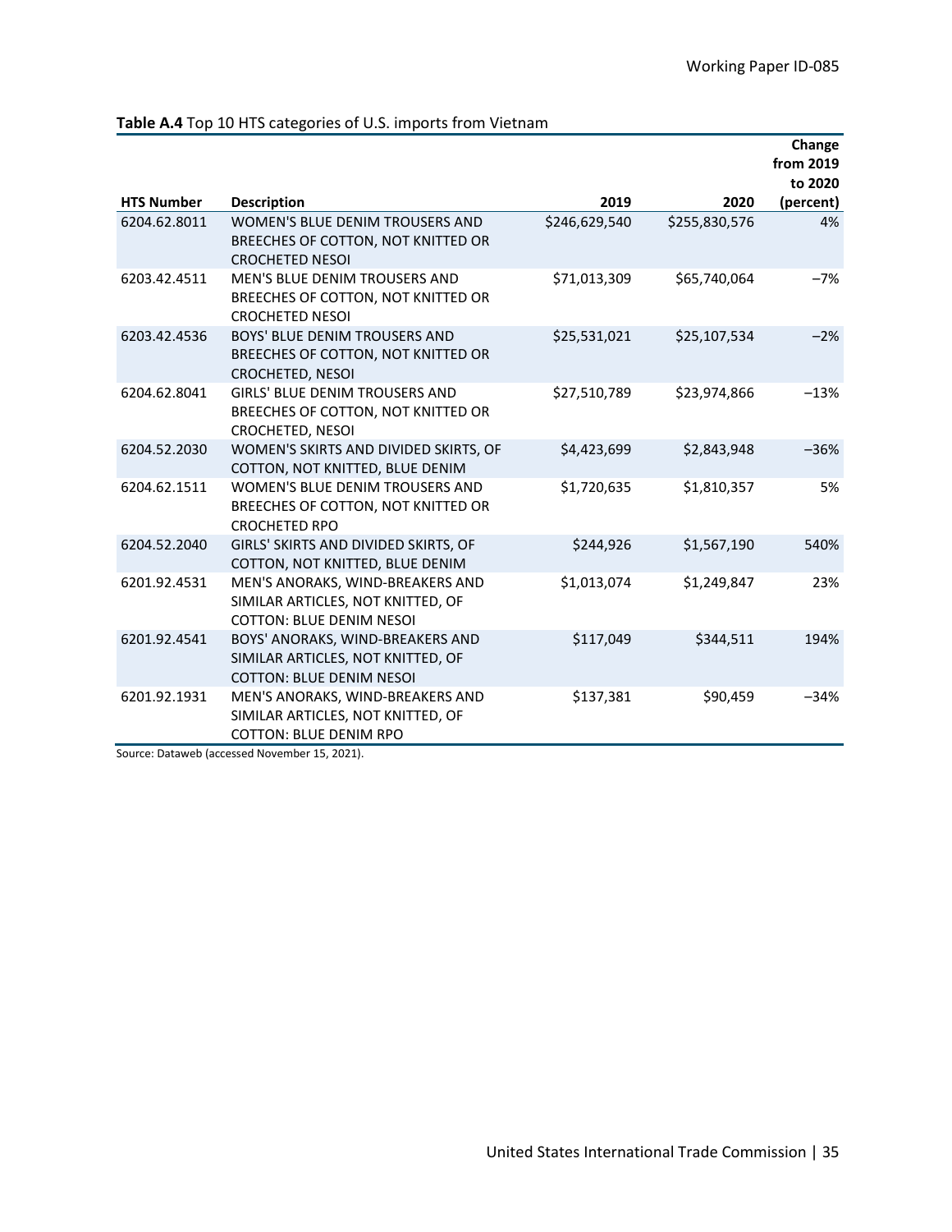**Table A.4** Top 10 HTS categories of U.S. imports from Vietnam

| HTS Number | Description | 2019 | 2020 | Change from 2019 to 2020 (percent) |
|---|---|---|---|---|
| 6204.62.8011 | WOMEN'S BLUE DENIM TROUSERS AND BREECHES OF COTTON, NOT KNITTED OR CROCHETED NESOI | \$246,629,540 | \$255,830,576 | 4% |
| 6203.42.4511 | MEN'S BLUE DENIM TROUSERS AND BREECHES OF COTTON, NOT KNITTED OR CROCHETED NESOI | \$71,013,309 | \$65,740,064 | −7% |
| 6203.42.4536 | BOYS' BLUE DENIM TROUSERS AND BREECHES OF COTTON, NOT KNITTED OR CROCHETED, NESOI | \$25,531,021 | \$25,107,534 | −2% |
| 6204.62.8041 | GIRLS' BLUE DENIM TROUSERS AND BREECHES OF COTTON, NOT KNITTED OR CROCHETED, NESOI | \$27,510,789 | \$23,974,866 | −13% |
| 6204.52.2030 | WOMEN'S SKIRTS AND DIVIDED SKIRTS, OF COTTON, NOT KNITTED, BLUE DENIM | \$4,423,699 | \$2,843,948 | −36% |
| 6204.62.1511 | WOMEN'S BLUE DENIM TROUSERS AND BREECHES OF COTTON, NOT KNITTED OR CROCHETED RPO | \$1,720,635 | \$1,810,357 | 5% |
| 6204.52.2040 | GIRLS' SKIRTS AND DIVIDED SKIRTS, OF COTTON, NOT KNITTED, BLUE DENIM | \$244,926 | \$1,567,190 | 540% |
| 6201.92.4531 | MEN'S ANORAKS, WIND-BREAKERS AND SIMILAR ARTICLES, NOT KNITTED, OF COTTON: BLUE DENIM NESOI | \$1,013,074 | \$1,249,847 | 23% |
| 6201.92.4541 | BOYS' ANORAKS, WIND-BREAKERS AND SIMILAR ARTICLES, NOT KNITTED, OF COTTON: BLUE DENIM NESOI | \$117,049 | \$344,511 | 194% |
| 6201.92.1931 | MEN'S ANORAKS, WIND-BREAKERS AND SIMILAR ARTICLES, NOT KNITTED, OF COTTON: BLUE DENIM RPO | \$137,381 | \$90,459 | −34% |

Source: Dataweb (accessed November 15, 2021).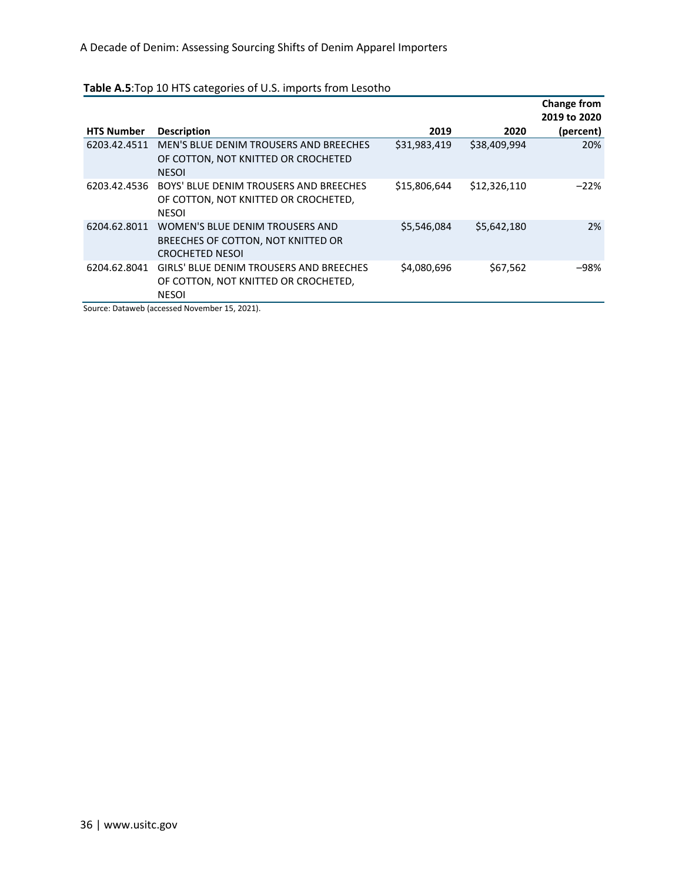**Table A.5**:Top 10 HTS categories of U.S. imports from Lesotho

| HTS Number | Description | 2019 | 2020 | Change from 2019 to 2020 (percent) |
|---|---|---|---|---|
| 6203.42.4511 | MEN'S BLUE DENIM TROUSERS AND BREECHES OF COTTON, NOT KNITTED OR CROCHETED NESOI | $31,983,419 | $38,409,994 | 20% |
| 6203.42.4536 | BOYS' BLUE DENIM TROUSERS AND BREECHES OF COTTON, NOT KNITTED OR CROCHETED, NESOI | $15,806,644 | $12,326,110 | −22% |
| 6204.62.8011 | WOMEN'S BLUE DENIM TROUSERS AND BREECHES OF COTTON, NOT KNITTED OR CROCHETED NESOI | $5,546,084 | $5,642,180 | 2% |
| 6204.62.8041 | GIRLS' BLUE DENIM TROUSERS AND BREECHES OF COTTON, NOT KNITTED OR CROCHETED, NESOI | $4,080,696 | $67,562 | −98% |

Source: Dataweb (accessed November 15, 2021).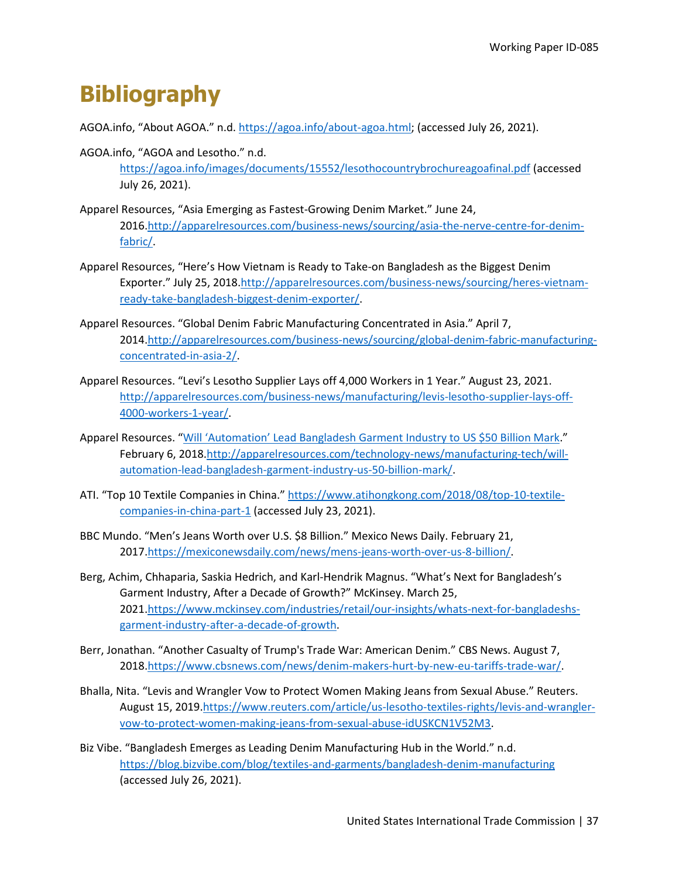# Bibliography

AGOA.info, "About AGOA." n.d. https://agoa.info/about-agoa.html; (accessed July 26, 2021).

AGOA.info, "AGOA and Lesotho." n.d. https://agoa.info/images/documents/15552/lesothocountrybrochureagoafinal.pdf (accessed July 26, 2021).

Apparel Resources, "Asia Emerging as Fastest-Growing Denim Market." June 24, 2016.http://apparelresources.com/business-news/sourcing/asia-the-nerve-centre-for-denim-fabric/.

Apparel Resources, "Here's How Vietnam is Ready to Take-on Bangladesh as the Biggest Denim Exporter." July 25, 2018.http://apparelresources.com/business-news/sourcing/heres-vietnam-ready-take-bangladesh-biggest-denim-exporter/.

Apparel Resources. "Global Denim Fabric Manufacturing Concentrated in Asia." April 7, 2014.http://apparelresources.com/business-news/sourcing/global-denim-fabric-manufacturing-concentrated-in-asia-2/.

Apparel Resources. "Levi's Lesotho Supplier Lays off 4,000 Workers in 1 Year." August 23, 2021. http://apparelresources.com/business-news/manufacturing/levis-lesotho-supplier-lays-off-4000-workers-1-year/.

Apparel Resources. "Will 'Automation' Lead Bangladesh Garment Industry to US $50 Billion Mark." February 6, 2018.http://apparelresources.com/technology-news/manufacturing-tech/will-automation-lead-bangladesh-garment-industry-us-50-billion-mark/.

ATI. "Top 10 Textile Companies in China." https://www.atihongkong.com/2018/08/top-10-textile-companies-in-china-part-1 (accessed July 23, 2021).

BBC Mundo. "Men's Jeans Worth over U.S. $8 Billion." Mexico News Daily. February 21, 2017.https://mexiconewsdaily.com/news/mens-jeans-worth-over-us-8-billion/.

Berg, Achim, Chhaparia, Saskia Hedrich, and Karl-Hendrik Magnus. "What's Next for Bangladesh's Garment Industry, After a Decade of Growth?" McKinsey. March 25, 2021.https://www.mckinsey.com/industries/retail/our-insights/whats-next-for-bangladeshs-garment-industry-after-a-decade-of-growth.

Berr, Jonathan. "Another Casualty of Trump's Trade War: American Denim." CBS News. August 7, 2018.https://www.cbsnews.com/news/denim-makers-hurt-by-new-eu-tariffs-trade-war/.

Bhalla, Nita. "Levis and Wrangler Vow to Protect Women Making Jeans from Sexual Abuse." Reuters. August 15, 2019.https://www.reuters.com/article/us-lesotho-textiles-rights/levis-and-wrangler-vow-to-protect-women-making-jeans-from-sexual-abuse-idUSKCN1V52M3.

Biz Vibe. "Bangladesh Emerges as Leading Denim Manufacturing Hub in the World." n.d. https://blog.bizvibe.com/blog/textiles-and-garments/bangladesh-denim-manufacturing (accessed July 26, 2021).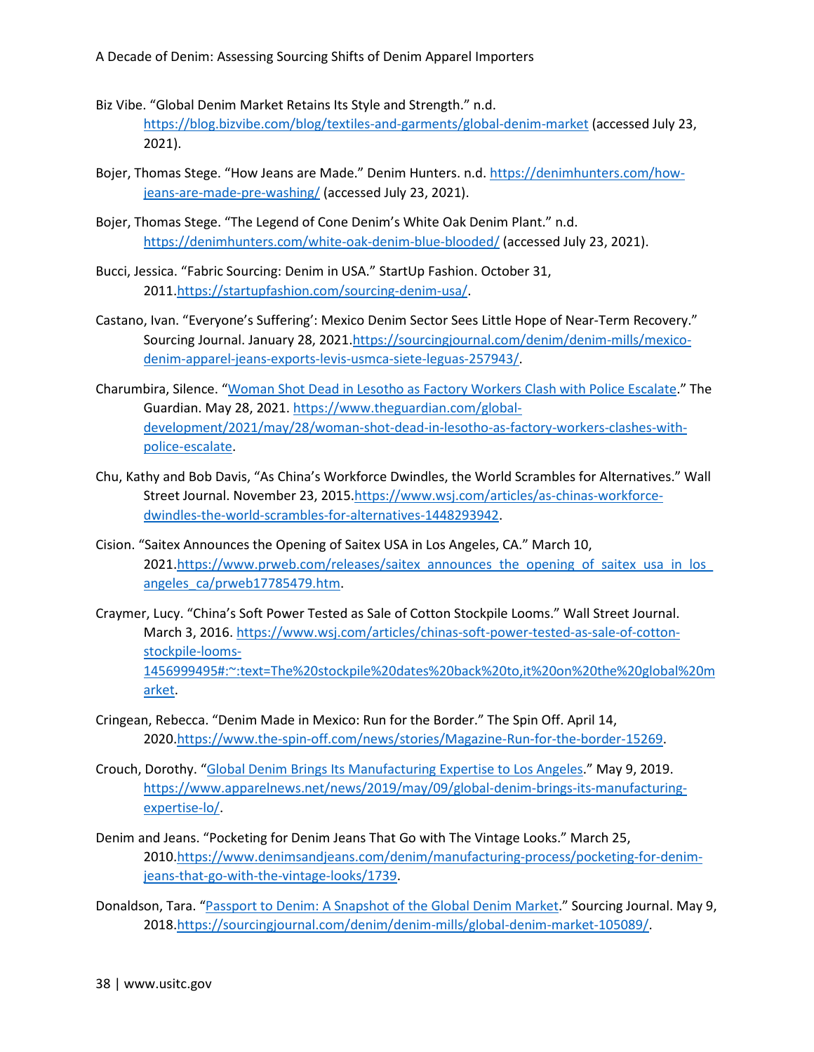Biz Vibe. "Global Denim Market Retains Its Style and Strength." n.d. https://blog.bizvibe.com/blog/textiles-and-garments/global-denim-market (accessed July 23, 2021).

Bojer, Thomas Stege. "How Jeans are Made." Denim Hunters. n.d. https://denimhunters.com/how-jeans-are-made-pre-washing/ (accessed July 23, 2021).

Bojer, Thomas Stege. "The Legend of Cone Denim's White Oak Denim Plant." n.d. https://denimhunters.com/white-oak-denim-blue-blooded/ (accessed July 23, 2021).

Bucci, Jessica. "Fabric Sourcing: Denim in USA." StartUp Fashion. October 31, 2011.https://startupfashion.com/sourcing-denim-usa/.

Castano, Ivan. "Everyone's Suffering': Mexico Denim Sector Sees Little Hope of Near-Term Recovery." Sourcing Journal. January 28, 2021.https://sourcingjournal.com/denim/denim-mills/mexico-denim-apparel-jeans-exports-levis-usmca-siete-leguas-257943/.

Charumbira, Silence. "Woman Shot Dead in Lesotho as Factory Workers Clash with Police Escalate." The Guardian. May 28, 2021. https://www.theguardian.com/global-development/2021/may/28/woman-shot-dead-in-lesotho-as-factory-workers-clashes-with-police-escalate.

Chu, Kathy and Bob Davis, "As China's Workforce Dwindles, the World Scrambles for Alternatives." Wall Street Journal. November 23, 2015.https://www.wsj.com/articles/as-chinas-workforce-dwindles-the-world-scrambles-for-alternatives-1448293942.

Cision. "Saitex Announces the Opening of Saitex USA in Los Angeles, CA." March 10, 2021.https://www.prweb.com/releases/saitex_announces_the_opening_of_saitex_usa_in_los_angeles_ca/prweb17785479.htm.

Craymer, Lucy. "China's Soft Power Tested as Sale of Cotton Stockpile Looms." Wall Street Journal. March 3, 2016. https://www.wsj.com/articles/chinas-soft-power-tested-as-sale-of-cotton-stockpile-looms-1456999495#:~:text=The%20stockpile%20dates%20back%20to,it%20on%20the%20global%20market.

Cringean, Rebecca. "Denim Made in Mexico: Run for the Border." The Spin Off. April 14, 2020.https://www.the-spin-off.com/news/stories/Magazine-Run-for-the-border-15269.

Crouch, Dorothy. "Global Denim Brings Its Manufacturing Expertise to Los Angeles." May 9, 2019. https://www.apparelnews.net/news/2019/may/09/global-denim-brings-its-manufacturing-expertise-lo/.

Denim and Jeans. "Pocketing for Denim Jeans That Go with The Vintage Looks." March 25, 2010.https://www.denimsandjeans.com/denim/manufacturing-process/pocketing-for-denim-jeans-that-go-with-the-vintage-looks/1739.

Donaldson, Tara. "Passport to Denim: A Snapshot of the Global Denim Market." Sourcing Journal. May 9, 2018.https://sourcingjournal.com/denim/denim-mills/global-denim-market-105089/.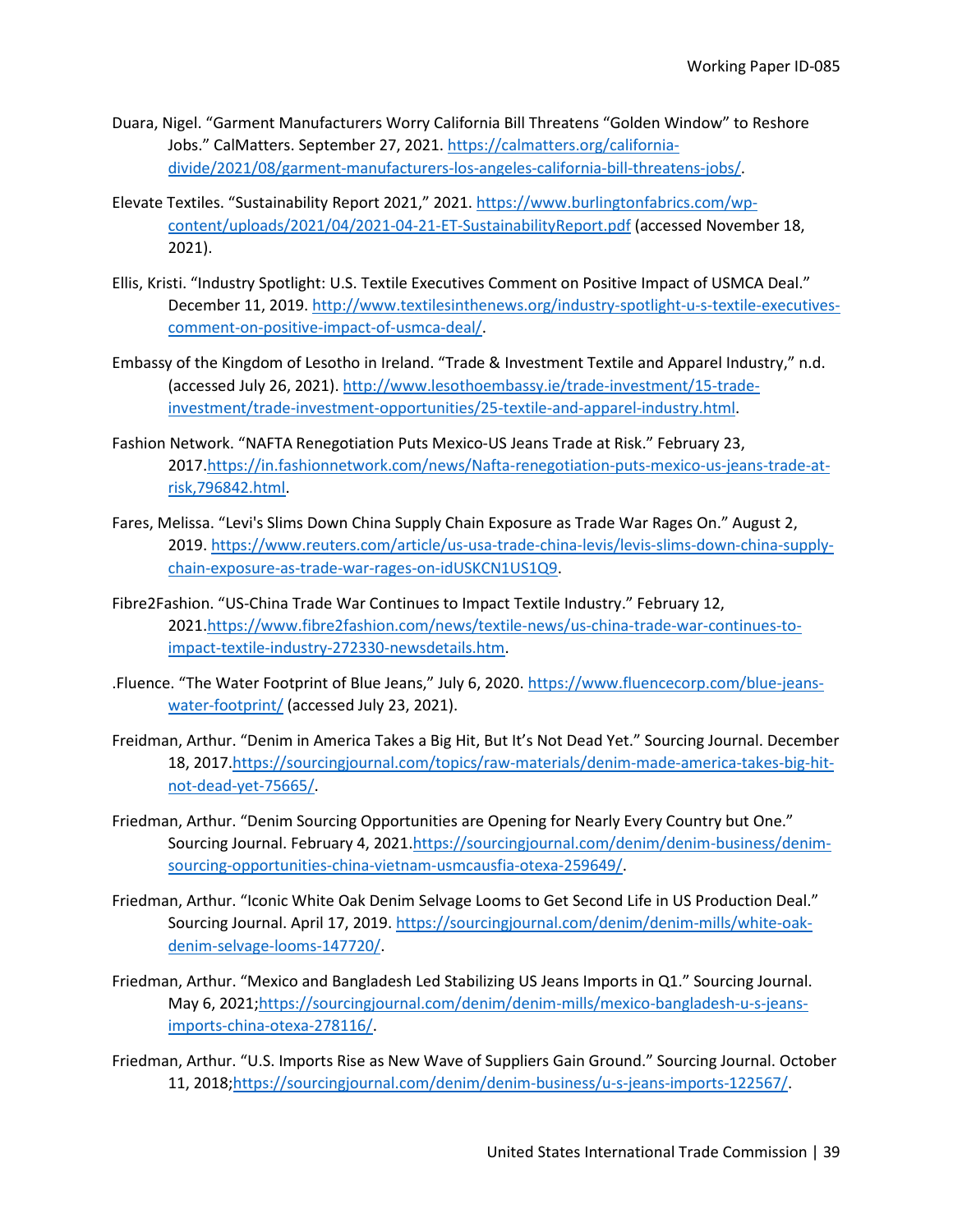Duara, Nigel. “Garment Manufacturers Worry California Bill Threatens “Golden Window” to Reshore Jobs.” CalMatters. September 27, 2021. https://calmatters.org/california-divide/2021/08/garment-manufacturers-los-angeles-california-bill-threatens-jobs/.

Elevate Textiles. “Sustainability Report 2021,” 2021. https://www.burlingtonfabrics.com/wp-content/uploads/2021/04/2021-04-21-ET-SustainabilityReport.pdf (accessed November 18, 2021).

Ellis, Kristi. “Industry Spotlight: U.S. Textile Executives Comment on Positive Impact of USMCA Deal.” December 11, 2019. http://www.textilesinthenews.org/industry-spotlight-u-s-textile-executives-comment-on-positive-impact-of-usmca-deal/.

Embassy of the Kingdom of Lesotho in Ireland. “Trade & Investment Textile and Apparel Industry,” n.d. (accessed July 26, 2021). http://www.lesothoembassy.ie/trade-investment/15-trade-investment/trade-investment-opportunities/25-textile-and-apparel-industry.html.

Fashion Network. “NAFTA Renegotiation Puts Mexico-US Jeans Trade at Risk.” February 23, 2017.https://in.fashionnetwork.com/news/Nafta-renegotiation-puts-mexico-us-jeans-trade-at-risk,796842.html.

Fares, Melissa. “Levi's Slims Down China Supply Chain Exposure as Trade War Rages On.” August 2, 2019. https://www.reuters.com/article/us-usa-trade-china-levis/levis-slims-down-china-supply-chain-exposure-as-trade-war-rages-on-idUSKCN1US1Q9.

Fibre2Fashion. “US-China Trade War Continues to Impact Textile Industry.” February 12, 2021.https://www.fibre2fashion.com/news/textile-news/us-china-trade-war-continues-to-impact-textile-industry-272330-newsdetails.htm.

.Fluence. “The Water Footprint of Blue Jeans,” July 6, 2020. https://www.fluencecorp.com/blue-jeans-water-footprint/ (accessed July 23, 2021).

Freidman, Arthur. “Denim in America Takes a Big Hit, But It’s Not Dead Yet.” Sourcing Journal. December 18, 2017.https://sourcingjournal.com/topics/raw-materials/denim-made-america-takes-big-hit-not-dead-yet-75665/.

Friedman, Arthur. “Denim Sourcing Opportunities are Opening for Nearly Every Country but One.” Sourcing Journal. February 4, 2021.https://sourcingjournal.com/denim/denim-business/denim-sourcing-opportunities-china-vietnam-usmcausfia-otexa-259649/.

Friedman, Arthur. “Iconic White Oak Denim Selvage Looms to Get Second Life in US Production Deal.” Sourcing Journal. April 17, 2019. https://sourcingjournal.com/denim/denim-mills/white-oak-denim-selvage-looms-147720/.

Friedman, Arthur. “Mexico and Bangladesh Led Stabilizing US Jeans Imports in Q1.” Sourcing Journal. May 6, 2021;https://sourcingjournal.com/denim/denim-mills/mexico-bangladesh-u-s-jeans-imports-china-otexa-278116/.

Friedman, Arthur. “U.S. Imports Rise as New Wave of Suppliers Gain Ground.” Sourcing Journal. October 11, 2018;https://sourcingjournal.com/denim/denim-business/u-s-jeans-imports-122567/.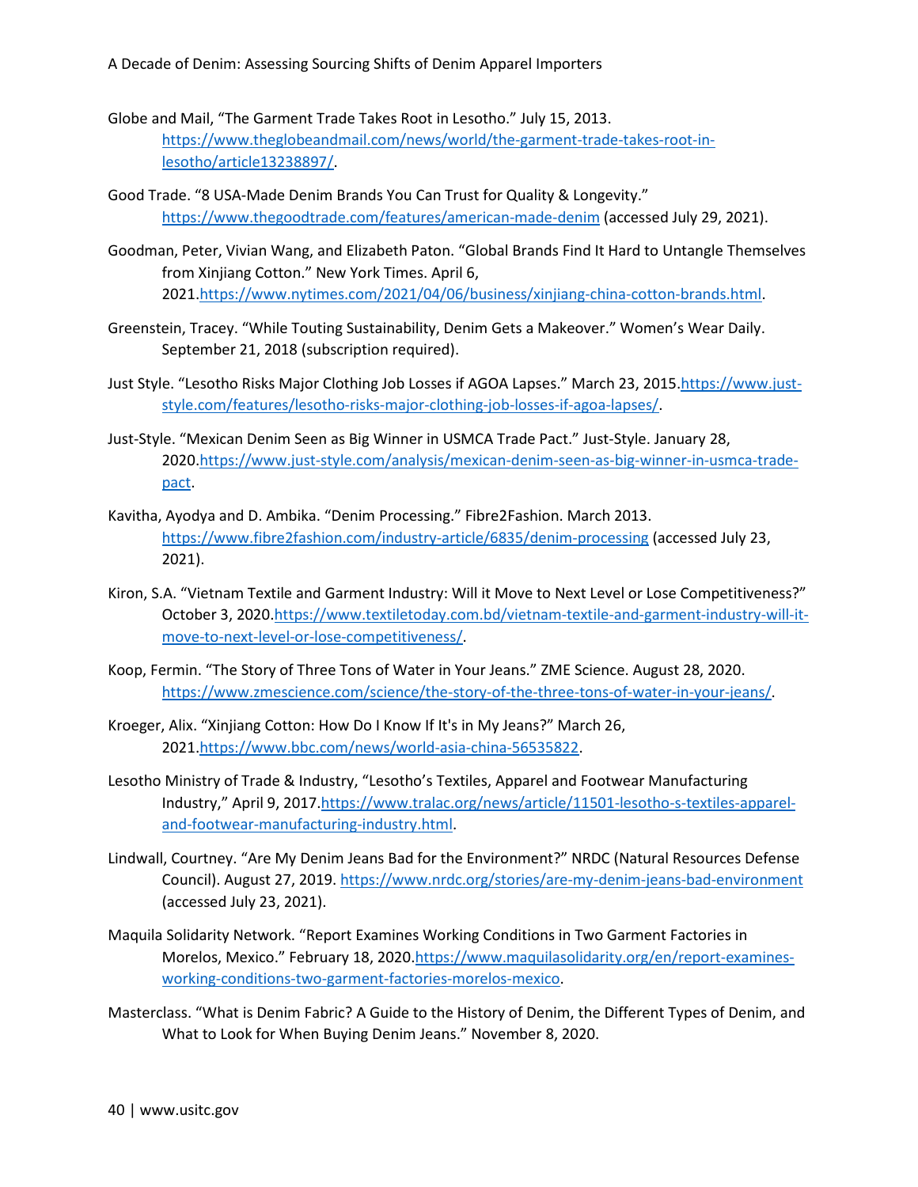Globe and Mail, "The Garment Trade Takes Root in Lesotho." July 15, 2013. https://www.theglobeandmail.com/news/world/the-garment-trade-takes-root-in-lesotho/article13238897/.

Good Trade. "8 USA-Made Denim Brands You Can Trust for Quality & Longevity." https://www.thegoodtrade.com/features/american-made-denim (accessed July 29, 2021).

Goodman, Peter, Vivian Wang, and Elizabeth Paton. "Global Brands Find It Hard to Untangle Themselves from Xinjiang Cotton." New York Times. April 6, 2021.https://www.nytimes.com/2021/04/06/business/xinjiang-china-cotton-brands.html.

Greenstein, Tracey. "While Touting Sustainability, Denim Gets a Makeover." Women's Wear Daily. September 21, 2018 (subscription required).

Just Style. "Lesotho Risks Major Clothing Job Losses if AGOA Lapses." March 23, 2015.https://www.just-style.com/features/lesotho-risks-major-clothing-job-losses-if-agoa-lapses/.

Just-Style. "Mexican Denim Seen as Big Winner in USMCA Trade Pact." Just-Style. January 28, 2020.https://www.just-style.com/analysis/mexican-denim-seen-as-big-winner-in-usmca-trade-pact.

Kavitha, Ayodya and D. Ambika. "Denim Processing." Fibre2Fashion. March 2013. https://www.fibre2fashion.com/industry-article/6835/denim-processing (accessed July 23, 2021).

Kiron, S.A. "Vietnam Textile and Garment Industry: Will it Move to Next Level or Lose Competitiveness?" October 3, 2020.https://www.textiletoday.com.bd/vietnam-textile-and-garment-industry-will-it-move-to-next-level-or-lose-competitiveness/.

Koop, Fermin. "The Story of Three Tons of Water in Your Jeans." ZME Science. August 28, 2020. https://www.zmescience.com/science/the-story-of-the-three-tons-of-water-in-your-jeans/.

Kroeger, Alix. "Xinjiang Cotton: How Do I Know If It's in My Jeans?" March 26, 2021.https://www.bbc.com/news/world-asia-china-56535822.

Lesotho Ministry of Trade & Industry, "Lesotho's Textiles, Apparel and Footwear Manufacturing Industry," April 9, 2017.https://www.tralac.org/news/article/11501-lesotho-s-textiles-apparel-and-footwear-manufacturing-industry.html.

Lindwall, Courtney. "Are My Denim Jeans Bad for the Environment?" NRDC (Natural Resources Defense Council). August 27, 2019. https://www.nrdc.org/stories/are-my-denim-jeans-bad-environment (accessed July 23, 2021).

Maquila Solidarity Network. "Report Examines Working Conditions in Two Garment Factories in Morelos, Mexico." February 18, 2020.https://www.maquilasolidarity.org/en/report-examines-working-conditions-two-garment-factories-morelos-mexico.

Masterclass. "What is Denim Fabric? A Guide to the History of Denim, the Different Types of Denim, and What to Look for When Buying Denim Jeans." November 8, 2020.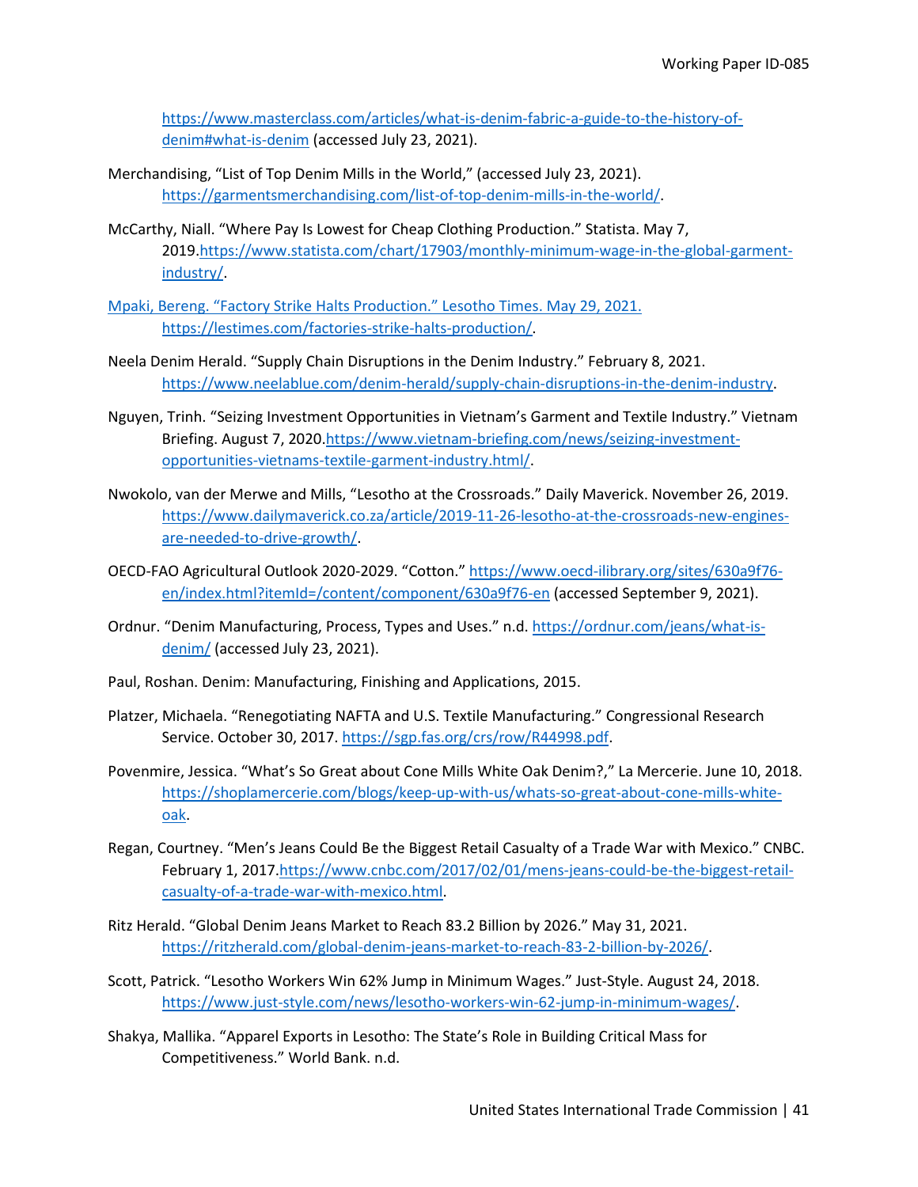https://www.masterclass.com/articles/what-is-denim-fabric-a-guide-to-the-history-of-denim#what-is-denim (accessed July 23, 2021).

Merchandising, "List of Top Denim Mills in the World," (accessed July 23, 2021). https://garmentsmerchandising.com/list-of-top-denim-mills-in-the-world/.

McCarthy, Niall. "Where Pay Is Lowest for Cheap Clothing Production." Statista. May 7, 2019.https://www.statista.com/chart/17903/monthly-minimum-wage-in-the-global-garment-industry/.

Mpaki, Bereng. "Factory Strike Halts Production." Lesotho Times. May 29, 2021. https://lestimes.com/factories-strike-halts-production/.

Neela Denim Herald. "Supply Chain Disruptions in the Denim Industry." February 8, 2021. https://www.neelablue.com/denim-herald/supply-chain-disruptions-in-the-denim-industry.

Nguyen, Trinh. "Seizing Investment Opportunities in Vietnam's Garment and Textile Industry." Vietnam Briefing. August 7, 2020.https://www.vietnam-briefing.com/news/seizing-investment-opportunities-vietnams-textile-garment-industry.html/.

Nwokolo, van der Merwe and Mills, "Lesotho at the Crossroads." Daily Maverick. November 26, 2019. https://www.dailymaverick.co.za/article/2019-11-26-lesotho-at-the-crossroads-new-engines-are-needed-to-drive-growth/.

OECD-FAO Agricultural Outlook 2020-2029. "Cotton." https://www.oecd-ilibrary.org/sites/630a9f76-en/index.html?itemId=/content/component/630a9f76-en (accessed September 9, 2021).

Ordnur. "Denim Manufacturing, Process, Types and Uses." n.d. https://ordnur.com/jeans/what-is-denim/ (accessed July 23, 2021).

Paul, Roshan. Denim: Manufacturing, Finishing and Applications, 2015.

Platzer, Michaela. "Renegotiating NAFTA and U.S. Textile Manufacturing." Congressional Research Service. October 30, 2017. https://sgp.fas.org/crs/row/R44998.pdf.

Povenmire, Jessica. "What's So Great about Cone Mills White Oak Denim?," La Mercerie. June 10, 2018. https://shoplamercerie.com/blogs/keep-up-with-us/whats-so-great-about-cone-mills-white-oak.

Regan, Courtney. "Men's Jeans Could Be the Biggest Retail Casualty of a Trade War with Mexico." CNBC. February 1, 2017.https://www.cnbc.com/2017/02/01/mens-jeans-could-be-the-biggest-retail-casualty-of-a-trade-war-with-mexico.html.

Ritz Herald. "Global Denim Jeans Market to Reach 83.2 Billion by 2026." May 31, 2021. https://ritzherald.com/global-denim-jeans-market-to-reach-83-2-billion-by-2026/.

Scott, Patrick. "Lesotho Workers Win 62% Jump in Minimum Wages." Just-Style. August 24, 2018. https://www.just-style.com/news/lesotho-workers-win-62-jump-in-minimum-wages/.

Shakya, Mallika. "Apparel Exports in Lesotho: The State's Role in Building Critical Mass for Competitiveness." World Bank. n.d.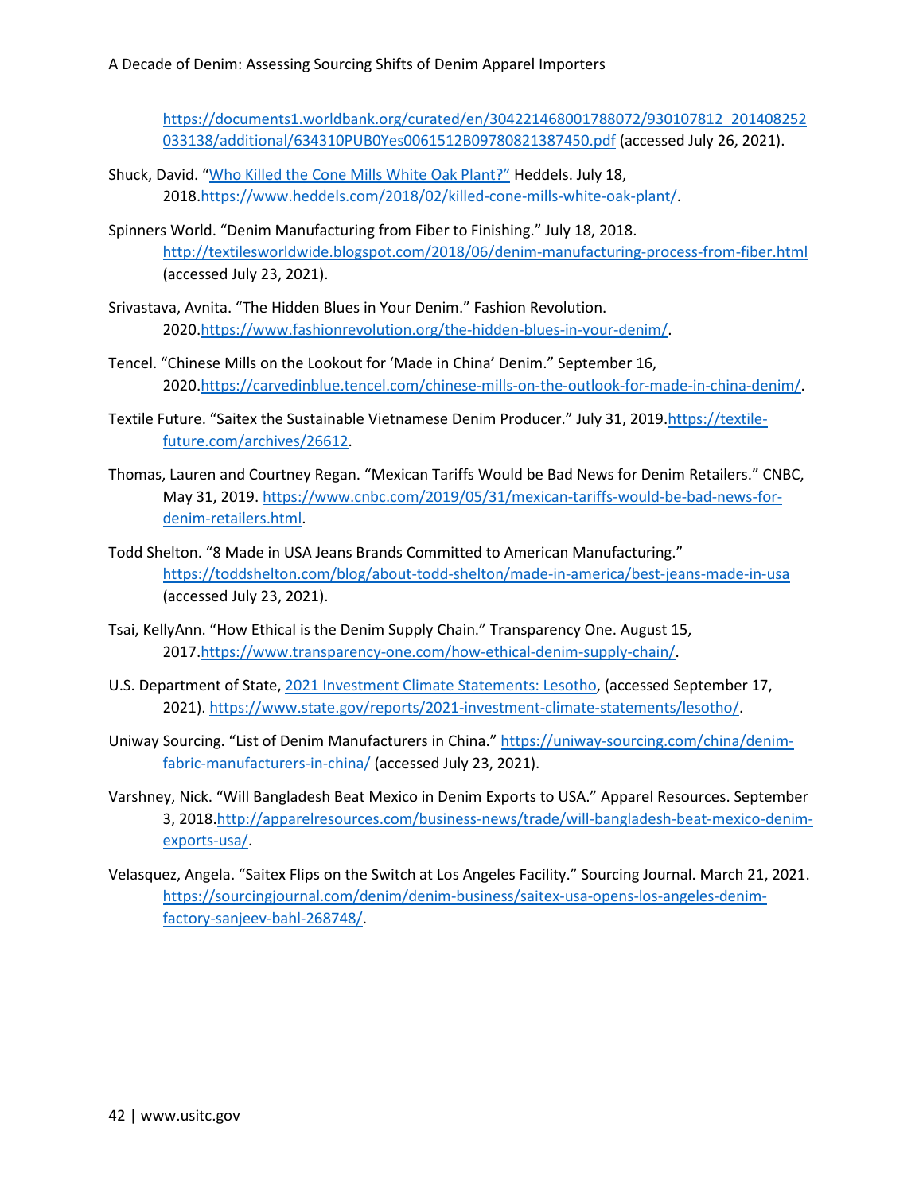https://documents1.worldbank.org/curated/en/304221468001788072/930107812_201408252033138/additional/634310PUB0Yes0061512B09780821387450.pdf (accessed July 26, 2021).

Shuck, David. "Who Killed the Cone Mills White Oak Plant?" Heddels. July 18, 2018.https://www.heddels.com/2018/02/killed-cone-mills-white-oak-plant/.

Spinners World. "Denim Manufacturing from Fiber to Finishing." July 18, 2018. http://textilesworldwide.blogspot.com/2018/06/denim-manufacturing-process-from-fiber.html (accessed July 23, 2021).

Srivastava, Avnita. "The Hidden Blues in Your Denim." Fashion Revolution. 2020.https://www.fashionrevolution.org/the-hidden-blues-in-your-denim/.

Tencel. "Chinese Mills on the Lookout for 'Made in China' Denim." September 16, 2020.https://carvedinblue.tencel.com/chinese-mills-on-the-outlook-for-made-in-china-denim/.

Textile Future. "Saitex the Sustainable Vietnamese Denim Producer." July 31, 2019.https://textile-future.com/archives/26612.

Thomas, Lauren and Courtney Regan. "Mexican Tariffs Would be Bad News for Denim Retailers." CNBC, May 31, 2019. https://www.cnbc.com/2019/05/31/mexican-tariffs-would-be-bad-news-for-denim-retailers.html.

Todd Shelton. "8 Made in USA Jeans Brands Committed to American Manufacturing." https://toddshelton.com/blog/about-todd-shelton/made-in-america/best-jeans-made-in-usa (accessed July 23, 2021).

Tsai, KellyAnn. "How Ethical is the Denim Supply Chain." Transparency One. August 15, 2017.https://www.transparency-one.com/how-ethical-denim-supply-chain/.

U.S. Department of State, 2021 Investment Climate Statements: Lesotho, (accessed September 17, 2021). https://www.state.gov/reports/2021-investment-climate-statements/lesotho/.

Uniway Sourcing. "List of Denim Manufacturers in China." https://uniway-sourcing.com/china/denim-fabric-manufacturers-in-china/ (accessed July 23, 2021).

Varshney, Nick. "Will Bangladesh Beat Mexico in Denim Exports to USA." Apparel Resources. September 3, 2018.http://apparelresources.com/business-news/trade/will-bangladesh-beat-mexico-denim-exports-usa/.

Velasquez, Angela. "Saitex Flips on the Switch at Los Angeles Facility." Sourcing Journal. March 21, 2021. https://sourcingjournal.com/denim/denim-business/saitex-usa-opens-los-angeles-denim-factory-sanjeev-bahl-268748/.